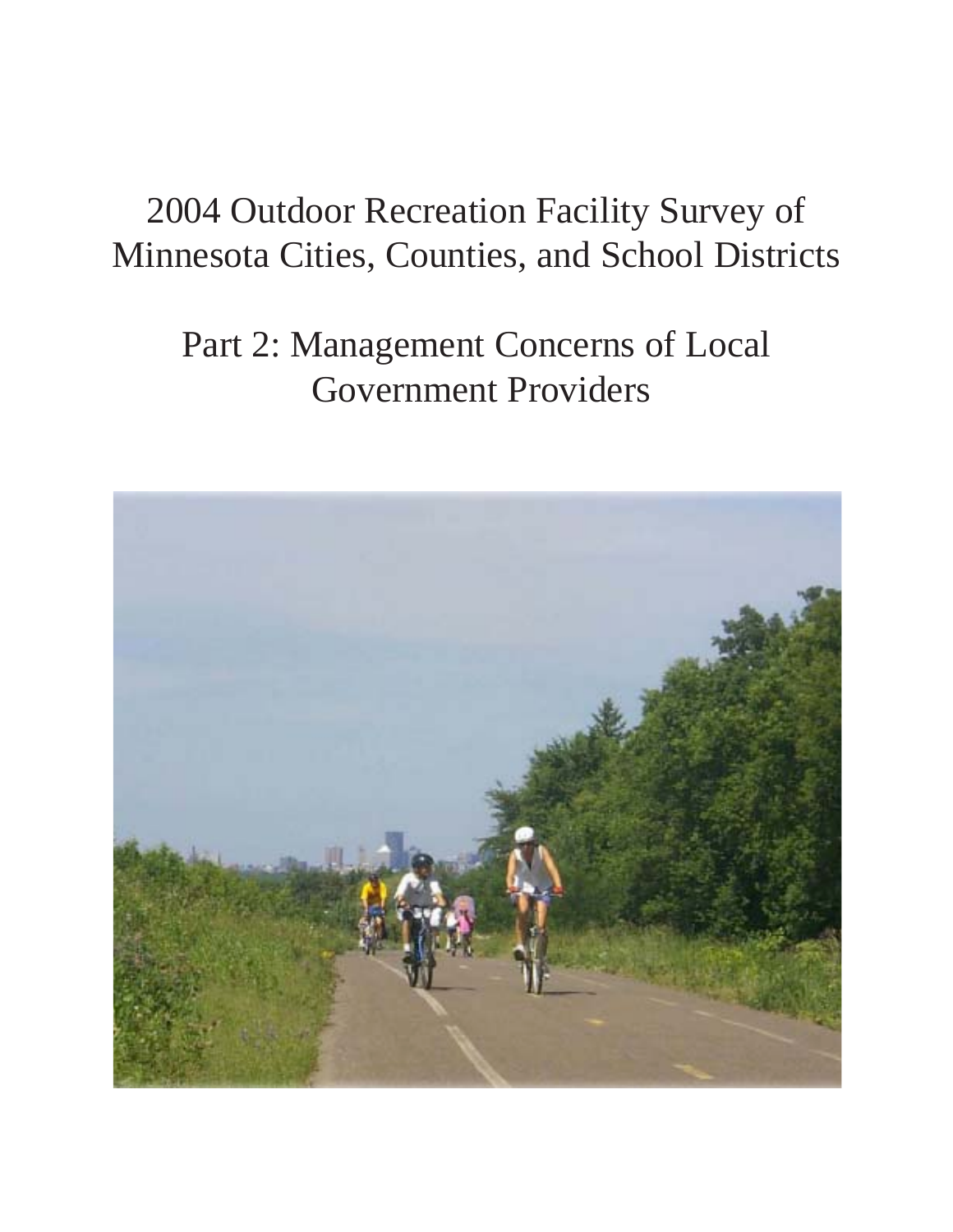# 2004 Outdoor Recreation Facility Survey of Minnesota Cities, Counties, and School Districts

## Part 2: Management Concerns of Local Government Providers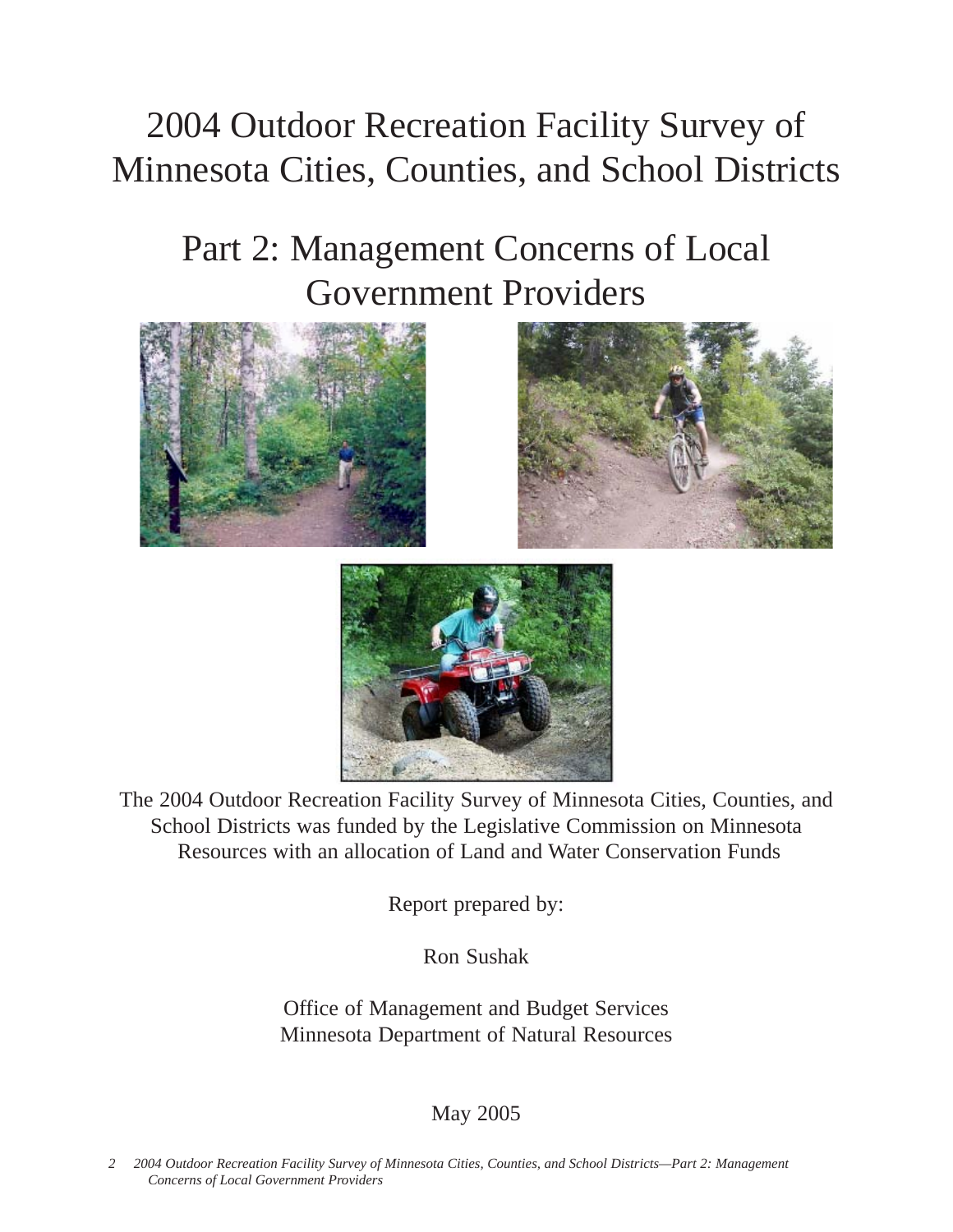# 2004 Outdoor Recreation Facility Survey of Minnesota Cities, Counties, and School Districts

## Part 2: Management Concerns of Local Government Providers

The 2004 Outdoor Recreation Facility Survey of Minnesota Cities, Counties, and School Districts was funded by the Legislative Commission on Minnesota Resources with an allocation of Land and Water Conservation Funds

Report prepared by:

Ron Sushak

Office of Management and Budget Services
Minnesota Department of Natural Resources

May 2005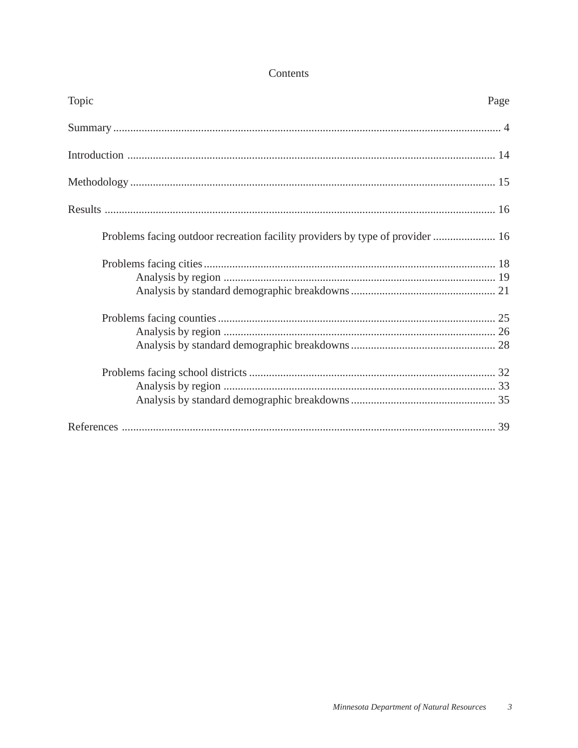# Contents

| Topic | Page |
|---|---|
| Summary | 4 |
| Introduction | 14 |
| Methodology | 15 |
| Results | 16 |
| Problems facing outdoor recreation facility providers by type of provider | 16 |
| Problems facing cities | 18 |
| Analysis by region | 19 |
| Analysis by standard demographic breakdowns | 21 |
| Problems facing counties | 25 |
| Analysis by region | 26 |
| Analysis by standard demographic breakdowns | 28 |
| Problems facing school districts | 32 |
| Analysis by region | 33 |
| Analysis by standard demographic breakdowns | 35 |
| References | 39 |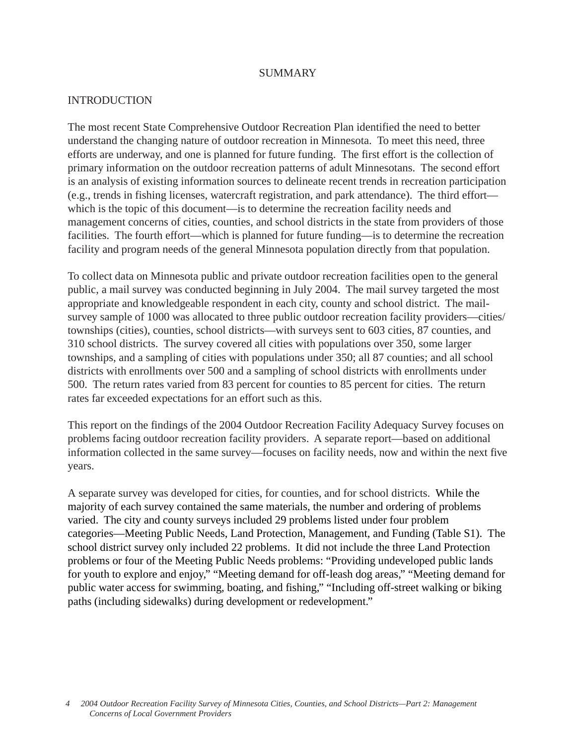# SUMMARY

## INTRODUCTION

The most recent State Comprehensive Outdoor Recreation Plan identified the need to better understand the changing nature of outdoor recreation in Minnesota. To meet this need, three efforts are underway, and one is planned for future funding. The first effort is the collection of primary information on the outdoor recreation patterns of adult Minnesotans. The second effort is an analysis of existing information sources to delineate recent trends in recreation participation (e.g., trends in fishing licenses, watercraft registration, and park attendance). The third effort—which is the topic of this document—is to determine the recreation facility needs and management concerns of cities, counties, and school districts in the state from providers of those facilities. The fourth effort—which is planned for future funding—is to determine the recreation facility and program needs of the general Minnesota population directly from that population.

To collect data on Minnesota public and private outdoor recreation facilities open to the general public, a mail survey was conducted beginning in July 2004. The mail survey targeted the most appropriate and knowledgeable respondent in each city, county and school district. The mail-survey sample of 1000 was allocated to three public outdoor recreation facility providers—cities/townships (cities), counties, school districts—with surveys sent to 603 cities, 87 counties, and 310 school districts. The survey covered all cities with populations over 350, some larger townships, and a sampling of cities with populations under 350; all 87 counties; and all school districts with enrollments over 500 and a sampling of school districts with enrollments under 500. The return rates varied from 83 percent for counties to 85 percent for cities. The return rates far exceeded expectations for an effort such as this.

This report on the findings of the 2004 Outdoor Recreation Facility Adequacy Survey focuses on problems facing outdoor recreation facility providers. A separate report—based on additional information collected in the same survey—focuses on facility needs, now and within the next five years.

A separate survey was developed for cities, for counties, and for school districts. While the majority of each survey contained the same materials, the number and ordering of problems varied. The city and county surveys included 29 problems listed under four problem categories—Meeting Public Needs, Land Protection, Management, and Funding (Table S1). The school district survey only included 22 problems. It did not include the three Land Protection problems or four of the Meeting Public Needs problems: “Providing undeveloped public lands for youth to explore and enjoy,” “Meeting demand for off-leash dog areas,” “Meeting demand for public water access for swimming, boating, and fishing,” “Including off-street walking or biking paths (including sidewalks) during development or redevelopment.”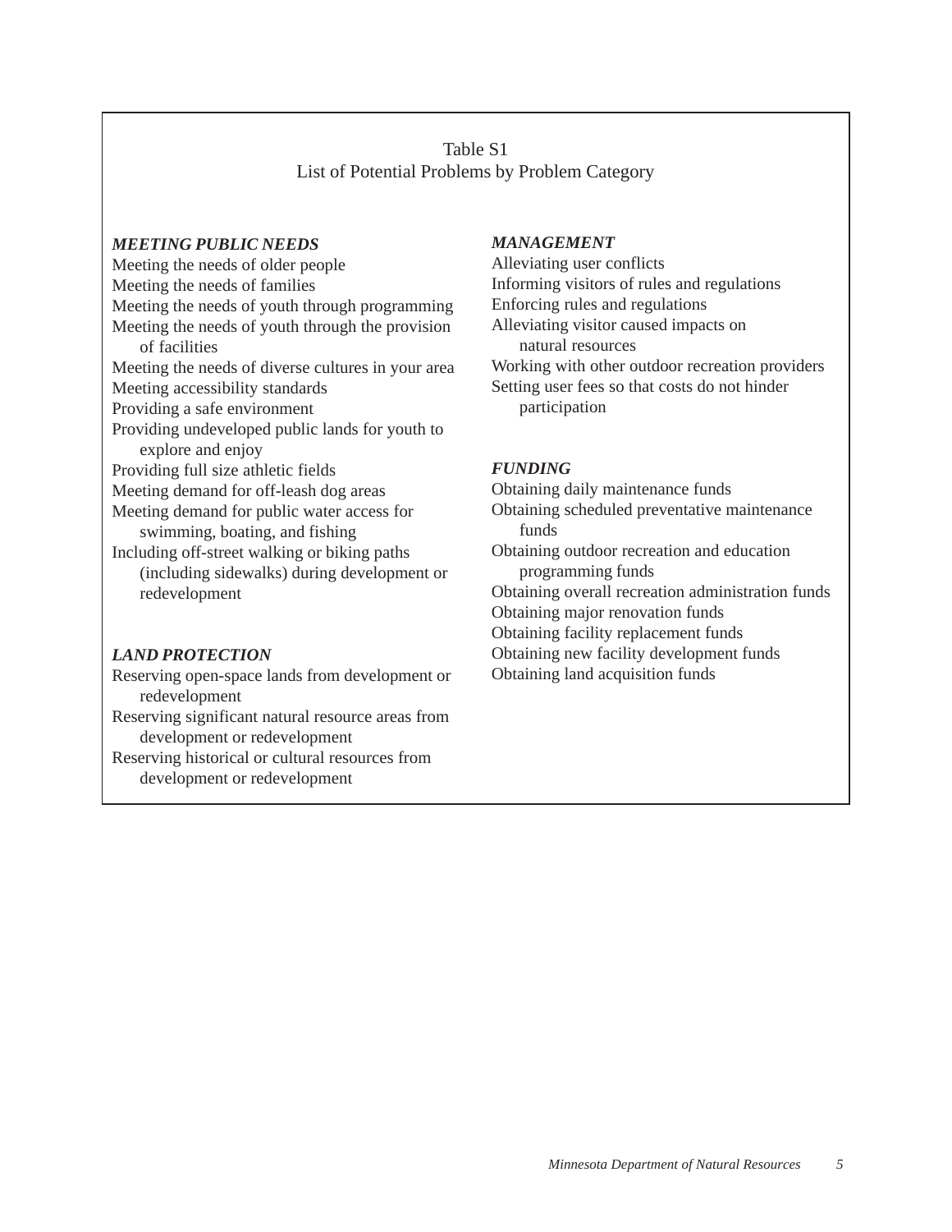Table S1

List of Potential Problems by Problem Category

***MEETING PUBLIC NEEDS***

Meeting the needs of older people
Meeting the needs of families
Meeting the needs of youth through programming
Meeting the needs of youth through the provision of facilities
Meeting the needs of diverse cultures in your area
Meeting accessibility standards
Providing a safe environment
Providing undeveloped public lands for youth to explore and enjoy
Providing full size athletic fields
Meeting demand for off-leash dog areas
Meeting demand for public water access for swimming, boating, and fishing
Including off-street walking or biking paths (including sidewalks) during development or redevelopment

***LAND PROTECTION***

Reserving open-space lands from development or redevelopment
Reserving significant natural resource areas from development or redevelopment
Reserving historical or cultural resources from development or redevelopment

***MANAGEMENT***

Alleviating user conflicts
Informing visitors of rules and regulations
Enforcing rules and regulations
Alleviating visitor caused impacts on natural resources
Working with other outdoor recreation providers
Setting user fees so that costs do not hinder participation

***FUNDING***

Obtaining daily maintenance funds
Obtaining scheduled preventative maintenance funds
Obtaining outdoor recreation and education programming funds
Obtaining overall recreation administration funds
Obtaining major renovation funds
Obtaining facility replacement funds
Obtaining new facility development funds
Obtaining land acquisition funds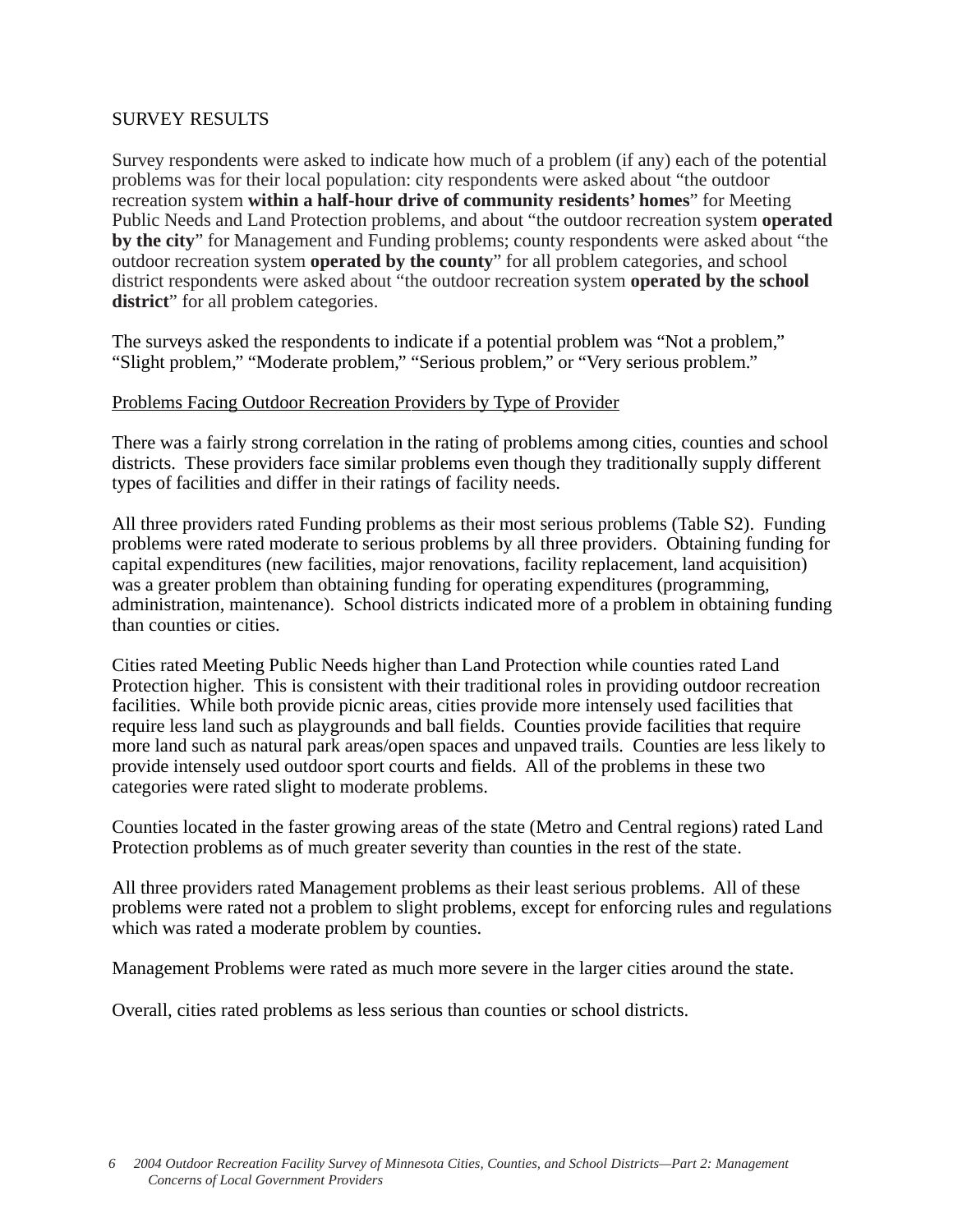SURVEY RESULTS

Survey respondents were asked to indicate how much of a problem (if any) each of the potential problems was for their local population: city respondents were asked about "the outdoor recreation system **within a half-hour drive of community residents' homes**" for Meeting Public Needs and Land Protection problems, and about "the outdoor recreation system **operated by the city**" for Management and Funding problems; county respondents were asked about "the outdoor recreation system **operated by the county**" for all problem categories, and school district respondents were asked about "the outdoor recreation system **operated by the school district**" for all problem categories.

The surveys asked the respondents to indicate if a potential problem was "Not a problem," "Slight problem," "Moderate problem," "Serious problem," or "Very serious problem."

<u>Problems Facing Outdoor Recreation Providers by Type of Provider</u>

There was a fairly strong correlation in the rating of problems among cities, counties and school districts. These providers face similar problems even though they traditionally supply different types of facilities and differ in their ratings of facility needs.

All three providers rated Funding problems as their most serious problems (Table S2). Funding problems were rated moderate to serious problems by all three providers. Obtaining funding for capital expenditures (new facilities, major renovations, facility replacement, land acquisition) was a greater problem than obtaining funding for operating expenditures (programming, administration, maintenance). School districts indicated more of a problem in obtaining funding than counties or cities.

Cities rated Meeting Public Needs higher than Land Protection while counties rated Land Protection higher. This is consistent with their traditional roles in providing outdoor recreation facilities. While both provide picnic areas, cities provide more intensely used facilities that require less land such as playgrounds and ball fields. Counties provide facilities that require more land such as natural park areas/open spaces and unpaved trails. Counties are less likely to provide intensely used outdoor sport courts and fields. All of the problems in these two categories were rated slight to moderate problems.

Counties located in the faster growing areas of the state (Metro and Central regions) rated Land Protection problems as of much greater severity than counties in the rest of the state.

All three providers rated Management problems as their least serious problems. All of these problems were rated not a problem to slight problems, except for enforcing rules and regulations which was rated a moderate problem by counties.

Management Problems were rated as much more severe in the larger cities around the state.

Overall, cities rated problems as less serious than counties or school districts.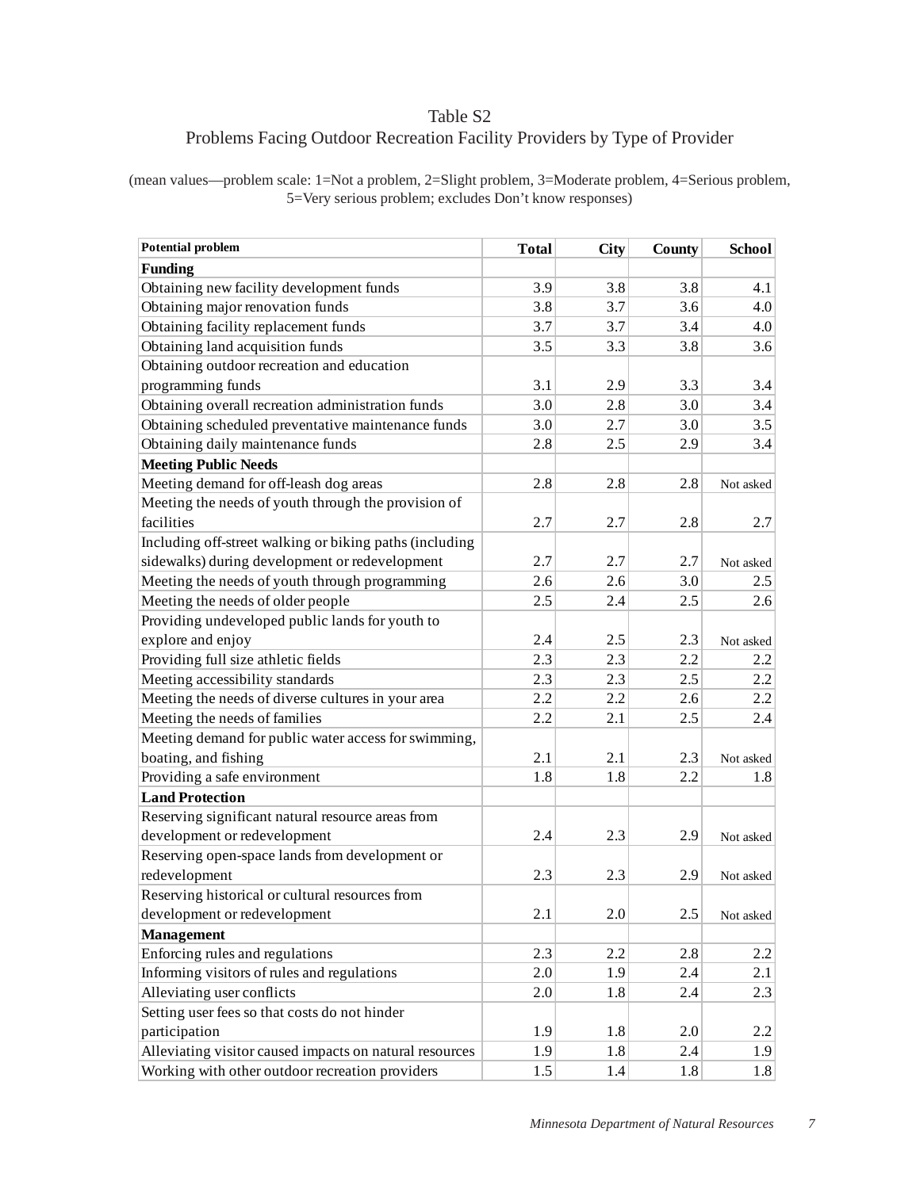# Table S2

## Problems Facing Outdoor Recreation Facility Providers by Type of Provider

(mean values—problem scale: 1=Not a problem, 2=Slight problem, 3=Moderate problem, 4=Serious problem, 5=Very serious problem; excludes Don't know responses)

| Potential problem | Total | City | County | School |
|---|---|---|---|---|
| **Funding** | | | | |
| Obtaining new facility development funds | 3.9 | 3.8 | 3.8 | 4.1 |
| Obtaining major renovation funds | 3.8 | 3.7 | 3.6 | 4.0 |
| Obtaining facility replacement funds | 3.7 | 3.7 | 3.4 | 4.0 |
| Obtaining land acquisition funds | 3.5 | 3.3 | 3.8 | 3.6 |
| Obtaining outdoor recreation and education programming funds | 3.1 | 2.9 | 3.3 | 3.4 |
| Obtaining overall recreation administration funds | 3.0 | 2.8 | 3.0 | 3.4 |
| Obtaining scheduled preventative maintenance funds | 3.0 | 2.7 | 3.0 | 3.5 |
| Obtaining daily maintenance funds | 2.8 | 2.5 | 2.9 | 3.4 |
| **Meeting Public Needs** | | | | |
| Meeting demand for off-leash dog areas | 2.8 | 2.8 | 2.8 | Not asked |
| Meeting the needs of youth through the provision of facilities | 2.7 | 2.7 | 2.8 | 2.7 |
| Including off-street walking or biking paths (including sidewalks) during development or redevelopment | 2.7 | 2.7 | 2.7 | Not asked |
| Meeting the needs of youth through programming | 2.6 | 2.6 | 3.0 | 2.5 |
| Meeting the needs of older people | 2.5 | 2.4 | 2.5 | 2.6 |
| Providing undeveloped public lands for youth to explore and enjoy | 2.4 | 2.5 | 2.3 | Not asked |
| Providing full size athletic fields | 2.3 | 2.3 | 2.2 | 2.2 |
| Meeting accessibility standards | 2.3 | 2.3 | 2.5 | 2.2 |
| Meeting the needs of diverse cultures in your area | 2.2 | 2.2 | 2.6 | 2.2 |
| Meeting the needs of families | 2.2 | 2.1 | 2.5 | 2.4 |
| Meeting demand for public water access for swimming, boating, and fishing | 2.1 | 2.1 | 2.3 | Not asked |
| Providing a safe environment | 1.8 | 1.8 | 2.2 | 1.8 |
| **Land Protection** | | | | |
| Reserving significant natural resource areas from development or redevelopment | 2.4 | 2.3 | 2.9 | Not asked |
| Reserving open-space lands from development or redevelopment | 2.3 | 2.3 | 2.9 | Not asked |
| Reserving historical or cultural resources from development or redevelopment | 2.1 | 2.0 | 2.5 | Not asked |
| **Management** | | | | |
| Enforcing rules and regulations | 2.3 | 2.2 | 2.8 | 2.2 |
| Informing visitors of rules and regulations | 2.0 | 1.9 | 2.4 | 2.1 |
| Alleviating user conflicts | 2.0 | 1.8 | 2.4 | 2.3 |
| Setting user fees so that costs do not hinder participation | 1.9 | 1.8 | 2.0 | 2.2 |
| Alleviating visitor caused impacts on natural resources | 1.9 | 1.8 | 2.4 | 1.9 |
| Working with other outdoor recreation providers | 1.5 | 1.4 | 1.8 | 1.8 |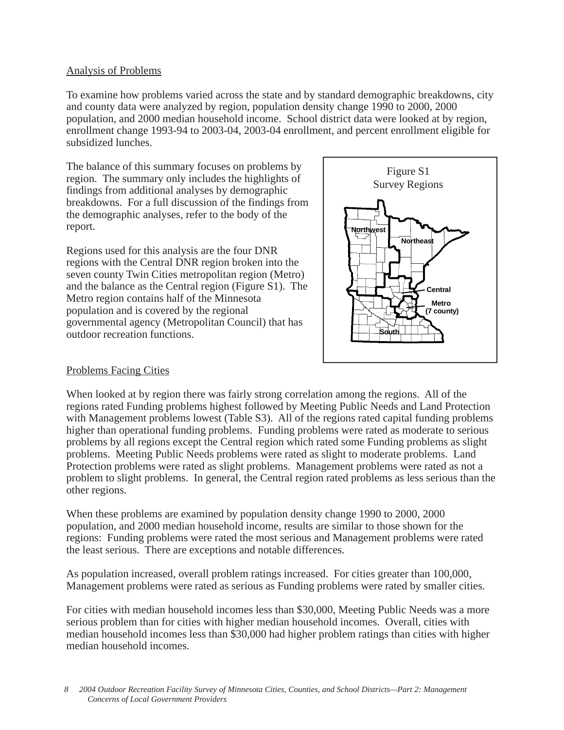## Analysis of Problems

To examine how problems varied across the state and by standard demographic breakdowns, city and county data were analyzed by region, population density change 1990 to 2000, 2000 population, and 2000 median household income. School district data were looked at by region, enrollment change 1993-94 to 2003-04, 2003-04 enrollment, and percent enrollment eligible for subsidized lunches.

The balance of this summary focuses on problems by region. The summary only includes the highlights of findings from additional analyses by demographic breakdowns. For a full discussion of the findings from the demographic analyses, refer to the body of the report.

Regions used for this analysis are the four DNR regions with the Central DNR region broken into the seven county Twin Cities metropolitan region (Metro) and the balance as the Central region (Figure S1). The Metro region contains half of the Minnesota population and is covered by the regional governmental agency (Metropolitan Council) that has outdoor recreation functions.

Figure S1
Survey Regions

Northwest
Northeast
Central
Metro (7 county)
South

## Problems Facing Cities

When looked at by region there was fairly strong correlation among the regions. All of the regions rated Funding problems highest followed by Meeting Public Needs and Land Protection with Management problems lowest (Table S3). All of the regions rated capital funding problems higher than operational funding problems. Funding problems were rated as moderate to serious problems by all regions except the Central region which rated some Funding problems as slight problems. Meeting Public Needs problems were rated as slight to moderate problems. Land Protection problems were rated as slight problems. Management problems were rated as not a problem to slight problems. In general, the Central region rated problems as less serious than the other regions.

When these problems are examined by population density change 1990 to 2000, 2000 population, and 2000 median household income, results are similar to those shown for the regions: Funding problems were rated the most serious and Management problems were rated the least serious. There are exceptions and notable differences.

As population increased, overall problem ratings increased. For cities greater than 100,000, Management problems were rated as serious as Funding problems were rated by smaller cities.

For cities with median household incomes less than $30,000, Meeting Public Needs was a more serious problem than for cities with higher median household incomes. Overall, cities with median household incomes less than $30,000 had higher problem ratings than cities with higher median household incomes.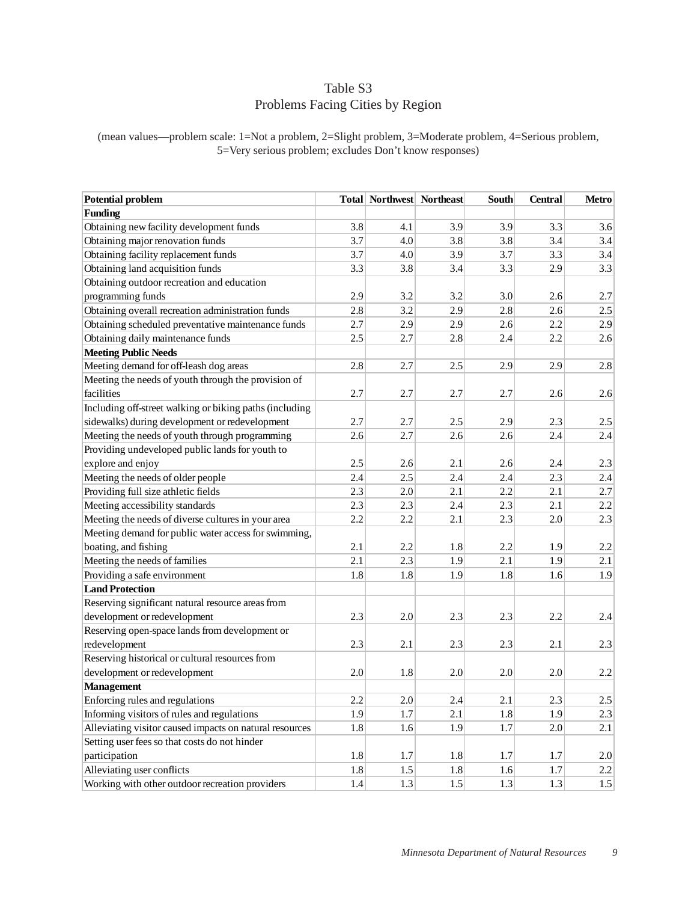# Table S3
## Problems Facing Cities by Region

(mean values—problem scale: 1=Not a problem, 2=Slight problem, 3=Moderate problem, 4=Serious problem, 5=Very serious problem; excludes Don't know responses)

| Potential problem | Total | Northwest | Northeast | South | Central | Metro |
|---|---|---|---|---|---|---|
| **Funding** | | | | | | |
| Obtaining new facility development funds | 3.8 | 4.1 | 3.9 | 3.9 | 3.3 | 3.6 |
| Obtaining major renovation funds | 3.7 | 4.0 | 3.8 | 3.8 | 3.4 | 3.4 |
| Obtaining facility replacement funds | 3.7 | 4.0 | 3.9 | 3.7 | 3.3 | 3.4 |
| Obtaining land acquisition funds | 3.3 | 3.8 | 3.4 | 3.3 | 2.9 | 3.3 |
| Obtaining outdoor recreation and education programming funds | 2.9 | 3.2 | 3.2 | 3.0 | 2.6 | 2.7 |
| Obtaining overall recreation administration funds | 2.8 | 3.2 | 2.9 | 2.8 | 2.6 | 2.5 |
| Obtaining scheduled preventative maintenance funds | 2.7 | 2.9 | 2.9 | 2.6 | 2.2 | 2.9 |
| Obtaining daily maintenance funds | 2.5 | 2.7 | 2.8 | 2.4 | 2.2 | 2.6 |
| **Meeting Public Needs** | | | | | | |
| Meeting demand for off-leash dog areas | 2.8 | 2.7 | 2.5 | 2.9 | 2.9 | 2.8 |
| Meeting the needs of youth through the provision of facilities | 2.7 | 2.7 | 2.7 | 2.7 | 2.6 | 2.6 |
| Including off-street walking or biking paths (including sidewalks) during development or redevelopment | 2.7 | 2.7 | 2.5 | 2.9 | 2.3 | 2.5 |
| Meeting the needs of youth through programming | 2.6 | 2.7 | 2.6 | 2.6 | 2.4 | 2.4 |
| Providing undeveloped public lands for youth to explore and enjoy | 2.5 | 2.6 | 2.1 | 2.6 | 2.4 | 2.3 |
| Meeting the needs of older people | 2.4 | 2.5 | 2.4 | 2.4 | 2.3 | 2.4 |
| Providing full size athletic fields | 2.3 | 2.0 | 2.1 | 2.2 | 2.1 | 2.7 |
| Meeting accessibility standards | 2.3 | 2.3 | 2.4 | 2.3 | 2.1 | 2.2 |
| Meeting the needs of diverse cultures in your area | 2.2 | 2.2 | 2.1 | 2.3 | 2.0 | 2.3 |
| Meeting demand for public water access for swimming, boating, and fishing | 2.1 | 2.2 | 1.8 | 2.2 | 1.9 | 2.2 |
| Meeting the needs of families | 2.1 | 2.3 | 1.9 | 2.1 | 1.9 | 2.1 |
| Providing a safe environment | 1.8 | 1.8 | 1.9 | 1.8 | 1.6 | 1.9 |
| **Land Protection** | | | | | | |
| Reserving significant natural resource areas from development or redevelopment | 2.3 | 2.0 | 2.3 | 2.3 | 2.2 | 2.4 |
| Reserving open-space lands from development or redevelopment | 2.3 | 2.1 | 2.3 | 2.3 | 2.1 | 2.3 |
| Reserving historical or cultural resources from development or redevelopment | 2.0 | 1.8 | 2.0 | 2.0 | 2.0 | 2.2 |
| **Management** | | | | | | |
| Enforcing rules and regulations | 2.2 | 2.0 | 2.4 | 2.1 | 2.3 | 2.5 |
| Informing visitors of rules and regulations | 1.9 | 1.7 | 2.1 | 1.8 | 1.9 | 2.3 |
| Alleviating visitor caused impacts on natural resources | 1.8 | 1.6 | 1.9 | 1.7 | 2.0 | 2.1 |
| Setting user fees so that costs do not hinder participation | 1.8 | 1.7 | 1.8 | 1.7 | 1.7 | 2.0 |
| Alleviating user conflicts | 1.8 | 1.5 | 1.8 | 1.6 | 1.7 | 2.2 |
| Working with other outdoor recreation providers | 1.4 | 1.3 | 1.5 | 1.3 | 1.3 | 1.5 |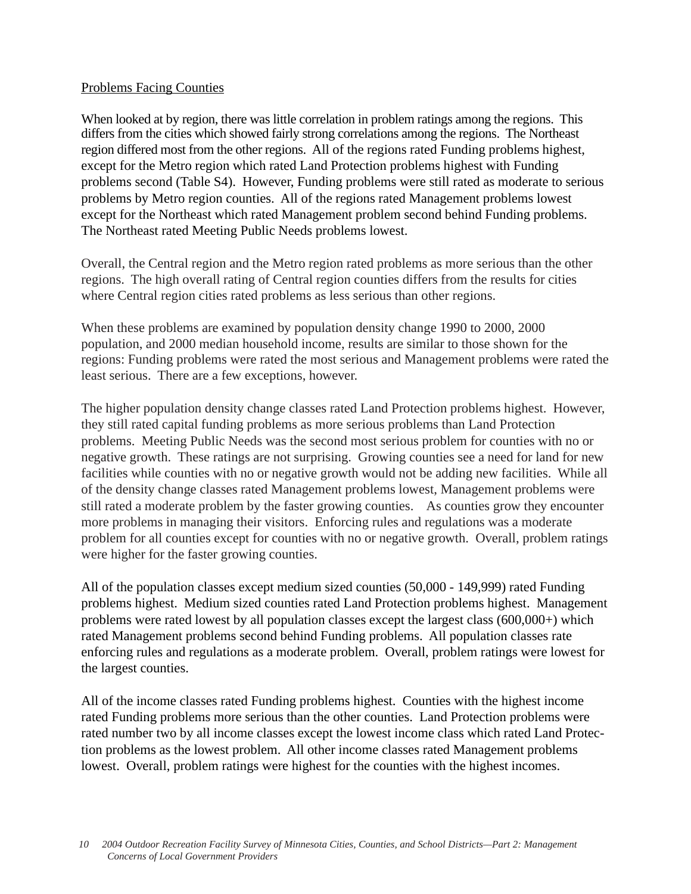<u>Problems Facing Counties</u>

When looked at by region, there was little correlation in problem ratings among the regions. This differs from the cities which showed fairly strong correlations among the regions. The Northeast region differed most from the other regions. All of the regions rated Funding problems highest, except for the Metro region which rated Land Protection problems highest with Funding problems second (Table S4). However, Funding problems were still rated as moderate to serious problems by Metro region counties. All of the regions rated Management problems lowest except for the Northeast which rated Management problem second behind Funding problems. The Northeast rated Meeting Public Needs problems lowest.

Overall, the Central region and the Metro region rated problems as more serious than the other regions. The high overall rating of Central region counties differs from the results for cities where Central region cities rated problems as less serious than other regions.

When these problems are examined by population density change 1990 to 2000, 2000 population, and 2000 median household income, results are similar to those shown for the regions: Funding problems were rated the most serious and Management problems were rated the least serious. There are a few exceptions, however.

The higher population density change classes rated Land Protection problems highest. However, they still rated capital funding problems as more serious problems than Land Protection problems. Meeting Public Needs was the second most serious problem for counties with no or negative growth. These ratings are not surprising. Growing counties see a need for land for new facilities while counties with no or negative growth would not be adding new facilities. While all of the density change classes rated Management problems lowest, Management problems were still rated a moderate problem by the faster growing counties. As counties grow they encounter more problems in managing their visitors. Enforcing rules and regulations was a moderate problem for all counties except for counties with no or negative growth. Overall, problem ratings were higher for the faster growing counties.

All of the population classes except medium sized counties (50,000 - 149,999) rated Funding problems highest. Medium sized counties rated Land Protection problems highest. Management problems were rated lowest by all population classes except the largest class (600,000+) which rated Management problems second behind Funding problems. All population classes rate enforcing rules and regulations as a moderate problem. Overall, problem ratings were lowest for the largest counties.

All of the income classes rated Funding problems highest. Counties with the highest income rated Funding problems more serious than the other counties. Land Protection problems were rated number two by all income classes except the lowest income class which rated Land Protection problems as the lowest problem. All other income classes rated Management problems lowest. Overall, problem ratings were highest for the counties with the highest incomes.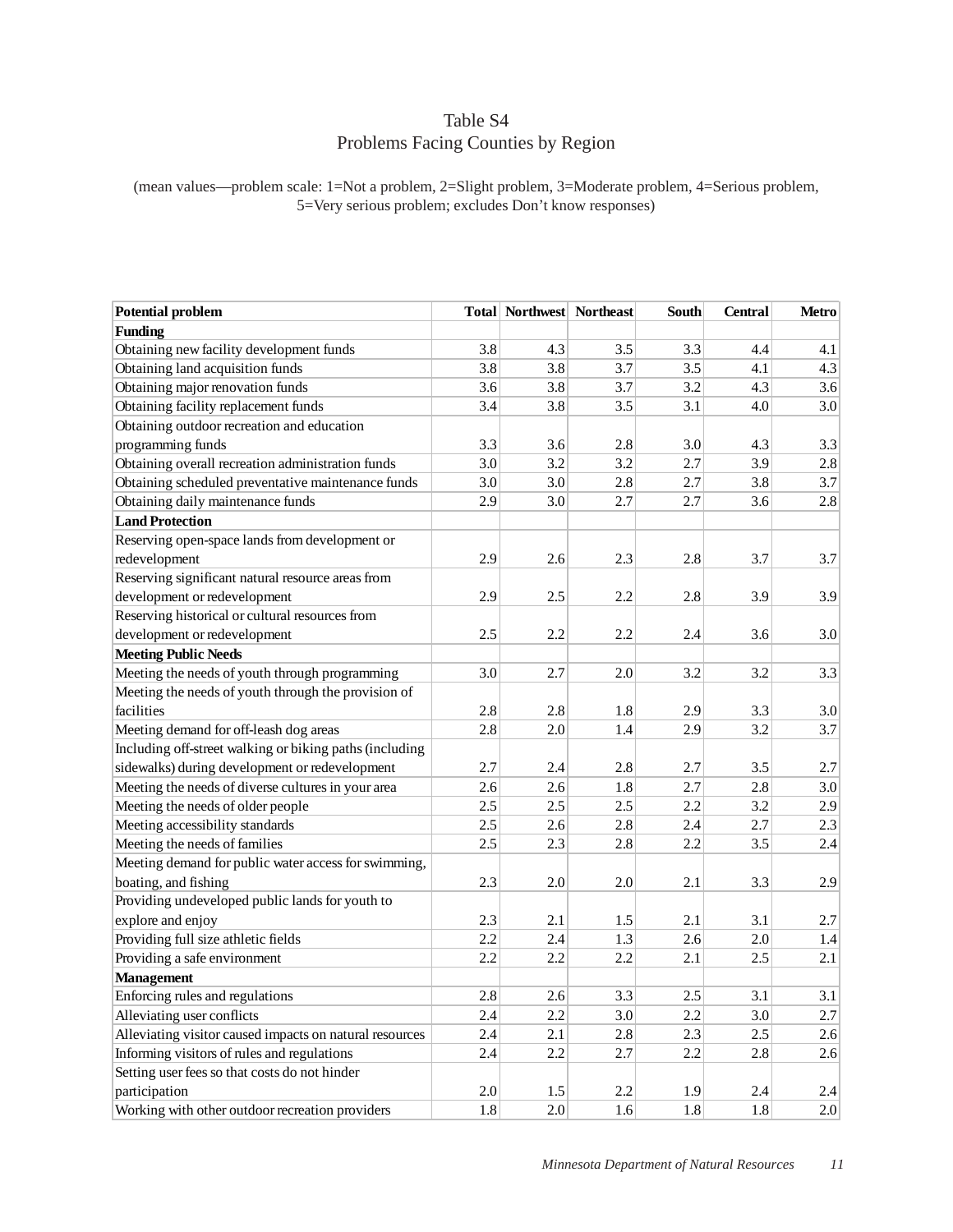# Table S4
## Problems Facing Counties by Region

(mean values—problem scale: 1=Not a problem, 2=Slight problem, 3=Moderate problem, 4=Serious problem, 5=Very serious problem; excludes Don't know responses)

| Potential problem | Total | Northwest | Northeast | South | Central | Metro |
|---|---|---|---|---|---|---|
| **Funding** | | | | | | |
| Obtaining new facility development funds | 3.8 | 4.3 | 3.5 | 3.3 | 4.4 | 4.1 |
| Obtaining land acquisition funds | 3.8 | 3.8 | 3.7 | 3.5 | 4.1 | 4.3 |
| Obtaining major renovation funds | 3.6 | 3.8 | 3.7 | 3.2 | 4.3 | 3.6 |
| Obtaining facility replacement funds | 3.4 | 3.8 | 3.5 | 3.1 | 4.0 | 3.0 |
| Obtaining outdoor recreation and education programming funds | 3.3 | 3.6 | 2.8 | 3.0 | 4.3 | 3.3 |
| Obtaining overall recreation administration funds | 3.0 | 3.2 | 3.2 | 2.7 | 3.9 | 2.8 |
| Obtaining scheduled preventative maintenance funds | 3.0 | 3.0 | 2.8 | 2.7 | 3.8 | 3.7 |
| Obtaining daily maintenance funds | 2.9 | 3.0 | 2.7 | 2.7 | 3.6 | 2.8 |
| **Land Protection** | | | | | | |
| Reserving open-space lands from development or redevelopment | 2.9 | 2.6 | 2.3 | 2.8 | 3.7 | 3.7 |
| Reserving significant natural resource areas from development or redevelopment | 2.9 | 2.5 | 2.2 | 2.8 | 3.9 | 3.9 |
| Reserving historical or cultural resources from development or redevelopment | 2.5 | 2.2 | 2.2 | 2.4 | 3.6 | 3.0 |
| **Meeting Public Needs** | | | | | | |
| Meeting the needs of youth through programming | 3.0 | 2.7 | 2.0 | 3.2 | 3.2 | 3.3 |
| Meeting the needs of youth through the provision of facilities | 2.8 | 2.8 | 1.8 | 2.9 | 3.3 | 3.0 |
| Meeting demand for off-leash dog areas | 2.8 | 2.0 | 1.4 | 2.9 | 3.2 | 3.7 |
| Including off-street walking or biking paths (including sidewalks) during development or redevelopment | 2.7 | 2.4 | 2.8 | 2.7 | 3.5 | 2.7 |
| Meeting the needs of diverse cultures in your area | 2.6 | 2.6 | 1.8 | 2.7 | 2.8 | 3.0 |
| Meeting the needs of older people | 2.5 | 2.5 | 2.5 | 2.2 | 3.2 | 2.9 |
| Meeting accessibility standards | 2.5 | 2.6 | 2.8 | 2.4 | 2.7 | 2.3 |
| Meeting the needs of families | 2.5 | 2.3 | 2.8 | 2.2 | 3.5 | 2.4 |
| Meeting demand for public water access for swimming, boating, and fishing | 2.3 | 2.0 | 2.0 | 2.1 | 3.3 | 2.9 |
| Providing undeveloped public lands for youth to explore and enjoy | 2.3 | 2.1 | 1.5 | 2.1 | 3.1 | 2.7 |
| Providing full size athletic fields | 2.2 | 2.4 | 1.3 | 2.6 | 2.0 | 1.4 |
| Providing a safe environment | 2.2 | 2.2 | 2.2 | 2.1 | 2.5 | 2.1 |
| **Management** | | | | | | |
| Enforcing rules and regulations | 2.8 | 2.6 | 3.3 | 2.5 | 3.1 | 3.1 |
| Alleviating user conflicts | 2.4 | 2.2 | 3.0 | 2.2 | 3.0 | 2.7 |
| Alleviating visitor caused impacts on natural resources | 2.4 | 2.1 | 2.8 | 2.3 | 2.5 | 2.6 |
| Informing visitors of rules and regulations | 2.4 | 2.2 | 2.7 | 2.2 | 2.8 | 2.6 |
| Setting user fees so that costs do not hinder participation | 2.0 | 1.5 | 2.2 | 1.9 | 2.4 | 2.4 |
| Working with other outdoor recreation providers | 1.8 | 2.0 | 1.6 | 1.8 | 1.8 | 2.0 |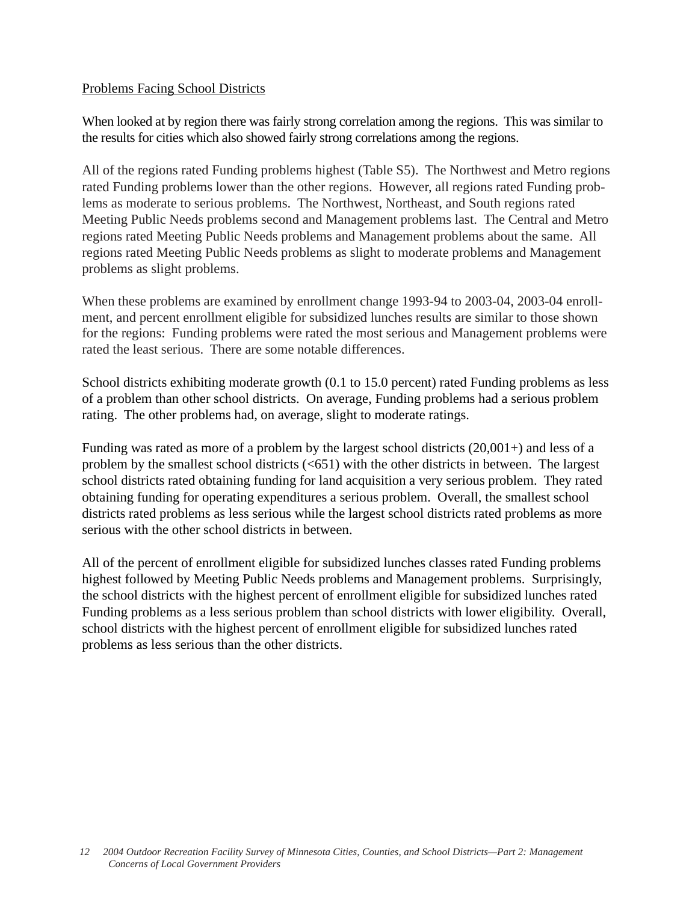## Problems Facing School Districts

When looked at by region there was fairly strong correlation among the regions. This was similar to the results for cities which also showed fairly strong correlations among the regions.

All of the regions rated Funding problems highest (Table S5). The Northwest and Metro regions rated Funding problems lower than the other regions. However, all regions rated Funding problems as moderate to serious problems. The Northwest, Northeast, and South regions rated Meeting Public Needs problems second and Management problems last. The Central and Metro regions rated Meeting Public Needs problems and Management problems about the same. All regions rated Meeting Public Needs problems as slight to moderate problems and Management problems as slight problems.

When these problems are examined by enrollment change 1993-94 to 2003-04, 2003-04 enrollment, and percent enrollment eligible for subsidized lunches results are similar to those shown for the regions: Funding problems were rated the most serious and Management problems were rated the least serious. There are some notable differences.

School districts exhibiting moderate growth (0.1 to 15.0 percent) rated Funding problems as less of a problem than other school districts. On average, Funding problems had a serious problem rating. The other problems had, on average, slight to moderate ratings.

Funding was rated as more of a problem by the largest school districts (20,001+) and less of a problem by the smallest school districts (<651) with the other districts in between. The largest school districts rated obtaining funding for land acquisition a very serious problem. They rated obtaining funding for operating expenditures a serious problem. Overall, the smallest school districts rated problems as less serious while the largest school districts rated problems as more serious with the other school districts in between.

All of the percent of enrollment eligible for subsidized lunches classes rated Funding problems highest followed by Meeting Public Needs problems and Management problems. Surprisingly, the school districts with the highest percent of enrollment eligible for subsidized lunches rated Funding problems as a less serious problem than school districts with lower eligibility. Overall, school districts with the highest percent of enrollment eligible for subsidized lunches rated problems as less serious than the other districts.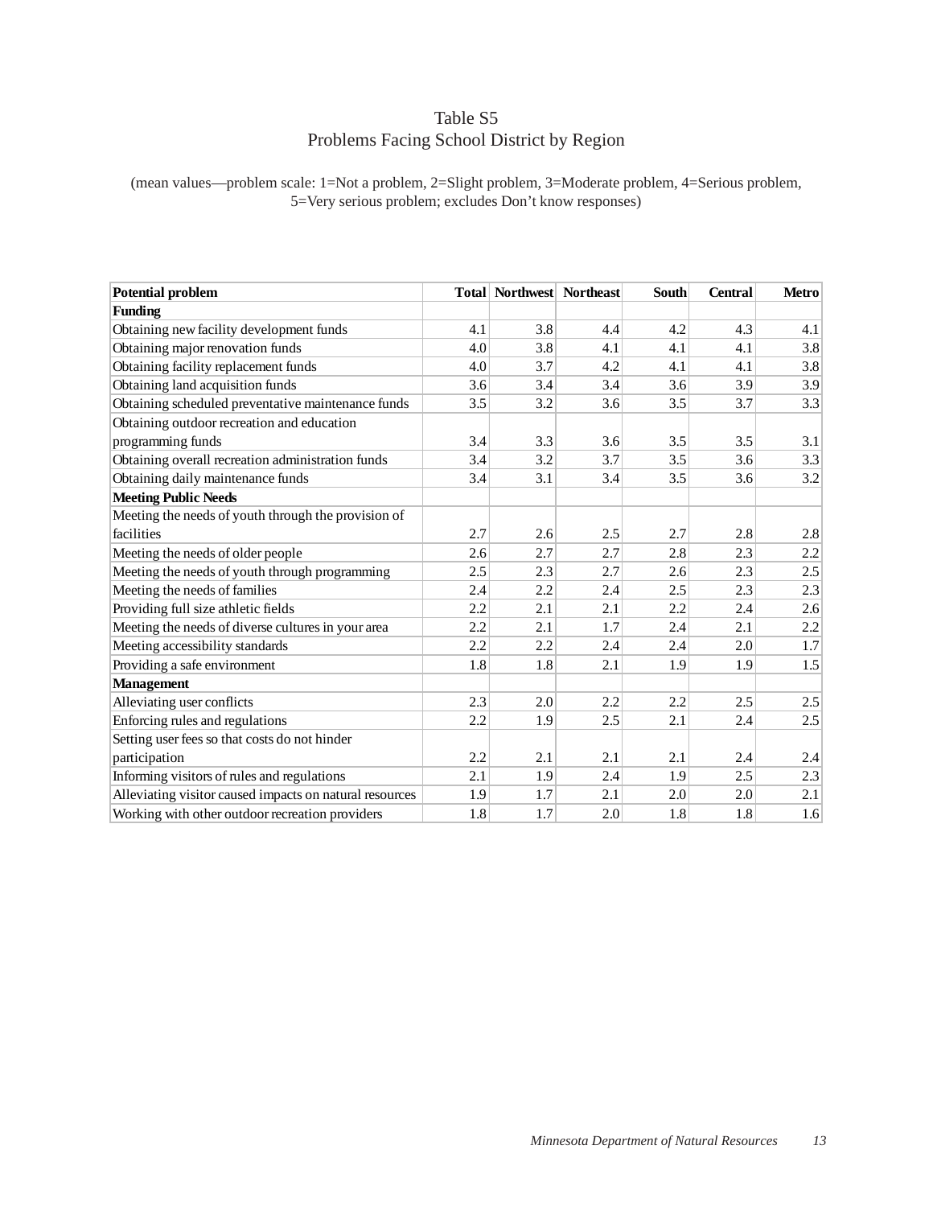# Table S5
## Problems Facing School District by Region

(mean values—problem scale: 1=Not a problem, 2=Slight problem, 3=Moderate problem, 4=Serious problem, 5=Very serious problem; excludes Don't know responses)

| Potential problem | Total | Northwest | Northeast | South | Central | Metro |
|---|---|---|---|---|---|---|
| **Funding** | | | | | | |
| Obtaining new facility development funds | 4.1 | 3.8 | 4.4 | 4.2 | 4.3 | 4.1 |
| Obtaining major renovation funds | 4.0 | 3.8 | 4.1 | 4.1 | 4.1 | 3.8 |
| Obtaining facility replacement funds | 4.0 | 3.7 | 4.2 | 4.1 | 4.1 | 3.8 |
| Obtaining land acquisition funds | 3.6 | 3.4 | 3.4 | 3.6 | 3.9 | 3.9 |
| Obtaining scheduled preventative maintenance funds | 3.5 | 3.2 | 3.6 | 3.5 | 3.7 | 3.3 |
| Obtaining outdoor recreation and education programming funds | 3.4 | 3.3 | 3.6 | 3.5 | 3.5 | 3.1 |
| Obtaining overall recreation administration funds | 3.4 | 3.2 | 3.7 | 3.5 | 3.6 | 3.3 |
| Obtaining daily maintenance funds | 3.4 | 3.1 | 3.4 | 3.5 | 3.6 | 3.2 |
| **Meeting Public Needs** | | | | | | |
| Meeting the needs of youth through the provision of facilities | 2.7 | 2.6 | 2.5 | 2.7 | 2.8 | 2.8 |
| Meeting the needs of older people | 2.6 | 2.7 | 2.7 | 2.8 | 2.3 | 2.2 |
| Meeting the needs of youth through programming | 2.5 | 2.3 | 2.7 | 2.6 | 2.3 | 2.5 |
| Meeting the needs of families | 2.4 | 2.2 | 2.4 | 2.5 | 2.3 | 2.3 |
| Providing full size athletic fields | 2.2 | 2.1 | 2.1 | 2.2 | 2.4 | 2.6 |
| Meeting the needs of diverse cultures in your area | 2.2 | 2.1 | 1.7 | 2.4 | 2.1 | 2.2 |
| Meeting accessibility standards | 2.2 | 2.2 | 2.4 | 2.4 | 2.0 | 1.7 |
| Providing a safe environment | 1.8 | 1.8 | 2.1 | 1.9 | 1.9 | 1.5 |
| **Management** | | | | | | |
| Alleviating user conflicts | 2.3 | 2.0 | 2.2 | 2.2 | 2.5 | 2.5 |
| Enforcing rules and regulations | 2.2 | 1.9 | 2.5 | 2.1 | 2.4 | 2.5 |
| Setting user fees so that costs do not hinder participation | 2.2 | 2.1 | 2.1 | 2.1 | 2.4 | 2.4 |
| Informing visitors of rules and regulations | 2.1 | 1.9 | 2.4 | 1.9 | 2.5 | 2.3 |
| Alleviating visitor caused impacts on natural resources | 1.9 | 1.7 | 2.1 | 2.0 | 2.0 | 2.1 |
| Working with other outdoor recreation providers | 1.8 | 1.7 | 2.0 | 1.8 | 1.8 | 1.6 |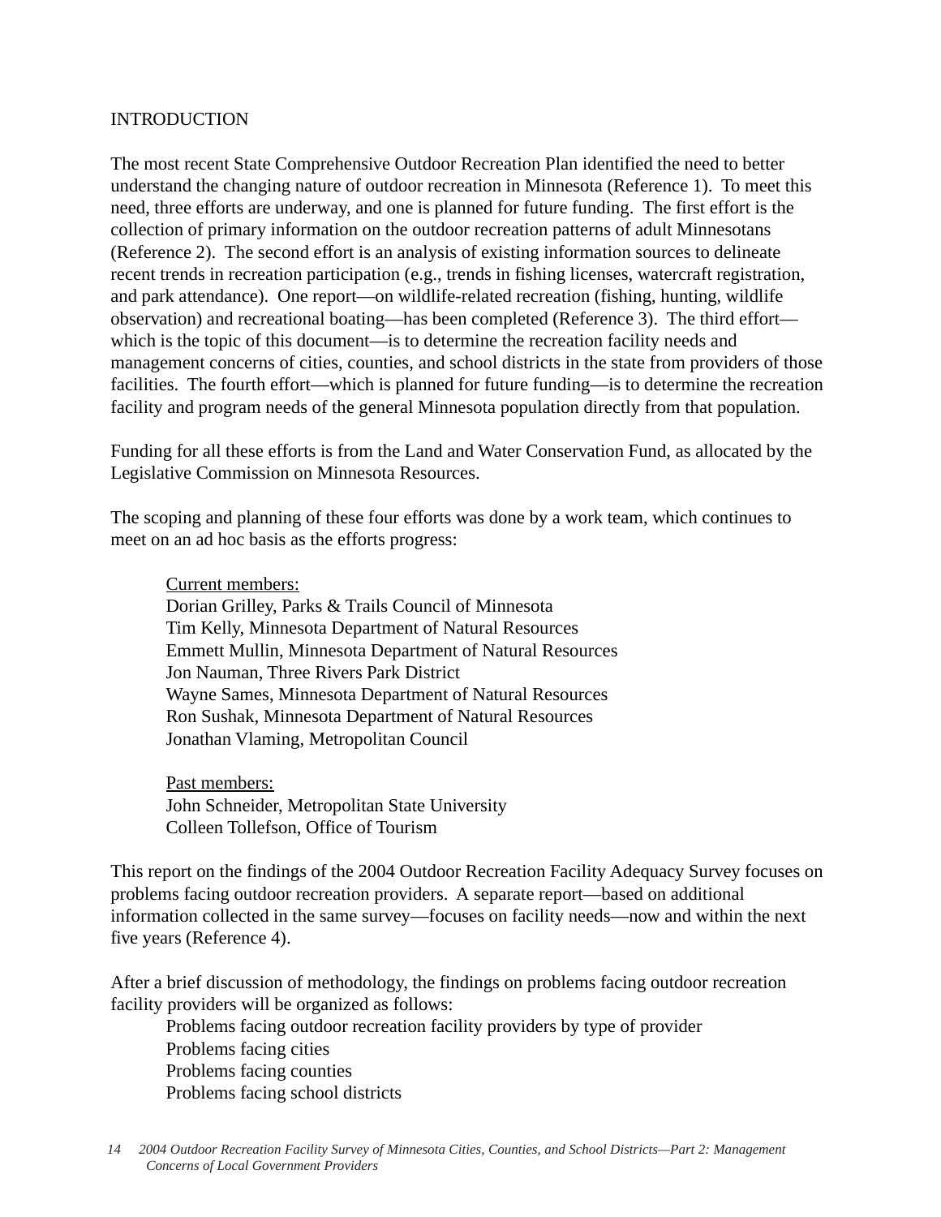# INTRODUCTION

The most recent State Comprehensive Outdoor Recreation Plan identified the need to better understand the changing nature of outdoor recreation in Minnesota (Reference 1). To meet this need, three efforts are underway, and one is planned for future funding. The first effort is the collection of primary information on the outdoor recreation patterns of adult Minnesotans (Reference 2). The second effort is an analysis of existing information sources to delineate recent trends in recreation participation (e.g., trends in fishing licenses, watercraft registration, and park attendance). One report—on wildlife-related recreation (fishing, hunting, wildlife observation) and recreational boating—has been completed (Reference 3). The third effort—which is the topic of this document—is to determine the recreation facility needs and management concerns of cities, counties, and school districts in the state from providers of those facilities. The fourth effort—which is planned for future funding—is to determine the recreation facility and program needs of the general Minnesota population directly from that population.

Funding for all these efforts is from the Land and Water Conservation Fund, as allocated by the Legislative Commission on Minnesota Resources.

The scoping and planning of these four efforts was done by a work team, which continues to meet on an ad hoc basis as the efforts progress:

<u>Current members:</u>
Dorian Grilley, Parks & Trails Council of Minnesota
Tim Kelly, Minnesota Department of Natural Resources
Emmett Mullin, Minnesota Department of Natural Resources
Jon Nauman, Three Rivers Park District
Wayne Sames, Minnesota Department of Natural Resources
Ron Sushak, Minnesota Department of Natural Resources
Jonathan Vlaming, Metropolitan Council

<u>Past members:</u>
John Schneider, Metropolitan State University
Colleen Tollefson, Office of Tourism

This report on the findings of the 2004 Outdoor Recreation Facility Adequacy Survey focuses on problems facing outdoor recreation providers. A separate report—based on additional information collected in the same survey—focuses on facility needs—now and within the next five years (Reference 4).

After a brief discussion of methodology, the findings on problems facing outdoor recreation facility providers will be organized as follows:

- Problems facing outdoor recreation facility providers by type of provider
- Problems facing cities
- Problems facing counties
- Problems facing school districts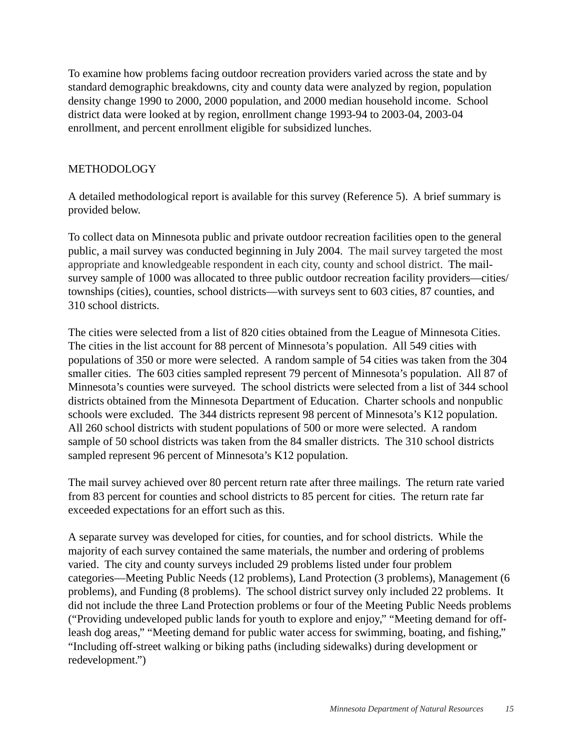To examine how problems facing outdoor recreation providers varied across the state and by standard demographic breakdowns, city and county data were analyzed by region, population density change 1990 to 2000, 2000 population, and 2000 median household income. School district data were looked at by region, enrollment change 1993-94 to 2003-04, 2003-04 enrollment, and percent enrollment eligible for subsidized lunches.

## METHODOLOGY

A detailed methodological report is available for this survey (Reference 5). A brief summary is provided below.

To collect data on Minnesota public and private outdoor recreation facilities open to the general public, a mail survey was conducted beginning in July 2004. The mail survey targeted the most appropriate and knowledgeable respondent in each city, county and school district. The mail-survey sample of 1000 was allocated to three public outdoor recreation facility providers—cities/townships (cities), counties, school districts—with surveys sent to 603 cities, 87 counties, and 310 school districts.

The cities were selected from a list of 820 cities obtained from the League of Minnesota Cities. The cities in the list account for 88 percent of Minnesota's population. All 549 cities with populations of 350 or more were selected. A random sample of 54 cities was taken from the 304 smaller cities. The 603 cities sampled represent 79 percent of Minnesota's population. All 87 of Minnesota's counties were surveyed. The school districts were selected from a list of 344 school districts obtained from the Minnesota Department of Education. Charter schools and nonpublic schools were excluded. The 344 districts represent 98 percent of Minnesota's K12 population. All 260 school districts with student populations of 500 or more were selected. A random sample of 50 school districts was taken from the 84 smaller districts. The 310 school districts sampled represent 96 percent of Minnesota's K12 population.

The mail survey achieved over 80 percent return rate after three mailings. The return rate varied from 83 percent for counties and school districts to 85 percent for cities. The return rate far exceeded expectations for an effort such as this.

A separate survey was developed for cities, for counties, and for school districts. While the majority of each survey contained the same materials, the number and ordering of problems varied. The city and county surveys included 29 problems listed under four problem categories—Meeting Public Needs (12 problems), Land Protection (3 problems), Management (6 problems), and Funding (8 problems). The school district survey only included 22 problems. It did not include the three Land Protection problems or four of the Meeting Public Needs problems ("Providing undeveloped public lands for youth to explore and enjoy," "Meeting demand for off-leash dog areas," "Meeting demand for public water access for swimming, boating, and fishing," "Including off-street walking or biking paths (including sidewalks) during development or redevelopment.")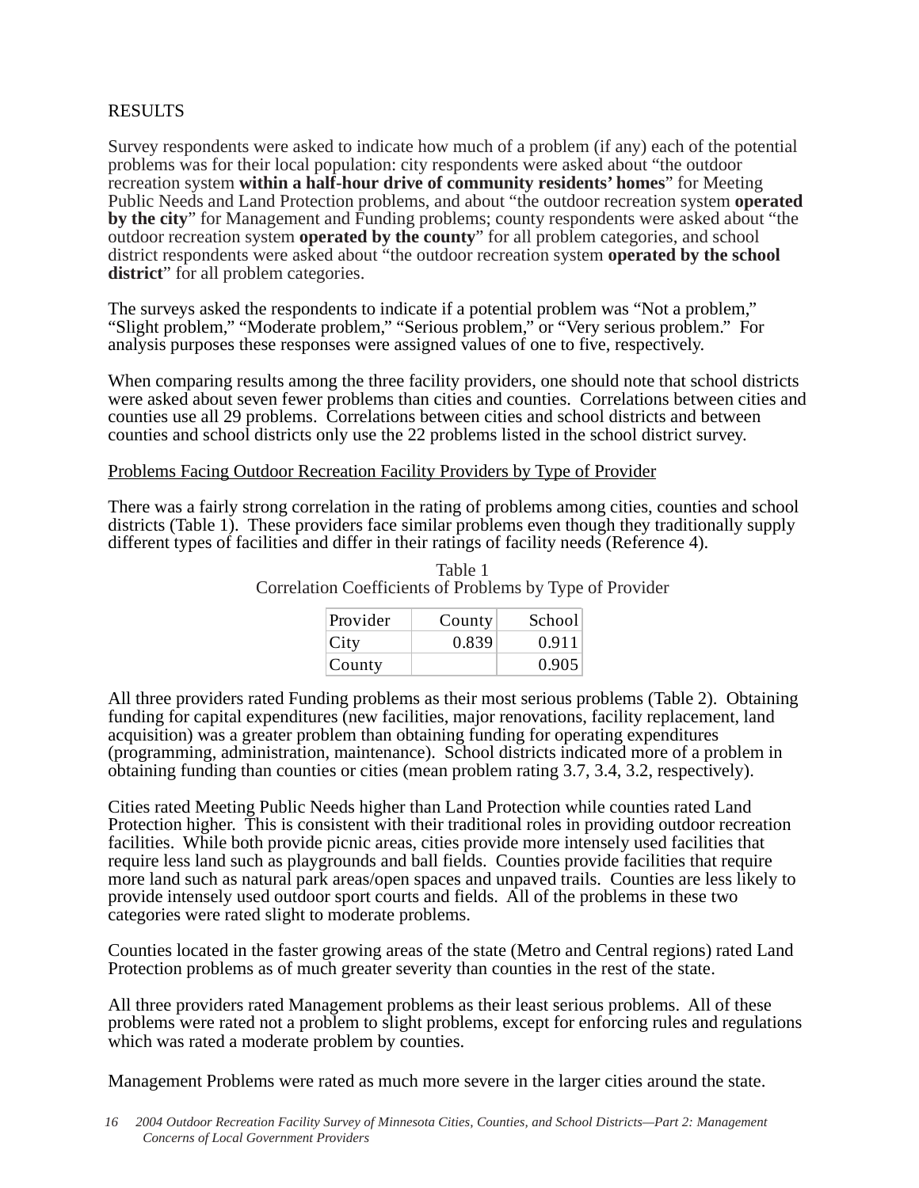## RESULTS

Survey respondents were asked to indicate how much of a problem (if any) each of the potential problems was for their local population: city respondents were asked about "the outdoor recreation system **within a half-hour drive of community residents' homes**" for Meeting Public Needs and Land Protection problems, and about "the outdoor recreation system **operated by the city**" for Management and Funding problems; county respondents were asked about "the outdoor recreation system **operated by the county**" for all problem categories, and school district respondents were asked about "the outdoor recreation system **operated by the school district**" for all problem categories.

The surveys asked the respondents to indicate if a potential problem was "Not a problem," "Slight problem," "Moderate problem," "Serious problem," or "Very serious problem." For analysis purposes these responses were assigned values of one to five, respectively.

When comparing results among the three facility providers, one should note that school districts were asked about seven fewer problems than cities and counties. Correlations between cities and counties use all 29 problems. Correlations between cities and school districts and between counties and school districts only use the 22 problems listed in the school district survey.

### Problems Facing Outdoor Recreation Facility Providers by Type of Provider

There was a fairly strong correlation in the rating of problems among cities, counties and school districts (Table 1). These providers face similar problems even though they traditionally supply different types of facilities and differ in their ratings of facility needs (Reference 4).

Table 1
Correlation Coefficients of Problems by Type of Provider

| Provider | County | School |
|---|---|---|
| City | 0.839 | 0.911 |
| County | | 0.905 |

All three providers rated Funding problems as their most serious problems (Table 2). Obtaining funding for capital expenditures (new facilities, major renovations, facility replacement, land acquisition) was a greater problem than obtaining funding for operating expenditures (programming, administration, maintenance). School districts indicated more of a problem in obtaining funding than counties or cities (mean problem rating 3.7, 3.4, 3.2, respectively).

Cities rated Meeting Public Needs higher than Land Protection while counties rated Land Protection higher. This is consistent with their traditional roles in providing outdoor recreation facilities. While both provide picnic areas, cities provide more intensely used facilities that require less land such as playgrounds and ball fields. Counties provide facilities that require more land such as natural park areas/open spaces and unpaved trails. Counties are less likely to provide intensely used outdoor sport courts and fields. All of the problems in these two categories were rated slight to moderate problems.

Counties located in the faster growing areas of the state (Metro and Central regions) rated Land Protection problems as of much greater severity than counties in the rest of the state.

All three providers rated Management problems as their least serious problems. All of these problems were rated not a problem to slight problems, except for enforcing rules and regulations which was rated a moderate problem by counties.

Management Problems were rated as much more severe in the larger cities around the state.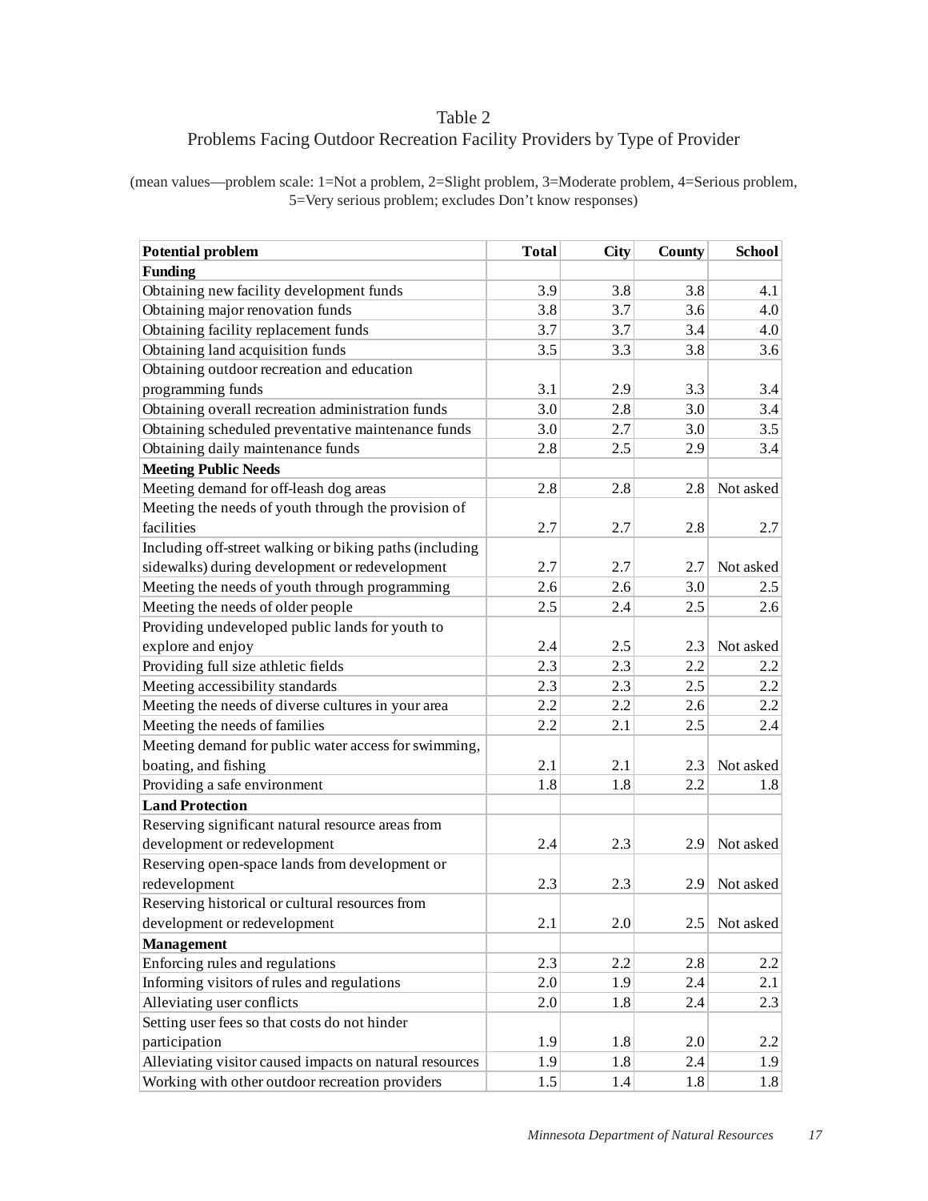## Table 2
## Problems Facing Outdoor Recreation Facility Providers by Type of Provider

(mean values—problem scale: 1=Not a problem, 2=Slight problem, 3=Moderate problem, 4=Serious problem, 5=Very serious problem; excludes Don't know responses)

| Potential problem | Total | City | County | School |
|---|---|---|---|---|
| **Funding** | | | | |
| Obtaining new facility development funds | 3.9 | 3.8 | 3.8 | 4.1 |
| Obtaining major renovation funds | 3.8 | 3.7 | 3.6 | 4.0 |
| Obtaining facility replacement funds | 3.7 | 3.7 | 3.4 | 4.0 |
| Obtaining land acquisition funds | 3.5 | 3.3 | 3.8 | 3.6 |
| Obtaining outdoor recreation and education programming funds | 3.1 | 2.9 | 3.3 | 3.4 |
| Obtaining overall recreation administration funds | 3.0 | 2.8 | 3.0 | 3.4 |
| Obtaining scheduled preventative maintenance funds | 3.0 | 2.7 | 3.0 | 3.5 |
| Obtaining daily maintenance funds | 2.8 | 2.5 | 2.9 | 3.4 |
| **Meeting Public Needs** | | | | |
| Meeting demand for off-leash dog areas | 2.8 | 2.8 | 2.8 | Not asked |
| Meeting the needs of youth through the provision of facilities | 2.7 | 2.7 | 2.8 | 2.7 |
| Including off-street walking or biking paths (including sidewalks) during development or redevelopment | 2.7 | 2.7 | 2.7 | Not asked |
| Meeting the needs of youth through programming | 2.6 | 2.6 | 3.0 | 2.5 |
| Meeting the needs of older people | 2.5 | 2.4 | 2.5 | 2.6 |
| Providing undeveloped public lands for youth to explore and enjoy | 2.4 | 2.5 | 2.3 | Not asked |
| Providing full size athletic fields | 2.3 | 2.3 | 2.2 | 2.2 |
| Meeting accessibility standards | 2.3 | 2.3 | 2.5 | 2.2 |
| Meeting the needs of diverse cultures in your area | 2.2 | 2.2 | 2.6 | 2.2 |
| Meeting the needs of families | 2.2 | 2.1 | 2.5 | 2.4 |
| Meeting demand for public water access for swimming, boating, and fishing | 2.1 | 2.1 | 2.3 | Not asked |
| Providing a safe environment | 1.8 | 1.8 | 2.2 | 1.8 |
| **Land Protection** | | | | |
| Reserving significant natural resource areas from development or redevelopment | 2.4 | 2.3 | 2.9 | Not asked |
| Reserving open-space lands from development or redevelopment | 2.3 | 2.3 | 2.9 | Not asked |
| Reserving historical or cultural resources from development or redevelopment | 2.1 | 2.0 | 2.5 | Not asked |
| **Management** | | | | |
| Enforcing rules and regulations | 2.3 | 2.2 | 2.8 | 2.2 |
| Informing visitors of rules and regulations | 2.0 | 1.9 | 2.4 | 2.1 |
| Alleviating user conflicts | 2.0 | 1.8 | 2.4 | 2.3 |
| Setting user fees so that costs do not hinder participation | 1.9 | 1.8 | 2.0 | 2.2 |
| Alleviating visitor caused impacts on natural resources | 1.9 | 1.8 | 2.4 | 1.9 |
| Working with other outdoor recreation providers | 1.5 | 1.4 | 1.8 | 1.8 |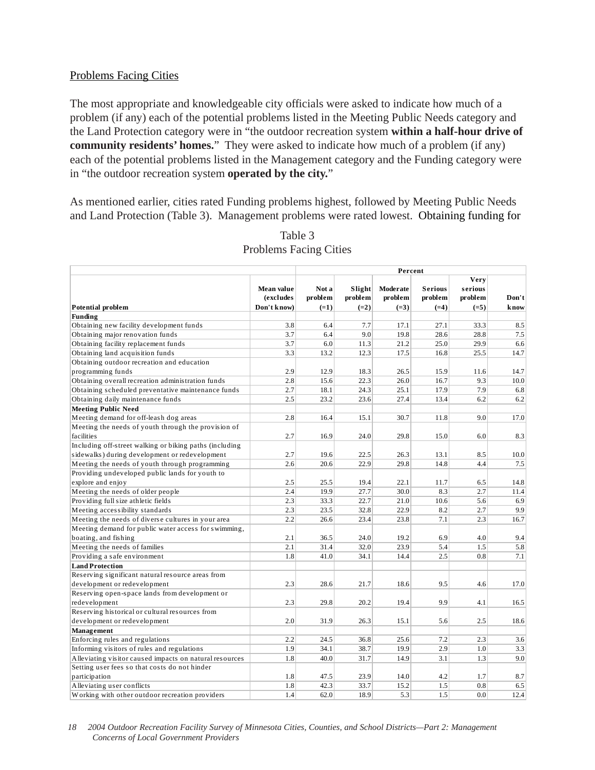Problems Facing Cities

The most appropriate and knowledgeable city officials were asked to indicate how much of a problem (if any) each of the potential problems listed in the Meeting Public Needs category and the Land Protection category were in "the outdoor recreation system **within a half-hour drive of community residents' homes.**" They were asked to indicate how much of a problem (if any) each of the potential problems listed in the Management category and the Funding category were in "the outdoor recreation system **operated by the city.**"

As mentioned earlier, cities rated Funding problems highest, followed by Meeting Public Needs and Land Protection (Table 3). Management problems were rated lowest. Obtaining funding for

Table 3
Problems Facing Cities

| | | Percent | | | | | |
|---|---|---|---|---|---|---|---|
| Potential problem | Mean value (excludes Don't know) | Not a problem (=1) | Slight problem (=2) | Moderate problem (=3) | Serious problem (=4) | Very serious problem (=5) | Don't know |
| **Funding** | | | | | | | |
| Obtaining new facility development funds | 3.8 | 6.4 | 7.7 | 17.1 | 27.1 | 33.3 | 8.5 |
| Obtaining major renovation funds | 3.7 | 6.4 | 9.0 | 19.8 | 28.6 | 28.8 | 7.5 |
| Obtaining facility replacement funds | 3.7 | 6.0 | 11.3 | 21.2 | 25.0 | 29.9 | 6.6 |
| Obtaining land acquisition funds | 3.3 | 13.2 | 12.3 | 17.5 | 16.8 | 25.5 | 14.7 |
| Obtaining outdoor recreation and education programming funds | 2.9 | 12.9 | 18.3 | 26.5 | 15.9 | 11.6 | 14.7 |
| Obtaining overall recreation administration funds | 2.8 | 15.6 | 22.3 | 26.0 | 16.7 | 9.3 | 10.0 |
| Obtaining scheduled preventative maintenance funds | 2.7 | 18.1 | 24.3 | 25.1 | 17.9 | 7.9 | 6.8 |
| Obtaining daily maintenance funds | 2.5 | 23.2 | 23.6 | 27.4 | 13.4 | 6.2 | 6.2 |
| **Meeting Public Need** | | | | | | | |
| Meeting demand for off-leash dog areas | 2.8 | 16.4 | 15.1 | 30.7 | 11.8 | 9.0 | 17.0 |
| Meeting the needs of youth through the provision of facilities | 2.7 | 16.9 | 24.0 | 29.8 | 15.0 | 6.0 | 8.3 |
| Including off-street walking or biking paths (including sidewalks) during development or redevelopment | 2.7 | 19.6 | 22.5 | 26.3 | 13.1 | 8.5 | 10.0 |
| Meeting the needs of youth through programming | 2.6 | 20.6 | 22.9 | 29.8 | 14.8 | 4.4 | 7.5 |
| Providing undeveloped public lands for youth to explore and enjoy | 2.5 | 25.5 | 19.4 | 22.1 | 11.7 | 6.5 | 14.8 |
| Meeting the needs of older people | 2.4 | 19.9 | 27.7 | 30.0 | 8.3 | 2.7 | 11.4 |
| Providing full size athletic fields | 2.3 | 33.3 | 22.7 | 21.0 | 10.6 | 5.6 | 6.9 |
| Meeting accessibility standards | 2.3 | 23.5 | 32.8 | 22.9 | 8.2 | 2.7 | 9.9 |
| Meeting the needs of diverse cultures in your area | 2.2 | 26.6 | 23.4 | 23.8 | 7.1 | 2.3 | 16.7 |
| Meeting demand for public water access for swimming, boating, and fishing | 2.1 | 36.5 | 24.0 | 19.2 | 6.9 | 4.0 | 9.4 |
| Meeting the needs of families | 2.1 | 31.4 | 32.0 | 23.9 | 5.4 | 1.5 | 5.8 |
| Providing a safe environment | 1.8 | 41.0 | 34.1 | 14.4 | 2.5 | 0.8 | 7.1 |
| **Land Protection** | | | | | | | |
| Reserving significant natural resource areas from development or redevelopment | 2.3 | 28.6 | 21.7 | 18.6 | 9.5 | 4.6 | 17.0 |
| Reserving open-space lands from development or redevelopment | 2.3 | 29.8 | 20.2 | 19.4 | 9.9 | 4.1 | 16.5 |
| Reserving historical or cultural resources from development or redevelopment | 2.0 | 31.9 | 26.3 | 15.1 | 5.6 | 2.5 | 18.6 |
| **Management** | | | | | | | |
| Enforcing rules and regulations | 2.2 | 24.5 | 36.8 | 25.6 | 7.2 | 2.3 | 3.6 |
| Informing visitors of rules and regulations | 1.9 | 34.1 | 38.7 | 19.9 | 2.9 | 1.0 | 3.3 |
| Alleviating visitor caused impacts on natural resources | 1.8 | 40.0 | 31.7 | 14.9 | 3.1 | 1.3 | 9.0 |
| Setting user fees so that costs do not hinder participation | 1.8 | 47.5 | 23.9 | 14.0 | 4.2 | 1.7 | 8.7 |
| Alleviating user conflicts | 1.8 | 42.3 | 33.7 | 15.2 | 1.5 | 0.8 | 6.5 |
| Working with other outdoor recreation providers | 1.4 | 62.0 | 18.9 | 5.3 | 1.5 | 0.0 | 12.4 |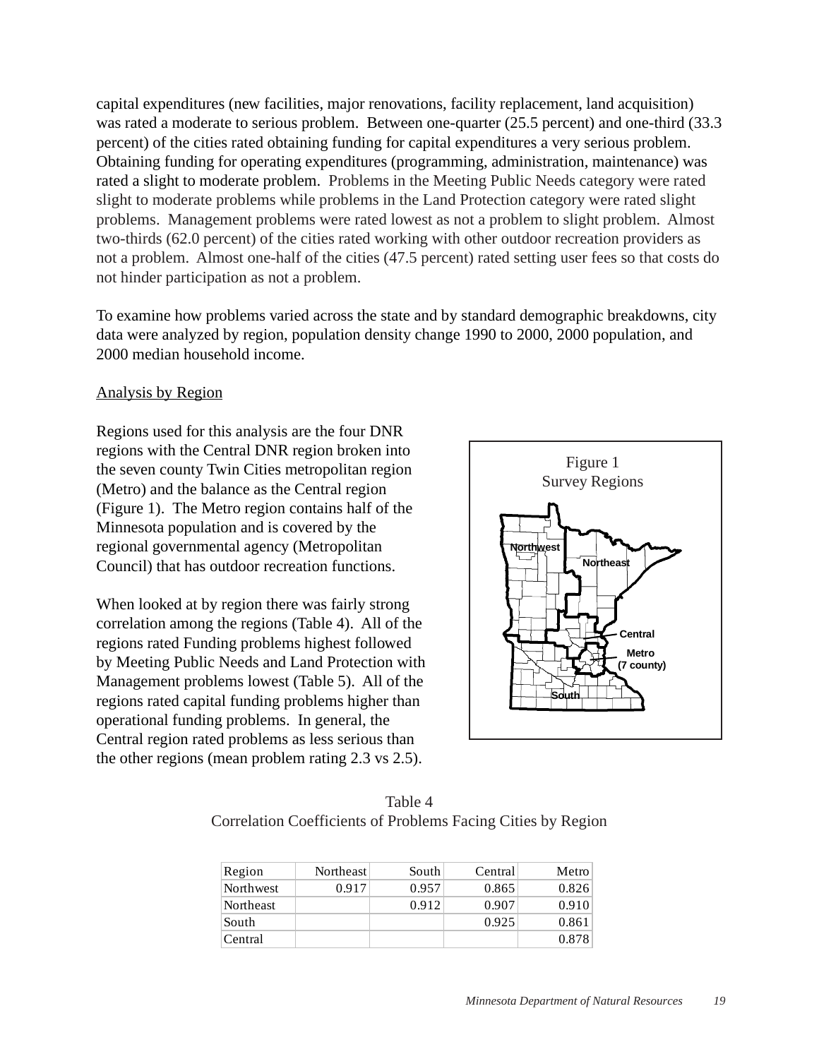capital expenditures (new facilities, major renovations, facility replacement, land acquisition) was rated a moderate to serious problem. Between one-quarter (25.5 percent) and one-third (33.3 percent) of the cities rated obtaining funding for capital expenditures a very serious problem. Obtaining funding for operating expenditures (programming, administration, maintenance) was rated a slight to moderate problem. Problems in the Meeting Public Needs category were rated slight to moderate problems while problems in the Land Protection category were rated slight problems. Management problems were rated lowest as not a problem to slight problem. Almost two-thirds (62.0 percent) of the cities rated working with other outdoor recreation providers as not a problem. Almost one-half of the cities (47.5 percent) rated setting user fees so that costs do not hinder participation as not a problem.

To examine how problems varied across the state and by standard demographic breakdowns, city data were analyzed by region, population density change 1990 to 2000, 2000 population, and 2000 median household income.

Analysis by Region

Regions used for this analysis are the four DNR regions with the Central DNR region broken into the seven county Twin Cities metropolitan region (Metro) and the balance as the Central region (Figure 1). The Metro region contains half of the Minnesota population and is covered by the regional governmental agency (Metropolitan Council) that has outdoor recreation functions.

When looked at by region there was fairly strong correlation among the regions (Table 4). All of the regions rated Funding problems highest followed by Meeting Public Needs and Land Protection with Management problems lowest (Table 5). All of the regions rated capital funding problems higher than operational funding problems. In general, the Central region rated problems as less serious than the other regions (mean problem rating 2.3 vs 2.5).

Figure 1
Survey Regions

Northwest
Northeast
Central
Metro (7 county)
South

Table 4
Correlation Coefficients of Problems Facing Cities by Region

| Region | Northeast | South | Central | Metro |
|---|---|---|---|---|
| Northwest | 0.917 | 0.957 | 0.865 | 0.826 |
| Northeast | | 0.912 | 0.907 | 0.910 |
| South | | | 0.925 | 0.861 |
| Central | | | | 0.878 |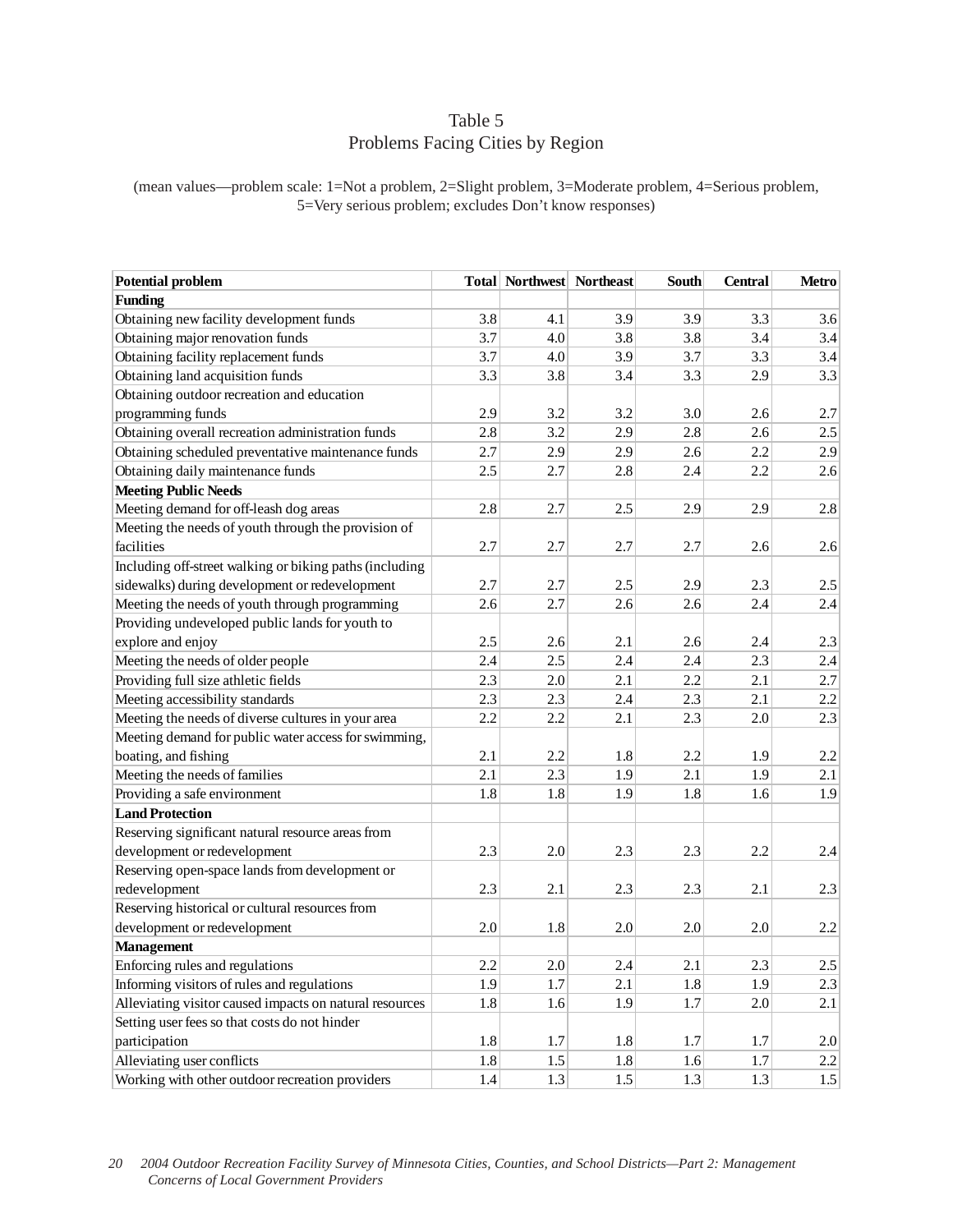# Table 5
## Problems Facing Cities by Region

(mean values—problem scale: 1=Not a problem, 2=Slight problem, 3=Moderate problem, 4=Serious problem, 5=Very serious problem; excludes Don't know responses)

| Potential problem | Total | Northwest | Northeast | South | Central | Metro |
|---|---|---|---|---|---|---|
| **Funding** | | | | | | |
| Obtaining new facility development funds | 3.8 | 4.1 | 3.9 | 3.9 | 3.3 | 3.6 |
| Obtaining major renovation funds | 3.7 | 4.0 | 3.8 | 3.8 | 3.4 | 3.4 |
| Obtaining facility replacement funds | 3.7 | 4.0 | 3.9 | 3.7 | 3.3 | 3.4 |
| Obtaining land acquisition funds | 3.3 | 3.8 | 3.4 | 3.3 | 2.9 | 3.3 |
| Obtaining outdoor recreation and education programming funds | 2.9 | 3.2 | 3.2 | 3.0 | 2.6 | 2.7 |
| Obtaining overall recreation administration funds | 2.8 | 3.2 | 2.9 | 2.8 | 2.6 | 2.5 |
| Obtaining scheduled preventative maintenance funds | 2.7 | 2.9 | 2.9 | 2.6 | 2.2 | 2.9 |
| Obtaining daily maintenance funds | 2.5 | 2.7 | 2.8 | 2.4 | 2.2 | 2.6 |
| **Meeting Public Needs** | | | | | | |
| Meeting demand for off-leash dog areas | 2.8 | 2.7 | 2.5 | 2.9 | 2.9 | 2.8 |
| Meeting the needs of youth through the provision of facilities | 2.7 | 2.7 | 2.7 | 2.7 | 2.6 | 2.6 |
| Including off-street walking or biking paths (including sidewalks) during development or redevelopment | 2.7 | 2.7 | 2.5 | 2.9 | 2.3 | 2.5 |
| Meeting the needs of youth through programming | 2.6 | 2.7 | 2.6 | 2.6 | 2.4 | 2.4 |
| Providing undeveloped public lands for youth to explore and enjoy | 2.5 | 2.6 | 2.1 | 2.6 | 2.4 | 2.3 |
| Meeting the needs of older people | 2.4 | 2.5 | 2.4 | 2.4 | 2.3 | 2.4 |
| Providing full size athletic fields | 2.3 | 2.0 | 2.1 | 2.2 | 2.1 | 2.7 |
| Meeting accessibility standards | 2.3 | 2.3 | 2.4 | 2.3 | 2.1 | 2.2 |
| Meeting the needs of diverse cultures in your area | 2.2 | 2.2 | 2.1 | 2.3 | 2.0 | 2.3 |
| Meeting demand for public water access for swimming, boating, and fishing | 2.1 | 2.2 | 1.8 | 2.2 | 1.9 | 2.2 |
| Meeting the needs of families | 2.1 | 2.3 | 1.9 | 2.1 | 1.9 | 2.1 |
| Providing a safe environment | 1.8 | 1.8 | 1.9 | 1.8 | 1.6 | 1.9 |
| **Land Protection** | | | | | | |
| Reserving significant natural resource areas from development or redevelopment | 2.3 | 2.0 | 2.3 | 2.3 | 2.2 | 2.4 |
| Reserving open-space lands from development or redevelopment | 2.3 | 2.1 | 2.3 | 2.3 | 2.1 | 2.3 |
| Reserving historical or cultural resources from development or redevelopment | 2.0 | 1.8 | 2.0 | 2.0 | 2.0 | 2.2 |
| **Management** | | | | | | |
| Enforcing rules and regulations | 2.2 | 2.0 | 2.4 | 2.1 | 2.3 | 2.5 |
| Informing visitors of rules and regulations | 1.9 | 1.7 | 2.1 | 1.8 | 1.9 | 2.3 |
| Alleviating visitor caused impacts on natural resources | 1.8 | 1.6 | 1.9 | 1.7 | 2.0 | 2.1 |
| Setting user fees so that costs do not hinder participation | 1.8 | 1.7 | 1.8 | 1.7 | 1.7 | 2.0 |
| Alleviating user conflicts | 1.8 | 1.5 | 1.8 | 1.6 | 1.7 | 2.2 |
| Working with other outdoor recreation providers | 1.4 | 1.3 | 1.5 | 1.3 | 1.3 | 1.5 |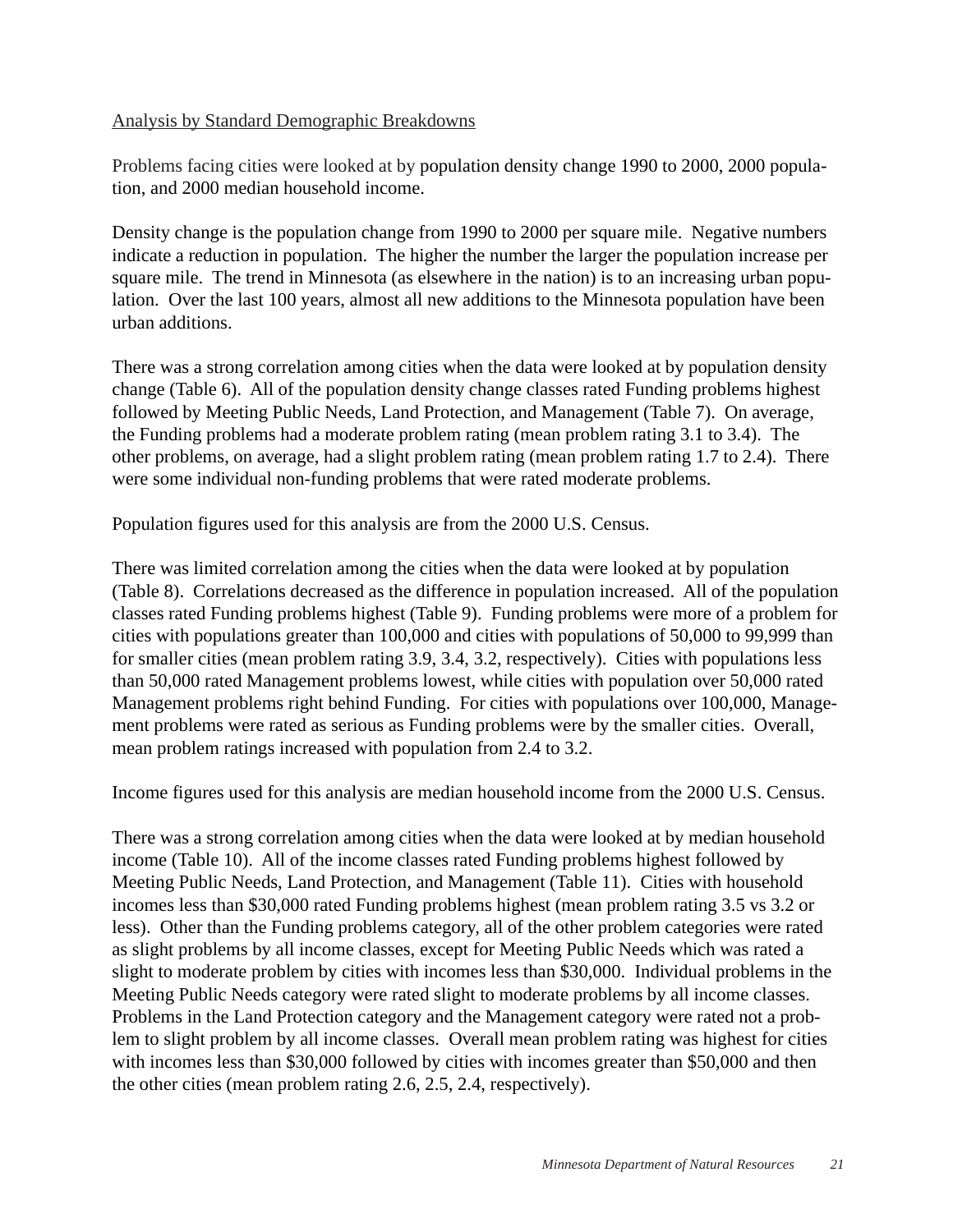## Analysis by Standard Demographic Breakdowns

Problems facing cities were looked at by population density change 1990 to 2000, 2000 population, and 2000 median household income.

Density change is the population change from 1990 to 2000 per square mile. Negative numbers indicate a reduction in population. The higher the number the larger the population increase per square mile. The trend in Minnesota (as elsewhere in the nation) is to an increasing urban population. Over the last 100 years, almost all new additions to the Minnesota population have been urban additions.

There was a strong correlation among cities when the data were looked at by population density change (Table 6). All of the population density change classes rated Funding problems highest followed by Meeting Public Needs, Land Protection, and Management (Table 7). On average, the Funding problems had a moderate problem rating (mean problem rating 3.1 to 3.4). The other problems, on average, had a slight problem rating (mean problem rating 1.7 to 2.4). There were some individual non-funding problems that were rated moderate problems.

Population figures used for this analysis are from the 2000 U.S. Census.

There was limited correlation among the cities when the data were looked at by population (Table 8). Correlations decreased as the difference in population increased. All of the population classes rated Funding problems highest (Table 9). Funding problems were more of a problem for cities with populations greater than 100,000 and cities with populations of 50,000 to 99,999 than for smaller cities (mean problem rating 3.9, 3.4, 3.2, respectively). Cities with populations less than 50,000 rated Management problems lowest, while cities with population over 50,000 rated Management problems right behind Funding. For cities with populations over 100,000, Management problems were rated as serious as Funding problems were by the smaller cities. Overall, mean problem ratings increased with population from 2.4 to 3.2.

Income figures used for this analysis are median household income from the 2000 U.S. Census.

There was a strong correlation among cities when the data were looked at by median household income (Table 10). All of the income classes rated Funding problems highest followed by Meeting Public Needs, Land Protection, and Management (Table 11). Cities with household incomes less than $30,000 rated Funding problems highest (mean problem rating 3.5 vs 3.2 or less). Other than the Funding problems category, all of the other problem categories were rated as slight problems by all income classes, except for Meeting Public Needs which was rated a slight to moderate problem by cities with incomes less than $30,000. Individual problems in the Meeting Public Needs category were rated slight to moderate problems by all income classes. Problems in the Land Protection category and the Management category were rated not a problem to slight problem by all income classes. Overall mean problem rating was highest for cities with incomes less than $30,000 followed by cities with incomes greater than $50,000 and then the other cities (mean problem rating 2.6, 2.5, 2.4, respectively).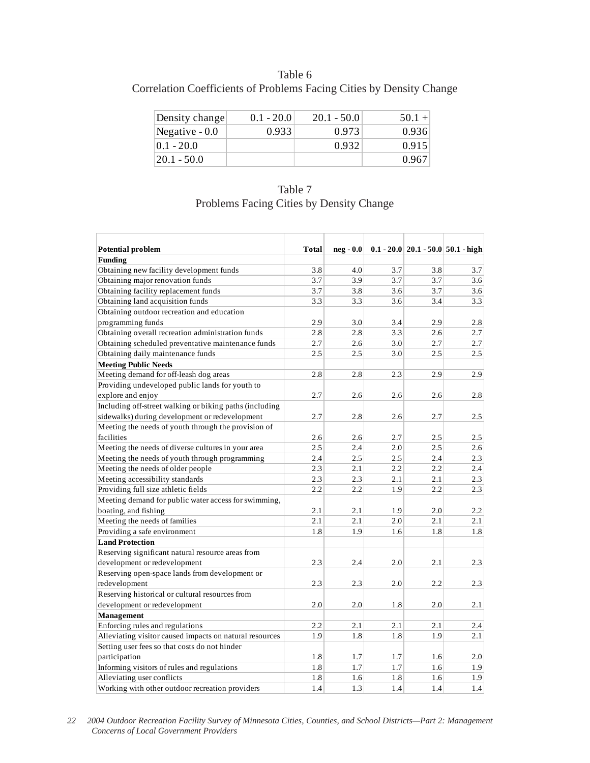Table 6
Correlation Coefficients of Problems Facing Cities by Density Change

| Density change | 0.1 - 20.0 | 20.1 - 50.0 | 50.1 + |
|---|---|---|---|
| Negative - 0.0 | 0.933 | 0.973 | 0.936 |
| 0.1 - 20.0 | | 0.932 | 0.915 |
| 20.1 - 50.0 | | | 0.967 |

Table 7
Problems Facing Cities by Density Change

| Potential problem | Total | neg - 0.0 | 0.1 - 20.0 | 20.1 - 50.0 | 50.1 - high |
|---|---|---|---|---|---|
| **Funding** | | | | | |
| Obtaining new facility development funds | 3.8 | 4.0 | 3.7 | 3.8 | 3.7 |
| Obtaining major renovation funds | 3.7 | 3.9 | 3.7 | 3.7 | 3.6 |
| Obtaining facility replacement funds | 3.7 | 3.8 | 3.6 | 3.7 | 3.6 |
| Obtaining land acquisition funds | 3.3 | 3.3 | 3.6 | 3.4 | 3.3 |
| Obtaining outdoor recreation and education programming funds | 2.9 | 3.0 | 3.4 | 2.9 | 2.8 |
| Obtaining overall recreation administration funds | 2.8 | 2.8 | 3.3 | 2.6 | 2.7 |
| Obtaining scheduled preventative maintenance funds | 2.7 | 2.6 | 3.0 | 2.7 | 2.7 |
| Obtaining daily maintenance funds | 2.5 | 2.5 | 3.0 | 2.5 | 2.5 |
| **Meeting Public Needs** | | | | | |
| Meeting demand for off-leash dog areas | 2.8 | 2.8 | 2.3 | 2.9 | 2.9 |
| Providing undeveloped public lands for youth to explore and enjoy | 2.7 | 2.6 | 2.6 | 2.6 | 2.8 |
| Including off-street walking or biking paths (including sidewalks) during development or redevelopment | 2.7 | 2.8 | 2.6 | 2.7 | 2.5 |
| Meeting the needs of youth through the provision of facilities | 2.6 | 2.6 | 2.7 | 2.5 | 2.5 |
| Meeting the needs of diverse cultures in your area | 2.5 | 2.4 | 2.0 | 2.5 | 2.6 |
| Meeting the needs of youth through programming | 2.4 | 2.5 | 2.5 | 2.4 | 2.3 |
| Meeting the needs of older people | 2.3 | 2.1 | 2.2 | 2.2 | 2.4 |
| Meeting accessibility standards | 2.3 | 2.3 | 2.1 | 2.1 | 2.3 |
| Providing full size athletic fields | 2.2 | 2.2 | 1.9 | 2.2 | 2.3 |
| Meeting demand for public water access for swimming, boating, and fishing | 2.1 | 2.1 | 1.9 | 2.0 | 2.2 |
| Meeting the needs of families | 2.1 | 2.1 | 2.0 | 2.1 | 2.1 |
| Providing a safe environment | 1.8 | 1.9 | 1.6 | 1.8 | 1.8 |
| **Land Protection** | | | | | |
| Reserving significant natural resource areas from development or redevelopment | 2.3 | 2.4 | 2.0 | 2.1 | 2.3 |
| Reserving open-space lands from development or redevelopment | 2.3 | 2.3 | 2.0 | 2.2 | 2.3 |
| Reserving historical or cultural resources from development or redevelopment | 2.0 | 2.0 | 1.8 | 2.0 | 2.1 |
| **Management** | | | | | |
| Enforcing rules and regulations | 2.2 | 2.1 | 2.1 | 2.1 | 2.4 |
| Alleviating visitor caused impacts on natural resources | 1.9 | 1.8 | 1.8 | 1.9 | 2.1 |
| Setting user fees so that costs do not hinder participation | 1.8 | 1.7 | 1.7 | 1.6 | 2.0 |
| Informing visitors of rules and regulations | 1.8 | 1.7 | 1.7 | 1.6 | 1.9 |
| Alleviating user conflicts | 1.8 | 1.6 | 1.8 | 1.6 | 1.9 |
| Working with other outdoor recreation providers | 1.4 | 1.3 | 1.4 | 1.4 | 1.4 |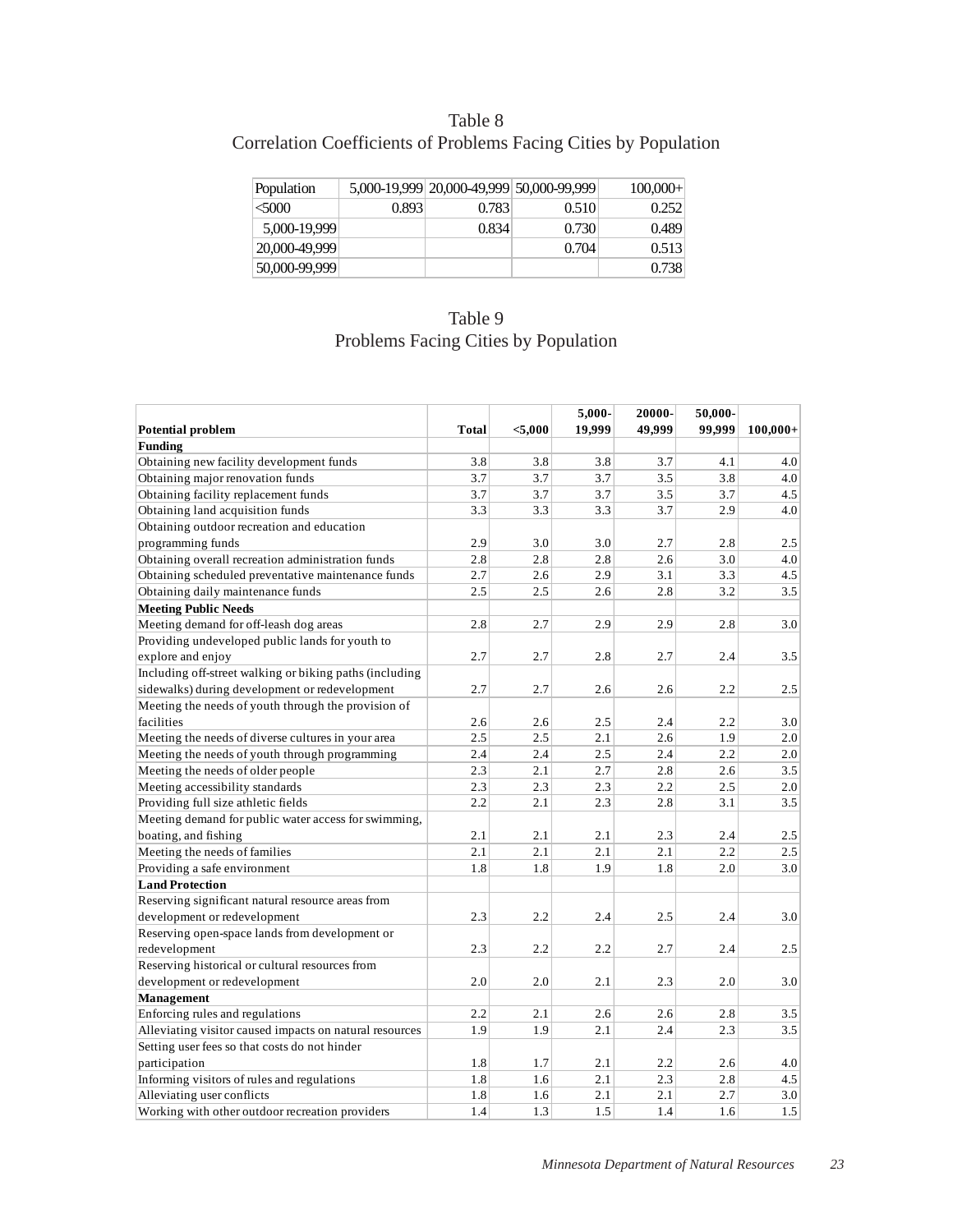## Table 8
## Correlation Coefficients of Problems Facing Cities by Population

| Population | 5,000-19,999 | 20,000-49,999 | 50,000-99,999 | 100,000+ |
|---|---|---|---|---|
| <5000 | 0.893 | 0.783 | 0.510 | 0.252 |
| 5,000-19,999 | | 0.834 | 0.730 | 0.489 |
| 20,000-49,999 | | | 0.704 | 0.513 |
| 50,000-99,999 | | | | 0.738 |

## Table 9
## Problems Facing Cities by Population

| Potential problem | Total | <5,000 | 5,000-19,999 | 20000-49,999 | 50,000-99,999 | 100,000+ |
|---|---|---|---|---|---|---|
| **Funding** | | | | | | |
| Obtaining new facility development funds | 3.8 | 3.8 | 3.8 | 3.7 | 4.1 | 4.0 |
| Obtaining major renovation funds | 3.7 | 3.7 | 3.7 | 3.5 | 3.8 | 4.0 |
| Obtaining facility replacement funds | 3.7 | 3.7 | 3.7 | 3.5 | 3.7 | 4.5 |
| Obtaining land acquisition funds | 3.3 | 3.3 | 3.3 | 3.7 | 2.9 | 4.0 |
| Obtaining outdoor recreation and education programming funds | 2.9 | 3.0 | 3.0 | 2.7 | 2.8 | 2.5 |
| Obtaining overall recreation administration funds | 2.8 | 2.8 | 2.8 | 2.6 | 3.0 | 4.0 |
| Obtaining scheduled preventative maintenance funds | 2.7 | 2.6 | 2.9 | 3.1 | 3.3 | 4.5 |
| Obtaining daily maintenance funds | 2.5 | 2.5 | 2.6 | 2.8 | 3.2 | 3.5 |
| **Meeting Public Needs** | | | | | | |
| Meeting demand for off-leash dog areas | 2.8 | 2.7 | 2.9 | 2.9 | 2.8 | 3.0 |
| Providing undeveloped public lands for youth to explore and enjoy | 2.7 | 2.7 | 2.8 | 2.7 | 2.4 | 3.5 |
| Including off-street walking or biking paths (including sidewalks) during development or redevelopment | 2.7 | 2.7 | 2.6 | 2.6 | 2.2 | 2.5 |
| Meeting the needs of youth through the provision of facilities | 2.6 | 2.6 | 2.5 | 2.4 | 2.2 | 3.0 |
| Meeting the needs of diverse cultures in your area | 2.5 | 2.5 | 2.1 | 2.6 | 1.9 | 2.0 |
| Meeting the needs of youth through programming | 2.4 | 2.4 | 2.5 | 2.4 | 2.2 | 2.0 |
| Meeting the needs of older people | 2.3 | 2.1 | 2.7 | 2.8 | 2.6 | 3.5 |
| Meeting accessibility standards | 2.3 | 2.3 | 2.3 | 2.2 | 2.5 | 2.0 |
| Providing full size athletic fields | 2.2 | 2.1 | 2.3 | 2.8 | 3.1 | 3.5 |
| Meeting demand for public water access for swimming, boating, and fishing | 2.1 | 2.1 | 2.1 | 2.3 | 2.4 | 2.5 |
| Meeting the needs of families | 2.1 | 2.1 | 2.1 | 2.1 | 2.2 | 2.5 |
| Providing a safe environment | 1.8 | 1.8 | 1.9 | 1.8 | 2.0 | 3.0 |
| **Land Protection** | | | | | | |
| Reserving significant natural resource areas from development or redevelopment | 2.3 | 2.2 | 2.4 | 2.5 | 2.4 | 3.0 |
| Reserving open-space lands from development or redevelopment | 2.3 | 2.2 | 2.2 | 2.7 | 2.4 | 2.5 |
| Reserving historical or cultural resources from development or redevelopment | 2.0 | 2.0 | 2.1 | 2.3 | 2.0 | 3.0 |
| **Management** | | | | | | |
| Enforcing rules and regulations | 2.2 | 2.1 | 2.6 | 2.6 | 2.8 | 3.5 |
| Alleviating visitor caused impacts on natural resources | 1.9 | 1.9 | 2.1 | 2.4 | 2.3 | 3.5 |
| Setting user fees so that costs do not hinder participation | 1.8 | 1.7 | 2.1 | 2.2 | 2.6 | 4.0 |
| Informing visitors of rules and regulations | 1.8 | 1.6 | 2.1 | 2.3 | 2.8 | 4.5 |
| Alleviating user conflicts | 1.8 | 1.6 | 2.1 | 2.1 | 2.7 | 3.0 |
| Working with other outdoor recreation providers | 1.4 | 1.3 | 1.5 | 1.4 | 1.6 | 1.5 |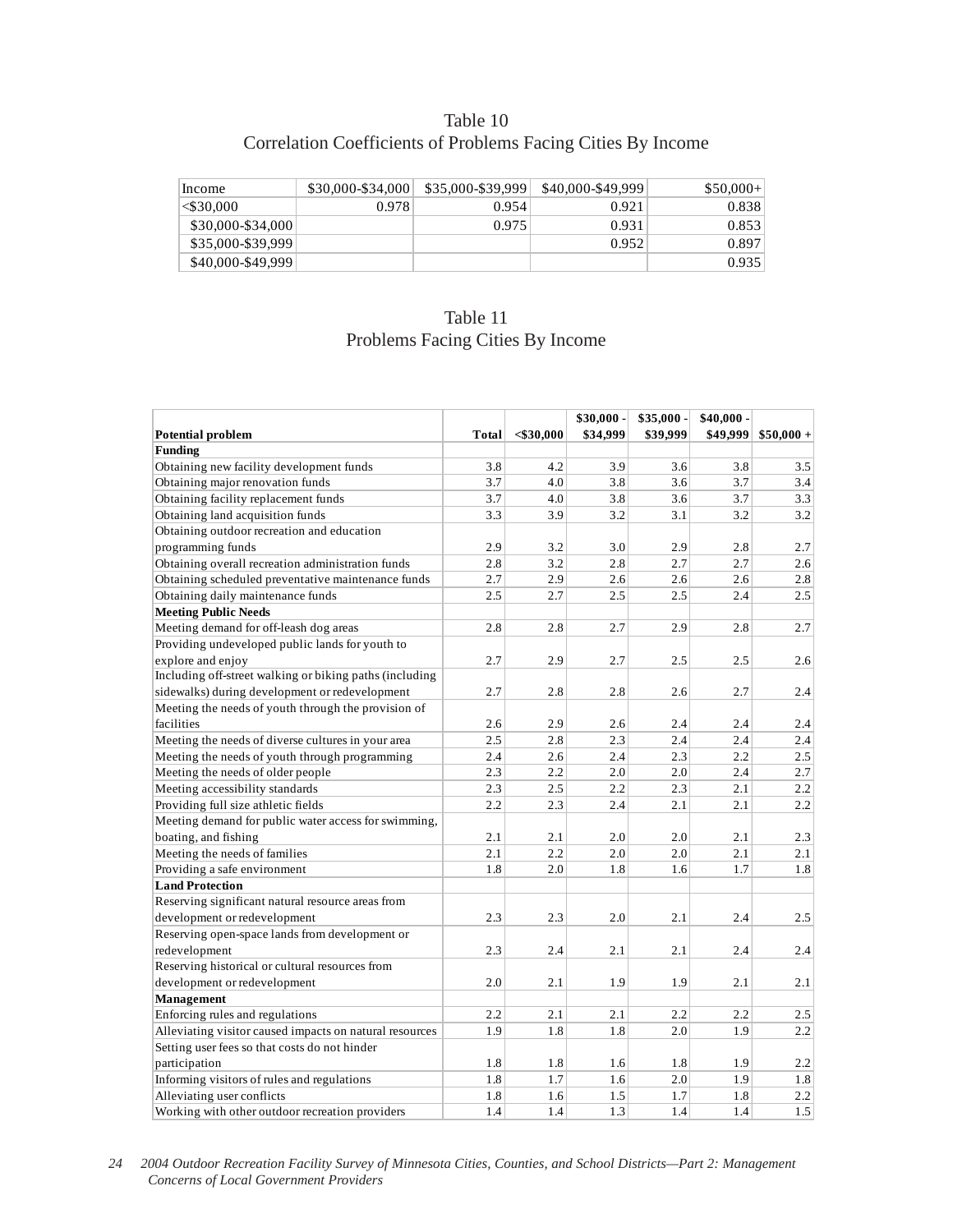Table 10
Correlation Coefficients of Problems Facing Cities By Income

| Income | $30,000-$34,000 | $35,000-$39,999 | $40,000-$49,999 | $50,000+ |
|---|---|---|---|---|
| <$30,000 | 0.978 | 0.954 | 0.921 | 0.838 |
| $30,000-$34,000 | | 0.975 | 0.931 | 0.853 |
| $35,000-$39,999 | | | 0.952 | 0.897 |
| $40,000-$49,999 | | | | 0.935 |

Table 11
Problems Facing Cities By Income

| Potential problem | Total | <$30,000 | $30,000 - $34,999 | $35,000 - $39,999 | $40,000 - $49,999 | $50,000 + |
|---|---|---|---|---|---|---|
| **Funding** | | | | | | |
| Obtaining new facility development funds | 3.8 | 4.2 | 3.9 | 3.6 | 3.8 | 3.5 |
| Obtaining major renovation funds | 3.7 | 4.0 | 3.8 | 3.6 | 3.7 | 3.4 |
| Obtaining facility replacement funds | 3.7 | 4.0 | 3.8 | 3.6 | 3.7 | 3.3 |
| Obtaining land acquisition funds | 3.3 | 3.9 | 3.2 | 3.1 | 3.2 | 3.2 |
| Obtaining outdoor recreation and education programming funds | 2.9 | 3.2 | 3.0 | 2.9 | 2.8 | 2.7 |
| Obtaining overall recreation administration funds | 2.8 | 3.2 | 2.8 | 2.7 | 2.7 | 2.6 |
| Obtaining scheduled preventative maintenance funds | 2.7 | 2.9 | 2.6 | 2.6 | 2.6 | 2.8 |
| Obtaining daily maintenance funds | 2.5 | 2.7 | 2.5 | 2.5 | 2.4 | 2.5 |
| **Meeting Public Needs** | | | | | | |
| Meeting demand for off-leash dog areas | 2.8 | 2.8 | 2.7 | 2.9 | 2.8 | 2.7 |
| Providing undeveloped public lands for youth to explore and enjoy | 2.7 | 2.9 | 2.7 | 2.5 | 2.5 | 2.6 |
| Including off-street walking or biking paths (including sidewalks) during development or redevelopment | 2.7 | 2.8 | 2.8 | 2.6 | 2.7 | 2.4 |
| Meeting the needs of youth through the provision of facilities | 2.6 | 2.9 | 2.6 | 2.4 | 2.4 | 2.4 |
| Meeting the needs of diverse cultures in your area | 2.5 | 2.8 | 2.3 | 2.4 | 2.4 | 2.4 |
| Meeting the needs of youth through programming | 2.4 | 2.6 | 2.4 | 2.3 | 2.2 | 2.5 |
| Meeting the needs of older people | 2.3 | 2.2 | 2.0 | 2.0 | 2.4 | 2.7 |
| Meeting accessibility standards | 2.3 | 2.5 | 2.2 | 2.3 | 2.1 | 2.2 |
| Providing full size athletic fields | 2.2 | 2.3 | 2.4 | 2.1 | 2.1 | 2.2 |
| Meeting demand for public water access for swimming, boating, and fishing | 2.1 | 2.1 | 2.0 | 2.0 | 2.1 | 2.3 |
| Meeting the needs of families | 2.1 | 2.2 | 2.0 | 2.0 | 2.1 | 2.1 |
| Providing a safe environment | 1.8 | 2.0 | 1.8 | 1.6 | 1.7 | 1.8 |
| **Land Protection** | | | | | | |
| Reserving significant natural resource areas from development or redevelopment | 2.3 | 2.3 | 2.0 | 2.1 | 2.4 | 2.5 |
| Reserving open-space lands from development or redevelopment | 2.3 | 2.4 | 2.1 | 2.1 | 2.4 | 2.4 |
| Reserving historical or cultural resources from development or redevelopment | 2.0 | 2.1 | 1.9 | 1.9 | 2.1 | 2.1 |
| **Management** | | | | | | |
| Enforcing rules and regulations | 2.2 | 2.1 | 2.1 | 2.2 | 2.2 | 2.5 |
| Alleviating visitor caused impacts on natural resources | 1.9 | 1.8 | 1.8 | 2.0 | 1.9 | 2.2 |
| Setting user fees so that costs do not hinder participation | 1.8 | 1.8 | 1.6 | 1.8 | 1.9 | 2.2 |
| Informing visitors of rules and regulations | 1.8 | 1.7 | 1.6 | 2.0 | 1.9 | 1.8 |
| Alleviating user conflicts | 1.8 | 1.6 | 1.5 | 1.7 | 1.8 | 2.2 |
| Working with other outdoor recreation providers | 1.4 | 1.4 | 1.3 | 1.4 | 1.4 | 1.5 |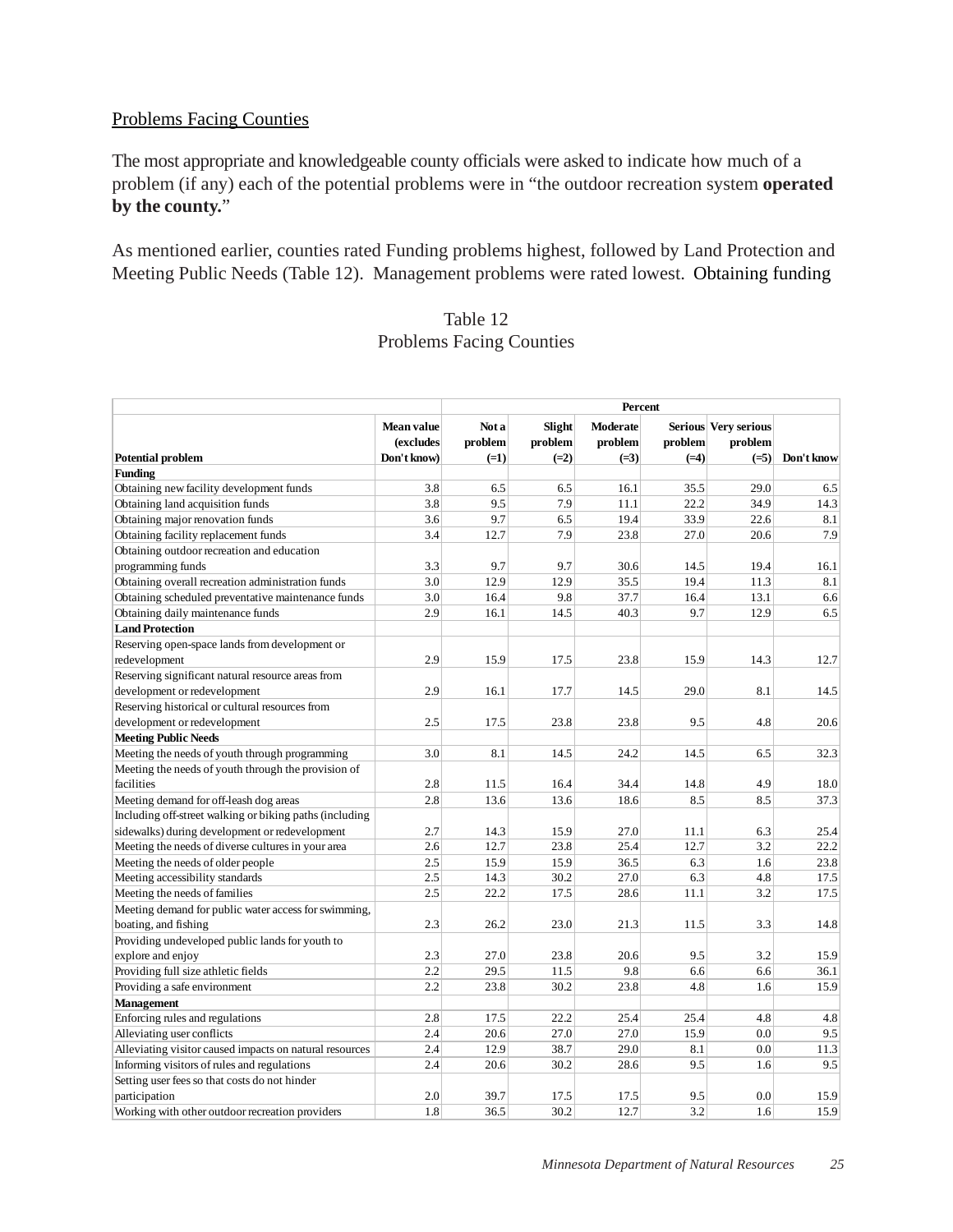## Problems Facing Counties

The most appropriate and knowledgeable county officials were asked to indicate how much of a problem (if any) each of the potential problems were in "the outdoor recreation system **operated by the county.**"

As mentioned earlier, counties rated Funding problems highest, followed by Land Protection and Meeting Public Needs (Table 12). Management problems were rated lowest. Obtaining funding

Table 12
Problems Facing Counties

| | | Percent | | | | | |
|---|---|---|---|---|---|---|---|
| Potential problem | Mean value (excludes Don't know) | Not a problem (=1) | Slight problem (=2) | Moderate problem (=3) | Serious problem (=4) | Very serious problem (=5) | Don't know |
| **Funding** | | | | | | | |
| Obtaining new facility development funds | 3.8 | 6.5 | 6.5 | 16.1 | 35.5 | 29.0 | 6.5 |
| Obtaining land acquisition funds | 3.8 | 9.5 | 7.9 | 11.1 | 22.2 | 34.9 | 14.3 |
| Obtaining major renovation funds | 3.6 | 9.7 | 6.5 | 19.4 | 33.9 | 22.6 | 8.1 |
| Obtaining facility replacement funds | 3.4 | 12.7 | 7.9 | 23.8 | 27.0 | 20.6 | 7.9 |
| Obtaining outdoor recreation and education programming funds | 3.3 | 9.7 | 9.7 | 30.6 | 14.5 | 19.4 | 16.1 |
| Obtaining overall recreation administration funds | 3.0 | 12.9 | 12.9 | 35.5 | 19.4 | 11.3 | 8.1 |
| Obtaining scheduled preventative maintenance funds | 3.0 | 16.4 | 9.8 | 37.7 | 16.4 | 13.1 | 6.6 |
| Obtaining daily maintenance funds | 2.9 | 16.1 | 14.5 | 40.3 | 9.7 | 12.9 | 6.5 |
| **Land Protection** | | | | | | | |
| Reserving open-space lands from development or redevelopment | 2.9 | 15.9 | 17.5 | 23.8 | 15.9 | 14.3 | 12.7 |
| Reserving significant natural resource areas from development or redevelopment | 2.9 | 16.1 | 17.7 | 14.5 | 29.0 | 8.1 | 14.5 |
| Reserving historical or cultural resources from development or redevelopment | 2.5 | 17.5 | 23.8 | 23.8 | 9.5 | 4.8 | 20.6 |
| **Meeting Public Needs** | | | | | | | |
| Meeting the needs of youth through programming | 3.0 | 8.1 | 14.5 | 24.2 | 14.5 | 6.5 | 32.3 |
| Meeting the needs of youth through the provision of facilities | 2.8 | 11.5 | 16.4 | 34.4 | 14.8 | 4.9 | 18.0 |
| Meeting demand for off-leash dog areas | 2.8 | 13.6 | 13.6 | 18.6 | 8.5 | 8.5 | 37.3 |
| Including off-street walking or biking paths (including sidewalks) during development or redevelopment | 2.7 | 14.3 | 15.9 | 27.0 | 11.1 | 6.3 | 25.4 |
| Meeting the needs of diverse cultures in your area | 2.6 | 12.7 | 23.8 | 25.4 | 12.7 | 3.2 | 22.2 |
| Meeting the needs of older people | 2.5 | 15.9 | 15.9 | 36.5 | 6.3 | 1.6 | 23.8 |
| Meeting accessibility standards | 2.5 | 14.3 | 30.2 | 27.0 | 6.3 | 4.8 | 17.5 |
| Meeting the needs of families | 2.5 | 22.2 | 17.5 | 28.6 | 11.1 | 3.2 | 17.5 |
| Meeting demand for public water access for swimming, boating, and fishing | 2.3 | 26.2 | 23.0 | 21.3 | 11.5 | 3.3 | 14.8 |
| Providing undeveloped public lands for youth to explore and enjoy | 2.3 | 27.0 | 23.8 | 20.6 | 9.5 | 3.2 | 15.9 |
| Providing full size athletic fields | 2.2 | 29.5 | 11.5 | 9.8 | 6.6 | 6.6 | 36.1 |
| Providing a safe environment | 2.2 | 23.8 | 30.2 | 23.8 | 4.8 | 1.6 | 15.9 |
| **Management** | | | | | | | |
| Enforcing rules and regulations | 2.8 | 17.5 | 22.2 | 25.4 | 25.4 | 4.8 | 4.8 |
| Alleviating user conflicts | 2.4 | 20.6 | 27.0 | 27.0 | 15.9 | 0.0 | 9.5 |
| Alleviating visitor caused impacts on natural resources | 2.4 | 12.9 | 38.7 | 29.0 | 8.1 | 0.0 | 11.3 |
| Informing visitors of rules and regulations | 2.4 | 20.6 | 30.2 | 28.6 | 9.5 | 1.6 | 9.5 |
| Setting user fees so that costs do not hinder participation | 2.0 | 39.7 | 17.5 | 17.5 | 9.5 | 0.0 | 15.9 |
| Working with other outdoor recreation providers | 1.8 | 36.5 | 30.2 | 12.7 | 3.2 | 1.6 | 15.9 |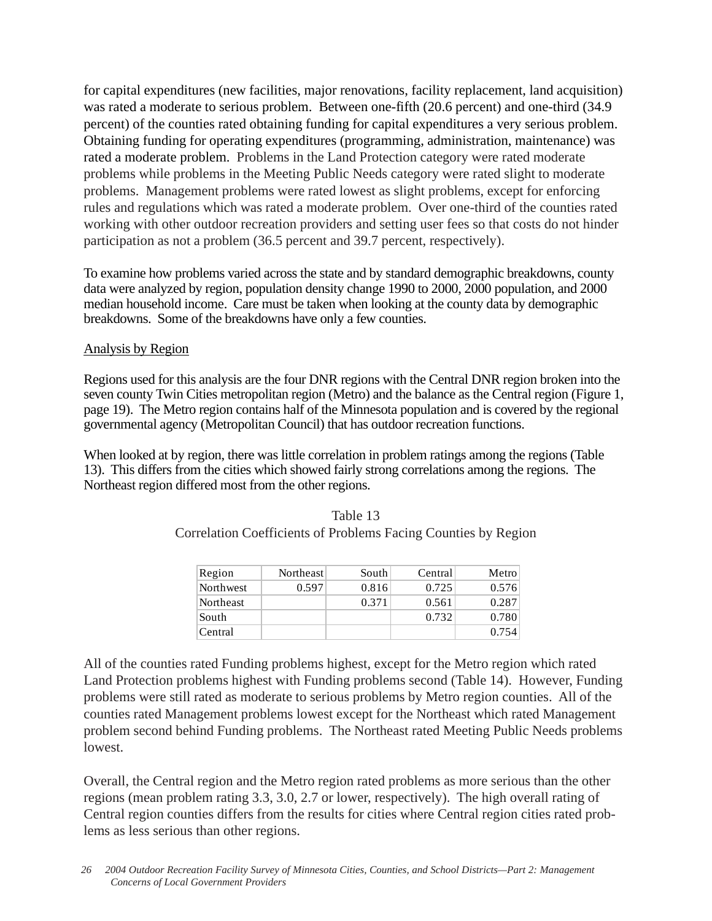for capital expenditures (new facilities, major renovations, facility replacement, land acquisition) was rated a moderate to serious problem. Between one-fifth (20.6 percent) and one-third (34.9 percent) of the counties rated obtaining funding for capital expenditures a very serious problem. Obtaining funding for operating expenditures (programming, administration, maintenance) was rated a moderate problem. Problems in the Land Protection category were rated moderate problems while problems in the Meeting Public Needs category were rated slight to moderate problems. Management problems were rated lowest as slight problems, except for enforcing rules and regulations which was rated a moderate problem. Over one-third of the counties rated working with other outdoor recreation providers and setting user fees so that costs do not hinder participation as not a problem (36.5 percent and 39.7 percent, respectively).

To examine how problems varied across the state and by standard demographic breakdowns, county data were analyzed by region, population density change 1990 to 2000, 2000 population, and 2000 median household income. Care must be taken when looking at the county data by demographic breakdowns. Some of the breakdowns have only a few counties.

Analysis by Region

Regions used for this analysis are the four DNR regions with the Central DNR region broken into the seven county Twin Cities metropolitan region (Metro) and the balance as the Central region (Figure 1, page 19). The Metro region contains half of the Minnesota population and is covered by the regional governmental agency (Metropolitan Council) that has outdoor recreation functions.

When looked at by region, there was little correlation in problem ratings among the regions (Table 13). This differs from the cities which showed fairly strong correlations among the regions. The Northeast region differed most from the other regions.

Table 13
Correlation Coefficients of Problems Facing Counties by Region

| Region | Northeast | South | Central | Metro |
|---|---|---|---|---|
| Northwest | 0.597 | 0.816 | 0.725 | 0.576 |
| Northeast | | 0.371 | 0.561 | 0.287 |
| South | | | 0.732 | 0.780 |
| Central | | | | 0.754 |

All of the counties rated Funding problems highest, except for the Metro region which rated Land Protection problems highest with Funding problems second (Table 14). However, Funding problems were still rated as moderate to serious problems by Metro region counties. All of the counties rated Management problems lowest except for the Northeast which rated Management problem second behind Funding problems. The Northeast rated Meeting Public Needs problems lowest.

Overall, the Central region and the Metro region rated problems as more serious than the other regions (mean problem rating 3.3, 3.0, 2.7 or lower, respectively). The high overall rating of Central region counties differs from the results for cities where Central region cities rated problems as less serious than other regions.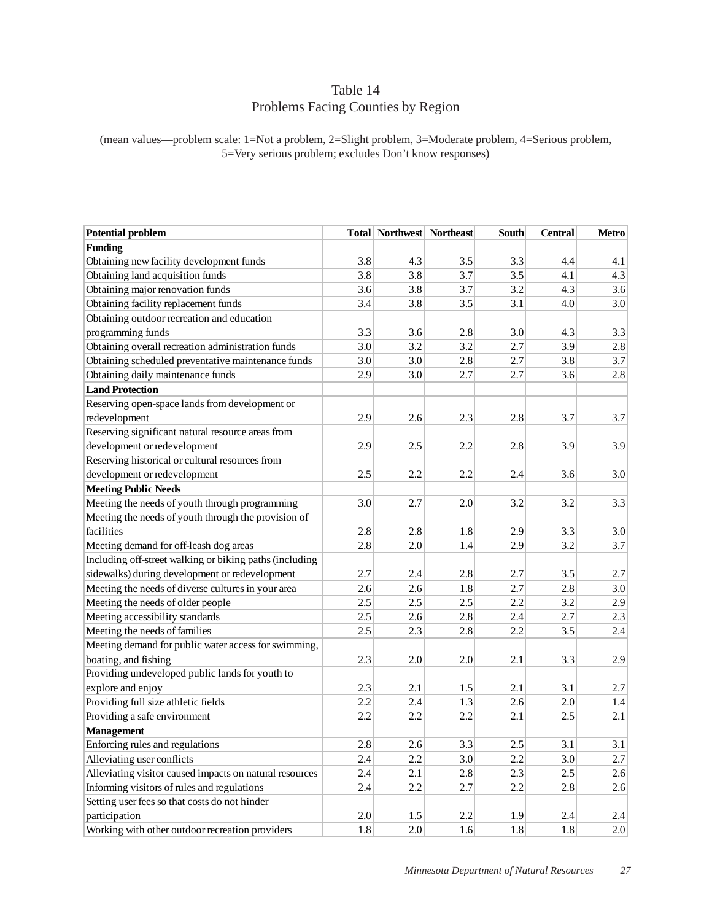# Table 14
## Problems Facing Counties by Region

(mean values—problem scale: 1=Not a problem, 2=Slight problem, 3=Moderate problem, 4=Serious problem, 5=Very serious problem; excludes Don't know responses)

| Potential problem | Total | Northwest | Northeast | South | Central | Metro |
|---|---|---|---|---|---|---|
| **Funding** | | | | | | |
| Obtaining new facility development funds | 3.8 | 4.3 | 3.5 | 3.3 | 4.4 | 4.1 |
| Obtaining land acquisition funds | 3.8 | 3.8 | 3.7 | 3.5 | 4.1 | 4.3 |
| Obtaining major renovation funds | 3.6 | 3.8 | 3.7 | 3.2 | 4.3 | 3.6 |
| Obtaining facility replacement funds | 3.4 | 3.8 | 3.5 | 3.1 | 4.0 | 3.0 |
| Obtaining outdoor recreation and education programming funds | 3.3 | 3.6 | 2.8 | 3.0 | 4.3 | 3.3 |
| Obtaining overall recreation administration funds | 3.0 | 3.2 | 3.2 | 2.7 | 3.9 | 2.8 |
| Obtaining scheduled preventative maintenance funds | 3.0 | 3.0 | 2.8 | 2.7 | 3.8 | 3.7 |
| Obtaining daily maintenance funds | 2.9 | 3.0 | 2.7 | 2.7 | 3.6 | 2.8 |
| **Land Protection** | | | | | | |
| Reserving open-space lands from development or redevelopment | 2.9 | 2.6 | 2.3 | 2.8 | 3.7 | 3.7 |
| Reserving significant natural resource areas from development or redevelopment | 2.9 | 2.5 | 2.2 | 2.8 | 3.9 | 3.9 |
| Reserving historical or cultural resources from development or redevelopment | 2.5 | 2.2 | 2.2 | 2.4 | 3.6 | 3.0 |
| **Meeting Public Needs** | | | | | | |
| Meeting the needs of youth through programming | 3.0 | 2.7 | 2.0 | 3.2 | 3.2 | 3.3 |
| Meeting the needs of youth through the provision of facilities | 2.8 | 2.8 | 1.8 | 2.9 | 3.3 | 3.0 |
| Meeting demand for off-leash dog areas | 2.8 | 2.0 | 1.4 | 2.9 | 3.2 | 3.7 |
| Including off-street walking or biking paths (including sidewalks) during development or redevelopment | 2.7 | 2.4 | 2.8 | 2.7 | 3.5 | 2.7 |
| Meeting the needs of diverse cultures in your area | 2.6 | 2.6 | 1.8 | 2.7 | 2.8 | 3.0 |
| Meeting the needs of older people | 2.5 | 2.5 | 2.5 | 2.2 | 3.2 | 2.9 |
| Meeting accessibility standards | 2.5 | 2.6 | 2.8 | 2.4 | 2.7 | 2.3 |
| Meeting the needs of families | 2.5 | 2.3 | 2.8 | 2.2 | 3.5 | 2.4 |
| Meeting demand for public water access for swimming, boating, and fishing | 2.3 | 2.0 | 2.0 | 2.1 | 3.3 | 2.9 |
| Providing undeveloped public lands for youth to explore and enjoy | 2.3 | 2.1 | 1.5 | 2.1 | 3.1 | 2.7 |
| Providing full size athletic fields | 2.2 | 2.4 | 1.3 | 2.6 | 2.0 | 1.4 |
| Providing a safe environment | 2.2 | 2.2 | 2.2 | 2.1 | 2.5 | 2.1 |
| **Management** | | | | | | |
| Enforcing rules and regulations | 2.8 | 2.6 | 3.3 | 2.5 | 3.1 | 3.1 |
| Alleviating user conflicts | 2.4 | 2.2 | 3.0 | 2.2 | 3.0 | 2.7 |
| Alleviating visitor caused impacts on natural resources | 2.4 | 2.1 | 2.8 | 2.3 | 2.5 | 2.6 |
| Informing visitors of rules and regulations | 2.4 | 2.2 | 2.7 | 2.2 | 2.8 | 2.6 |
| Setting user fees so that costs do not hinder participation | 2.0 | 1.5 | 2.2 | 1.9 | 2.4 | 2.4 |
| Working with other outdoor recreation providers | 1.8 | 2.0 | 1.6 | 1.8 | 1.8 | 2.0 |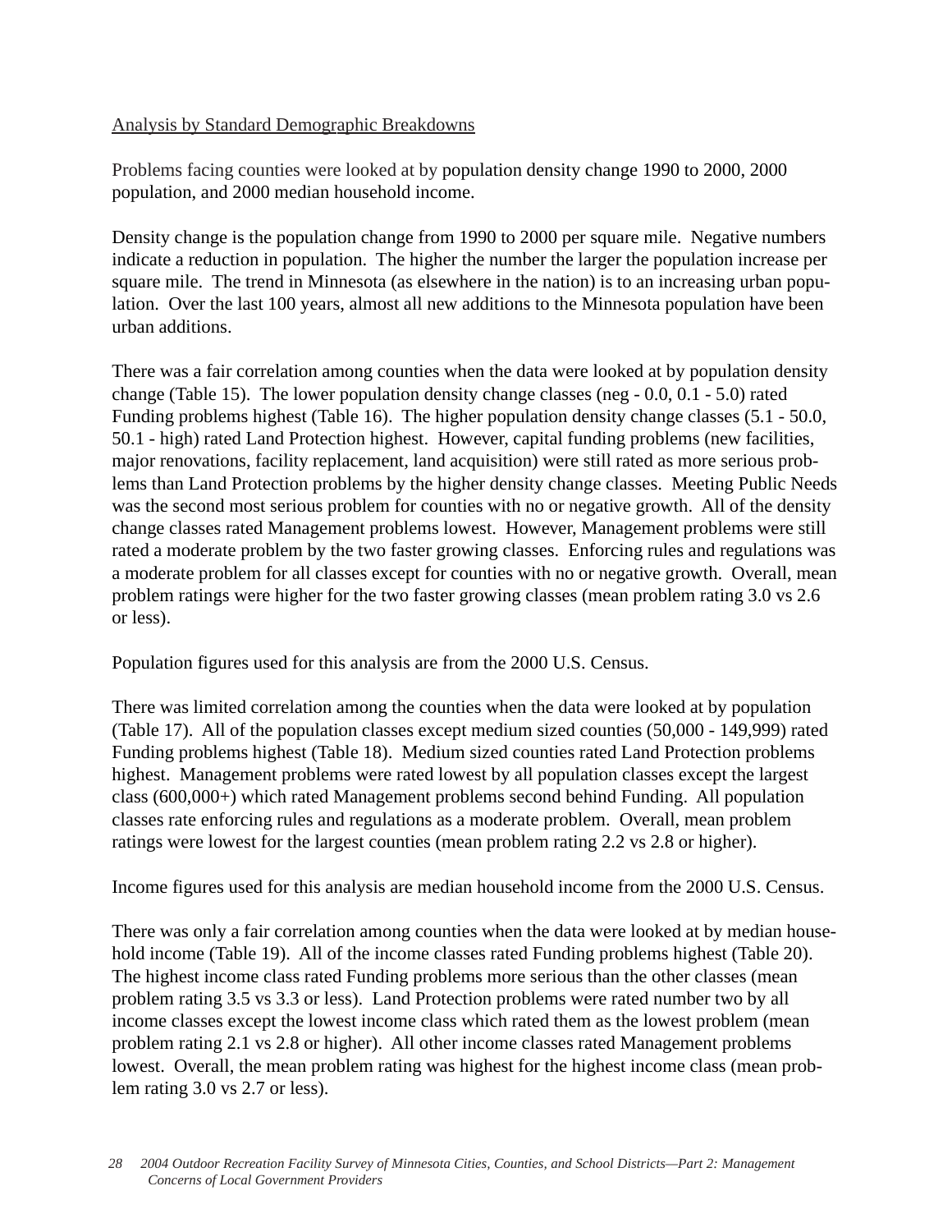Analysis by Standard Demographic Breakdowns

Problems facing counties were looked at by population density change 1990 to 2000, 2000 population, and 2000 median household income.

Density change is the population change from 1990 to 2000 per square mile. Negative numbers indicate a reduction in population. The higher the number the larger the population increase per square mile. The trend in Minnesota (as elsewhere in the nation) is to an increasing urban population. Over the last 100 years, almost all new additions to the Minnesota population have been urban additions.

There was a fair correlation among counties when the data were looked at by population density change (Table 15). The lower population density change classes (neg - 0.0, 0.1 - 5.0) rated Funding problems highest (Table 16). The higher population density change classes (5.1 - 50.0, 50.1 - high) rated Land Protection highest. However, capital funding problems (new facilities, major renovations, facility replacement, land acquisition) were still rated as more serious problems than Land Protection problems by the higher density change classes. Meeting Public Needs was the second most serious problem for counties with no or negative growth. All of the density change classes rated Management problems lowest. However, Management problems were still rated a moderate problem by the two faster growing classes. Enforcing rules and regulations was a moderate problem for all classes except for counties with no or negative growth. Overall, mean problem ratings were higher for the two faster growing classes (mean problem rating 3.0 vs 2.6 or less).

Population figures used for this analysis are from the 2000 U.S. Census.

There was limited correlation among the counties when the data were looked at by population (Table 17). All of the population classes except medium sized counties (50,000 - 149,999) rated Funding problems highest (Table 18). Medium sized counties rated Land Protection problems highest. Management problems were rated lowest by all population classes except the largest class (600,000+) which rated Management problems second behind Funding. All population classes rate enforcing rules and regulations as a moderate problem. Overall, mean problem ratings were lowest for the largest counties (mean problem rating 2.2 vs 2.8 or higher).

Income figures used for this analysis are median household income from the 2000 U.S. Census.

There was only a fair correlation among counties when the data were looked at by median household income (Table 19). All of the income classes rated Funding problems highest (Table 20). The highest income class rated Funding problems more serious than the other classes (mean problem rating 3.5 vs 3.3 or less). Land Protection problems were rated number two by all income classes except the lowest income class which rated them as the lowest problem (mean problem rating 2.1 vs 2.8 or higher). All other income classes rated Management problems lowest. Overall, the mean problem rating was highest for the highest income class (mean problem rating 3.0 vs 2.7 or less).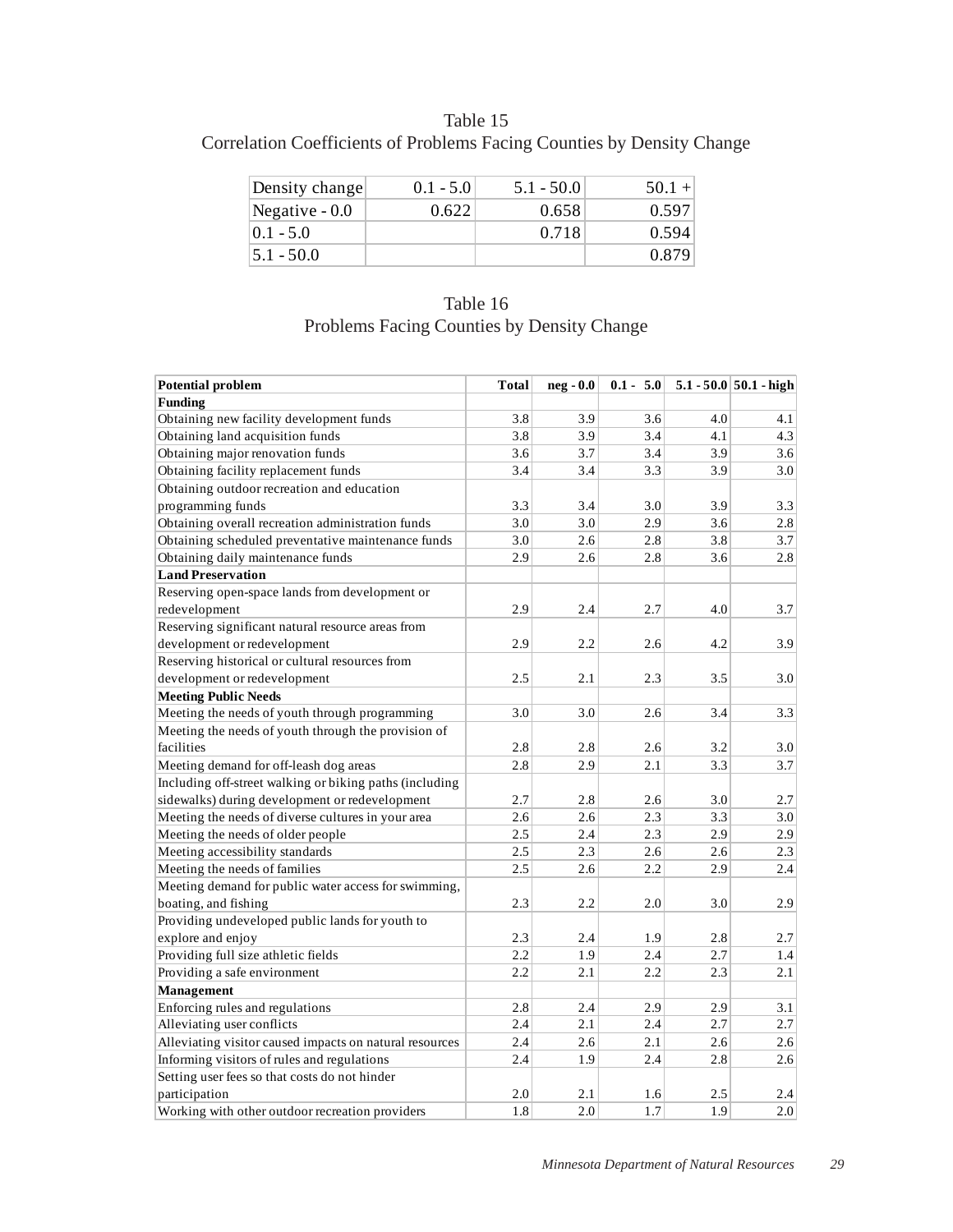Table 15
Correlation Coefficients of Problems Facing Counties by Density Change

| Density change | 0.1 - 5.0 | 5.1 - 50.0 | 50.1 + |
|---|---|---|---|
| Negative - 0.0 | 0.622 | 0.658 | 0.597 |
| 0.1 - 5.0 | | 0.718 | 0.594 |
| 5.1 - 50.0 | | | 0.879 |

Table 16
Problems Facing Counties by Density Change

| Potential problem | Total | neg - 0.0 | 0.1 - 5.0 | 5.1 - 50.0 | 50.1 - high |
|---|---|---|---|---|---|
| **Funding** | | | | | |
| Obtaining new facility development funds | 3.8 | 3.9 | 3.6 | 4.0 | 4.1 |
| Obtaining land acquisition funds | 3.8 | 3.9 | 3.4 | 4.1 | 4.3 |
| Obtaining major renovation funds | 3.6 | 3.7 | 3.4 | 3.9 | 3.6 |
| Obtaining facility replacement funds | 3.4 | 3.4 | 3.3 | 3.9 | 3.0 |
| Obtaining outdoor recreation and education programming funds | 3.3 | 3.4 | 3.0 | 3.9 | 3.3 |
| Obtaining overall recreation administration funds | 3.0 | 3.0 | 2.9 | 3.6 | 2.8 |
| Obtaining scheduled preventative maintenance funds | 3.0 | 2.6 | 2.8 | 3.8 | 3.7 |
| Obtaining daily maintenance funds | 2.9 | 2.6 | 2.8 | 3.6 | 2.8 |
| **Land Preservation** | | | | | |
| Reserving open-space lands from development or redevelopment | 2.9 | 2.4 | 2.7 | 4.0 | 3.7 |
| Reserving significant natural resource areas from development or redevelopment | 2.9 | 2.2 | 2.6 | 4.2 | 3.9 |
| Reserving historical or cultural resources from development or redevelopment | 2.5 | 2.1 | 2.3 | 3.5 | 3.0 |
| **Meeting Public Needs** | | | | | |
| Meeting the needs of youth through programming | 3.0 | 3.0 | 2.6 | 3.4 | 3.3 |
| Meeting the needs of youth through the provision of facilities | 2.8 | 2.8 | 2.6 | 3.2 | 3.0 |
| Meeting demand for off-leash dog areas | 2.8 | 2.9 | 2.1 | 3.3 | 3.7 |
| Including off-street walking or biking paths (including sidewalks) during development or redevelopment | 2.7 | 2.8 | 2.6 | 3.0 | 2.7 |
| Meeting the needs of diverse cultures in your area | 2.6 | 2.6 | 2.3 | 3.3 | 3.0 |
| Meeting the needs of older people | 2.5 | 2.4 | 2.3 | 2.9 | 2.9 |
| Meeting accessibility standards | 2.5 | 2.3 | 2.6 | 2.6 | 2.3 |
| Meeting the needs of families | 2.5 | 2.6 | 2.2 | 2.9 | 2.4 |
| Meeting demand for public water access for swimming, boating, and fishing | 2.3 | 2.2 | 2.0 | 3.0 | 2.9 |
| Providing undeveloped public lands for youth to explore and enjoy | 2.3 | 2.4 | 1.9 | 2.8 | 2.7 |
| Providing full size athletic fields | 2.2 | 1.9 | 2.4 | 2.7 | 1.4 |
| Providing a safe environment | 2.2 | 2.1 | 2.2 | 2.3 | 2.1 |
| **Management** | | | | | |
| Enforcing rules and regulations | 2.8 | 2.4 | 2.9 | 2.9 | 3.1 |
| Alleviating user conflicts | 2.4 | 2.1 | 2.4 | 2.7 | 2.7 |
| Alleviating visitor caused impacts on natural resources | 2.4 | 2.6 | 2.1 | 2.6 | 2.6 |
| Informing visitors of rules and regulations | 2.4 | 1.9 | 2.4 | 2.8 | 2.6 |
| Setting user fees so that costs do not hinder participation | 2.0 | 2.1 | 1.6 | 2.5 | 2.4 |
| Working with other outdoor recreation providers | 1.8 | 2.0 | 1.7 | 1.9 | 2.0 |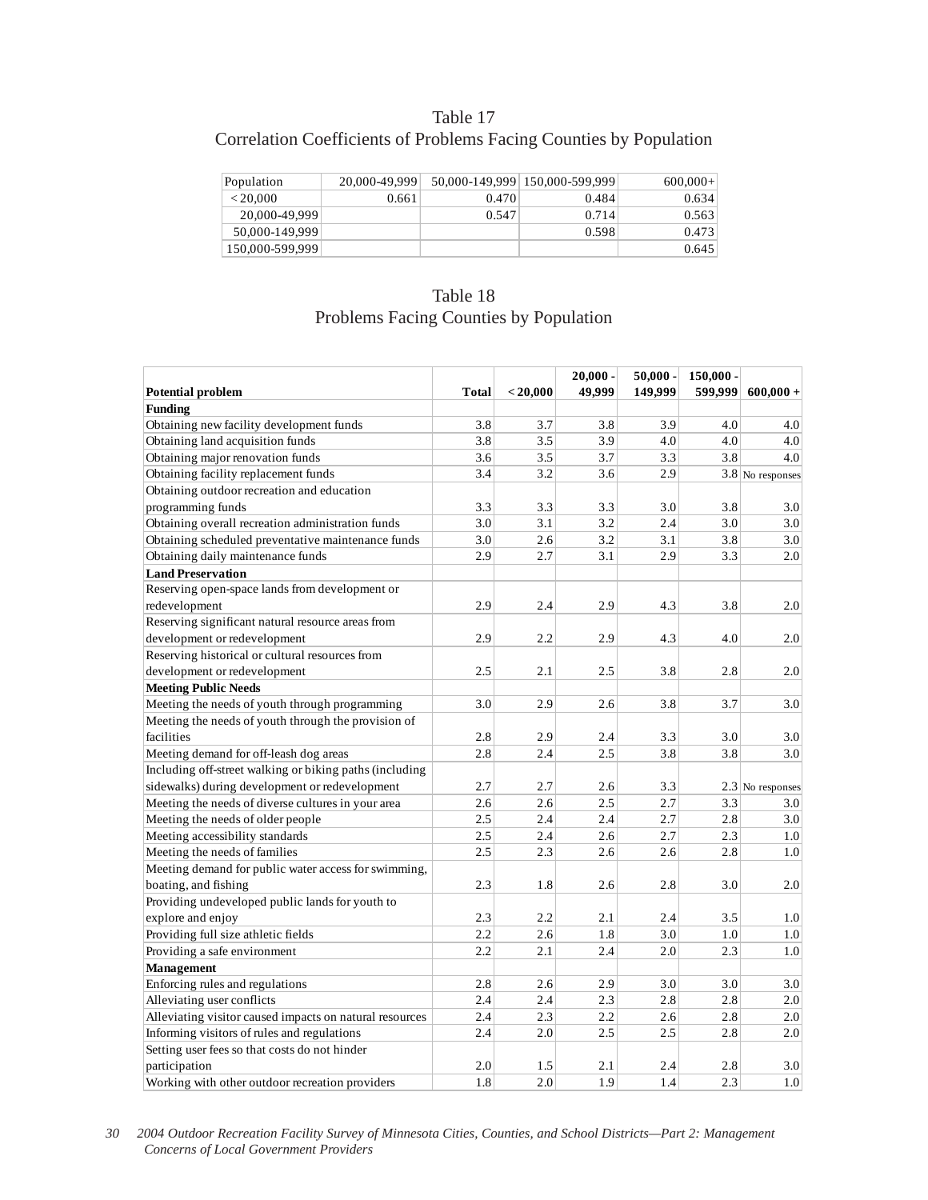## Table 17
## Correlation Coefficients of Problems Facing Counties by Population

| Population | 20,000-49,999 | 50,000-149,999 | 150,000-599,999 | 600,000+ |
|---|---|---|---|---|
| <20,000 | 0.661 | 0.470 | 0.484 | 0.634 |
| 20,000-49,999 | | 0.547 | 0.714 | 0.563 |
| 50,000-149,999 | | | 0.598 | 0.473 |
| 150,000-599,999 | | | | 0.645 |

## Table 18
## Problems Facing Counties by Population

| Potential problem | Total | <20,000 | 20,000 - 49,999 | 50,000 - 149,999 | 150,000 - 599,999 | 600,000 + |
|---|---|---|---|---|---|---|
| **Funding** | | | | | | |
| Obtaining new facility development funds | 3.8 | 3.7 | 3.8 | 3.9 | 4.0 | 4.0 |
| Obtaining land acquisition funds | 3.8 | 3.5 | 3.9 | 4.0 | 4.0 | 4.0 |
| Obtaining major renovation funds | 3.6 | 3.5 | 3.7 | 3.3 | 3.8 | 4.0 |
| Obtaining facility replacement funds | 3.4 | 3.2 | 3.6 | 2.9 | 3.8 | No responses |
| Obtaining outdoor recreation and education programming funds | 3.3 | 3.3 | 3.3 | 3.0 | 3.8 | 3.0 |
| Obtaining overall recreation administration funds | 3.0 | 3.1 | 3.2 | 2.4 | 3.0 | 3.0 |
| Obtaining scheduled preventative maintenance funds | 3.0 | 2.6 | 3.2 | 3.1 | 3.8 | 3.0 |
| Obtaining daily maintenance funds | 2.9 | 2.7 | 3.1 | 2.9 | 3.3 | 2.0 |
| **Land Preservation** | | | | | | |
| Reserving open-space lands from development or redevelopment | 2.9 | 2.4 | 2.9 | 4.3 | 3.8 | 2.0 |
| Reserving significant natural resource areas from development or redevelopment | 2.9 | 2.2 | 2.9 | 4.3 | 4.0 | 2.0 |
| Reserving historical or cultural resources from development or redevelopment | 2.5 | 2.1 | 2.5 | 3.8 | 2.8 | 2.0 |
| **Meeting Public Needs** | | | | | | |
| Meeting the needs of youth through programming | 3.0 | 2.9 | 2.6 | 3.8 | 3.7 | 3.0 |
| Meeting the needs of youth through the provision of facilities | 2.8 | 2.9 | 2.4 | 3.3 | 3.0 | 3.0 |
| Meeting demand for off-leash dog areas | 2.8 | 2.4 | 2.5 | 3.8 | 3.8 | 3.0 |
| Including off-street walking or biking paths (including sidewalks) during development or redevelopment | 2.7 | 2.7 | 2.6 | 3.3 | 2.3 | No responses |
| Meeting the needs of diverse cultures in your area | 2.6 | 2.6 | 2.5 | 2.7 | 3.3 | 3.0 |
| Meeting the needs of older people | 2.5 | 2.4 | 2.4 | 2.7 | 2.8 | 3.0 |
| Meeting accessibility standards | 2.5 | 2.4 | 2.6 | 2.7 | 2.3 | 1.0 |
| Meeting the needs of families | 2.5 | 2.3 | 2.6 | 2.6 | 2.8 | 1.0 |
| Meeting demand for public water access for swimming, boating, and fishing | 2.3 | 1.8 | 2.6 | 2.8 | 3.0 | 2.0 |
| Providing undeveloped public lands for youth to explore and enjoy | 2.3 | 2.2 | 2.1 | 2.4 | 3.5 | 1.0 |
| Providing full size athletic fields | 2.2 | 2.6 | 1.8 | 3.0 | 1.0 | 1.0 |
| Providing a safe environment | 2.2 | 2.1 | 2.4 | 2.0 | 2.3 | 1.0 |
| **Management** | | | | | | |
| Enforcing rules and regulations | 2.8 | 2.6 | 2.9 | 3.0 | 3.0 | 3.0 |
| Alleviating user conflicts | 2.4 | 2.4 | 2.3 | 2.8 | 2.8 | 2.0 |
| Alleviating visitor caused impacts on natural resources | 2.4 | 2.3 | 2.2 | 2.6 | 2.8 | 2.0 |
| Informing visitors of rules and regulations | 2.4 | 2.0 | 2.5 | 2.5 | 2.8 | 2.0 |
| Setting user fees so that costs do not hinder participation | 2.0 | 1.5 | 2.1 | 2.4 | 2.8 | 3.0 |
| Working with other outdoor recreation providers | 1.8 | 2.0 | 1.9 | 1.4 | 2.3 | 1.0 |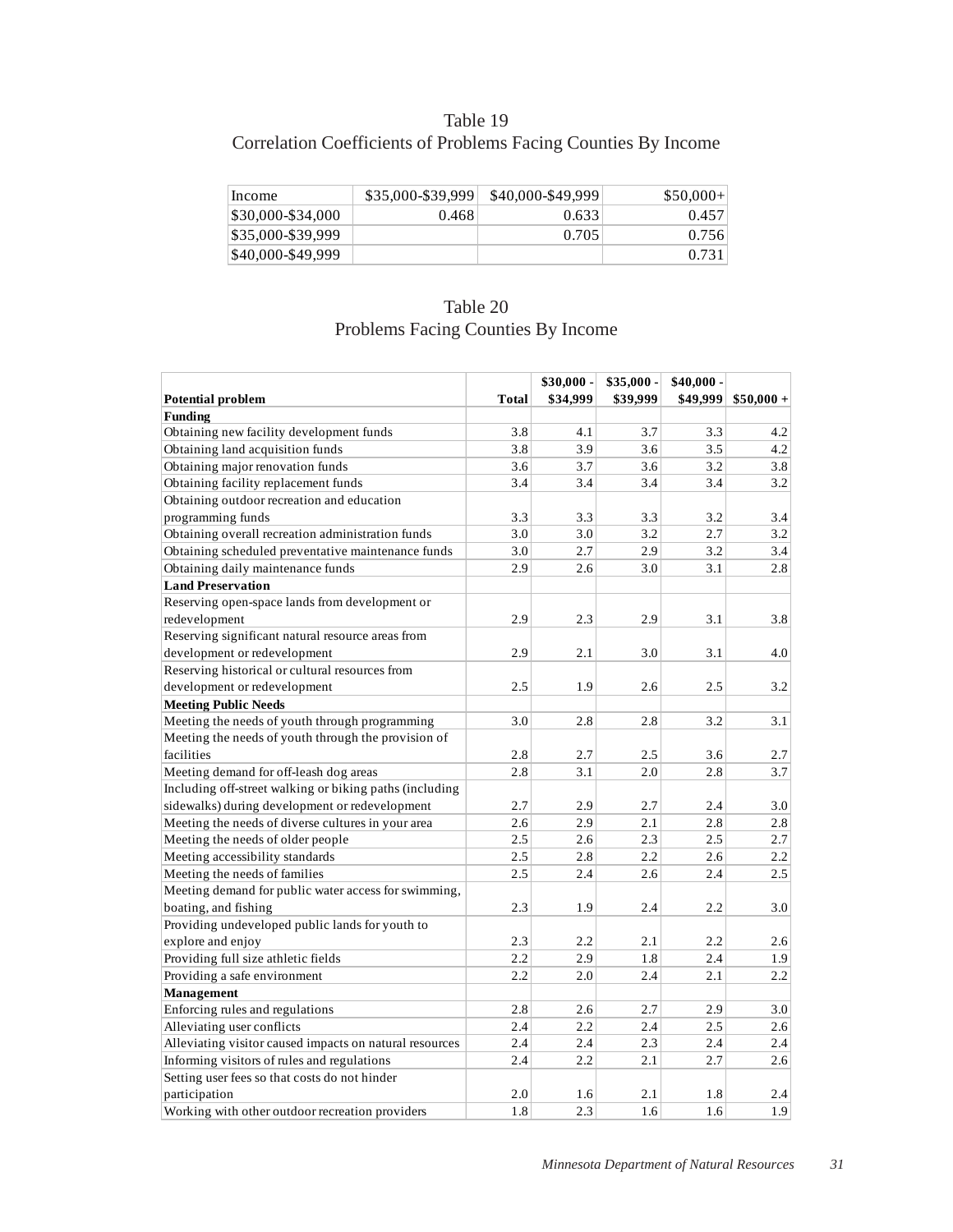Table 19
Correlation Coefficients of Problems Facing Counties By Income

| Income | $35,000-$39,999 | $40,000-$49,999 | $50,000+ |
|---|---|---|---|
| $30,000-$34,000 | 0.468 | 0.633 | 0.457 |
| $35,000-$39,999 | | 0.705 | 0.756 |
| $40,000-$49,999 | | | 0.731 |

Table 20
Problems Facing Counties By Income

| Potential problem | Total | $30,000 - $34,999 | $35,000 - $39,999 | $40,000 - $49,999 | $50,000 + |
|---|---|---|---|---|---|
| **Funding** | | | | | |
| Obtaining new facility development funds | 3.8 | 4.1 | 3.7 | 3.3 | 4.2 |
| Obtaining land acquisition funds | 3.8 | 3.9 | 3.6 | 3.5 | 4.2 |
| Obtaining major renovation funds | 3.6 | 3.7 | 3.6 | 3.2 | 3.8 |
| Obtaining facility replacement funds | 3.4 | 3.4 | 3.4 | 3.4 | 3.2 |
| Obtaining outdoor recreation and education programming funds | 3.3 | 3.3 | 3.3 | 3.2 | 3.4 |
| Obtaining overall recreation administration funds | 3.0 | 3.0 | 3.2 | 2.7 | 3.2 |
| Obtaining scheduled preventative maintenance funds | 3.0 | 2.7 | 2.9 | 3.2 | 3.4 |
| Obtaining daily maintenance funds | 2.9 | 2.6 | 3.0 | 3.1 | 2.8 |
| **Land Preservation** | | | | | |
| Reserving open-space lands from development or redevelopment | 2.9 | 2.3 | 2.9 | 3.1 | 3.8 |
| Reserving significant natural resource areas from development or redevelopment | 2.9 | 2.1 | 3.0 | 3.1 | 4.0 |
| Reserving historical or cultural resources from development or redevelopment | 2.5 | 1.9 | 2.6 | 2.5 | 3.2 |
| **Meeting Public Needs** | | | | | |
| Meeting the needs of youth through programming | 3.0 | 2.8 | 2.8 | 3.2 | 3.1 |
| Meeting the needs of youth through the provision of facilities | 2.8 | 2.7 | 2.5 | 3.6 | 2.7 |
| Meeting demand for off-leash dog areas | 2.8 | 3.1 | 2.0 | 2.8 | 3.7 |
| Including off-street walking or biking paths (including sidewalks) during development or redevelopment | 2.7 | 2.9 | 2.7 | 2.4 | 3.0 |
| Meeting the needs of diverse cultures in your area | 2.6 | 2.9 | 2.1 | 2.8 | 2.8 |
| Meeting the needs of older people | 2.5 | 2.6 | 2.3 | 2.5 | 2.7 |
| Meeting accessibility standards | 2.5 | 2.8 | 2.2 | 2.6 | 2.2 |
| Meeting the needs of families | 2.5 | 2.4 | 2.6 | 2.4 | 2.5 |
| Meeting demand for public water access for swimming, boating, and fishing | 2.3 | 1.9 | 2.4 | 2.2 | 3.0 |
| Providing undeveloped public lands for youth to explore and enjoy | 2.3 | 2.2 | 2.1 | 2.2 | 2.6 |
| Providing full size athletic fields | 2.2 | 2.9 | 1.8 | 2.4 | 1.9 |
| Providing a safe environment | 2.2 | 2.0 | 2.4 | 2.1 | 2.2 |
| **Management** | | | | | |
| Enforcing rules and regulations | 2.8 | 2.6 | 2.7 | 2.9 | 3.0 |
| Alleviating user conflicts | 2.4 | 2.2 | 2.4 | 2.5 | 2.6 |
| Alleviating visitor caused impacts on natural resources | 2.4 | 2.4 | 2.3 | 2.4 | 2.4 |
| Informing visitors of rules and regulations | 2.4 | 2.2 | 2.1 | 2.7 | 2.6 |
| Setting user fees so that costs do not hinder participation | 2.0 | 1.6 | 2.1 | 1.8 | 2.4 |
| Working with other outdoor recreation providers | 1.8 | 2.3 | 1.6 | 1.6 | 1.9 |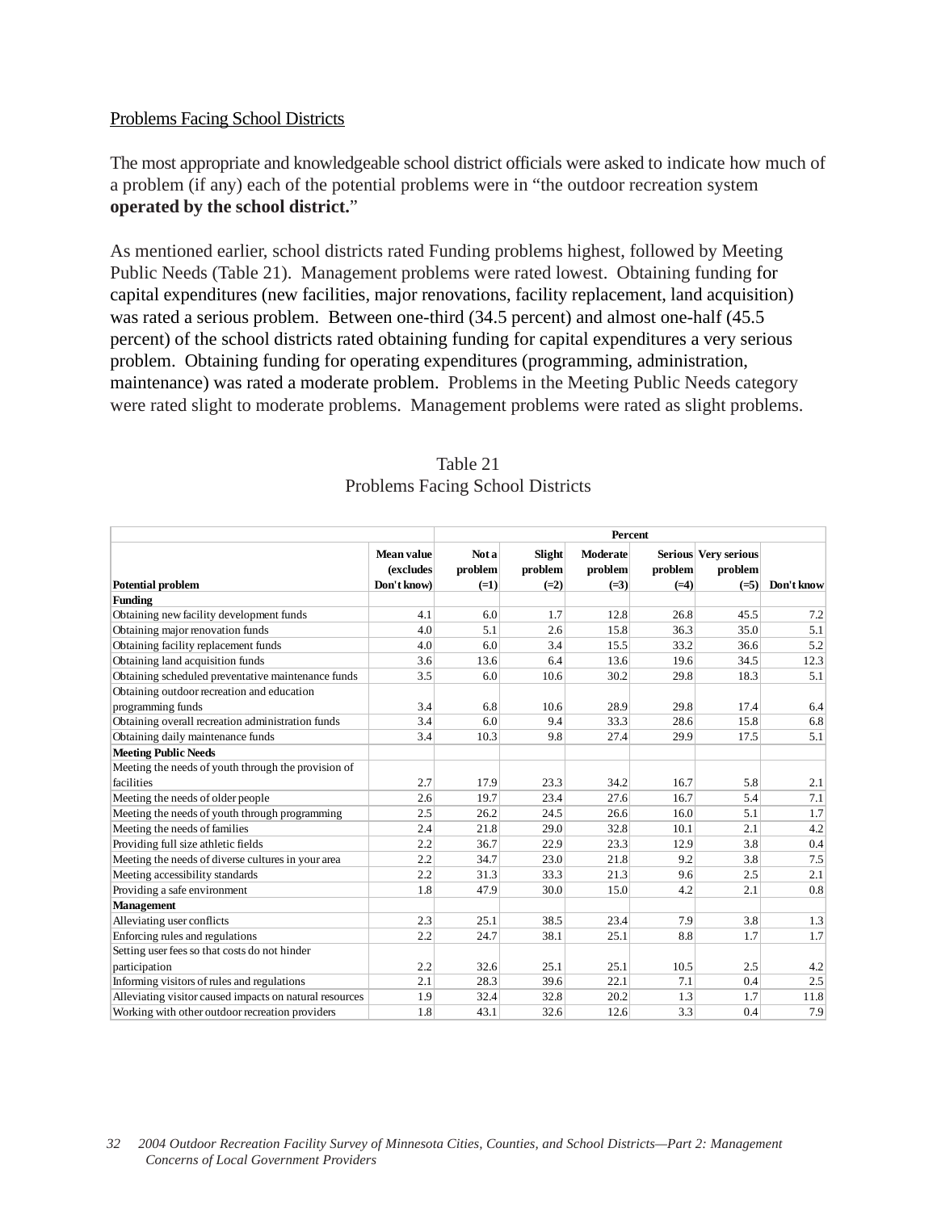Problems Facing School Districts

The most appropriate and knowledgeable school district officials were asked to indicate how much of a problem (if any) each of the potential problems were in "the outdoor recreation system **operated by the school district.**"

As mentioned earlier, school districts rated Funding problems highest, followed by Meeting Public Needs (Table 21). Management problems were rated lowest. Obtaining funding for capital expenditures (new facilities, major renovations, facility replacement, land acquisition) was rated a serious problem. Between one-third (34.5 percent) and almost one-half (45.5 percent) of the school districts rated obtaining funding for capital expenditures a very serious problem. Obtaining funding for operating expenditures (programming, administration, maintenance) was rated a moderate problem. Problems in the Meeting Public Needs category were rated slight to moderate problems. Management problems were rated as slight problems.

Table 21
Problems Facing School Districts

| | | Percent | | | | | |
|---|---|---|---|---|---|---|---|
| **Potential problem** | **Mean value (excludes Don't know)** | **Not a problem (=1)** | **Slight problem (=2)** | **Moderate problem (=3)** | **Serious problem (=4)** | **Very serious problem (=5)** | **Don't know** |
| **Funding** | | | | | | | |
| Obtaining new facility development funds | 4.1 | 6.0 | 1.7 | 12.8 | 26.8 | 45.5 | 7.2 |
| Obtaining major renovation funds | 4.0 | 5.1 | 2.6 | 15.8 | 36.3 | 35.0 | 5.1 |
| Obtaining facility replacement funds | 4.0 | 6.0 | 3.4 | 15.5 | 33.2 | 36.6 | 5.2 |
| Obtaining land acquisition funds | 3.6 | 13.6 | 6.4 | 13.6 | 19.6 | 34.5 | 12.3 |
| Obtaining scheduled preventative maintenance funds | 3.5 | 6.0 | 10.6 | 30.2 | 29.8 | 18.3 | 5.1 |
| Obtaining outdoor recreation and education programming funds | 3.4 | 6.8 | 10.6 | 28.9 | 29.8 | 17.4 | 6.4 |
| Obtaining overall recreation administration funds | 3.4 | 6.0 | 9.4 | 33.3 | 28.6 | 15.8 | 6.8 |
| Obtaining daily maintenance funds | 3.4 | 10.3 | 9.8 | 27.4 | 29.9 | 17.5 | 5.1 |
| **Meeting Public Needs** | | | | | | | |
| Meeting the needs of youth through the provision of facilities | 2.7 | 17.9 | 23.3 | 34.2 | 16.7 | 5.8 | 2.1 |
| Meeting the needs of older people | 2.6 | 19.7 | 23.4 | 27.6 | 16.7 | 5.4 | 7.1 |
| Meeting the needs of youth through programming | 2.5 | 26.2 | 24.5 | 26.6 | 16.0 | 5.1 | 1.7 |
| Meeting the needs of families | 2.4 | 21.8 | 29.0 | 32.8 | 10.1 | 2.1 | 4.2 |
| Providing full size athletic fields | 2.2 | 36.7 | 22.9 | 23.3 | 12.9 | 3.8 | 0.4 |
| Meeting the needs of diverse cultures in your area | 2.2 | 34.7 | 23.0 | 21.8 | 9.2 | 3.8 | 7.5 |
| Meeting accessibility standards | 2.2 | 31.3 | 33.3 | 21.3 | 9.6 | 2.5 | 2.1 |
| Providing a safe environment | 1.8 | 47.9 | 30.0 | 15.0 | 4.2 | 2.1 | 0.8 |
| **Management** | | | | | | | |
| Alleviating user conflicts | 2.3 | 25.1 | 38.5 | 23.4 | 7.9 | 3.8 | 1.3 |
| Enforcing rules and regulations | 2.2 | 24.7 | 38.1 | 25.1 | 8.8 | 1.7 | 1.7 |
| Setting user fees so that costs do not hinder participation | 2.2 | 32.6 | 25.1 | 25.1 | 10.5 | 2.5 | 4.2 |
| Informing visitors of rules and regulations | 2.1 | 28.3 | 39.6 | 22.1 | 7.1 | 0.4 | 2.5 |
| Alleviating visitor caused impacts on natural resources | 1.9 | 32.4 | 32.8 | 20.2 | 1.3 | 1.7 | 11.8 |
| Working with other outdoor recreation providers | 1.8 | 43.1 | 32.6 | 12.6 | 3.3 | 0.4 | 7.9 |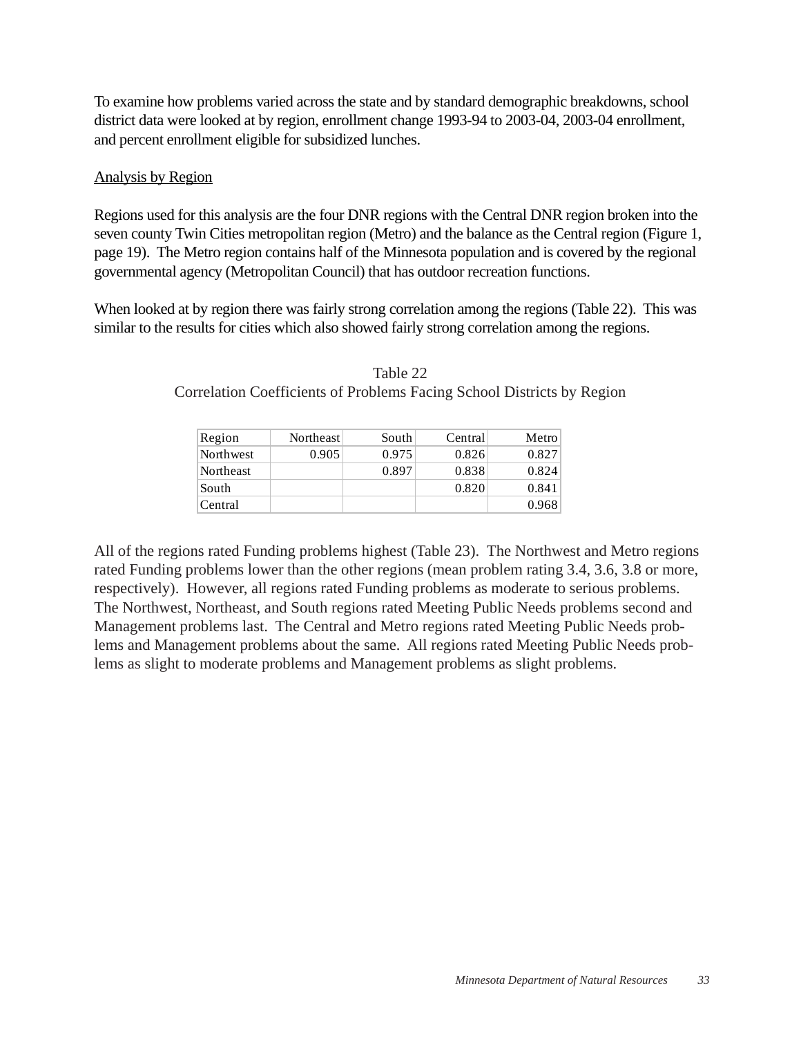To examine how problems varied across the state and by standard demographic breakdowns, school district data were looked at by region, enrollment change 1993-94 to 2003-04, 2003-04 enrollment, and percent enrollment eligible for subsidized lunches.

Analysis by Region

Regions used for this analysis are the four DNR regions with the Central DNR region broken into the seven county Twin Cities metropolitan region (Metro) and the balance as the Central region (Figure 1, page 19). The Metro region contains half of the Minnesota population and is covered by the regional governmental agency (Metropolitan Council) that has outdoor recreation functions.

When looked at by region there was fairly strong correlation among the regions (Table 22). This was similar to the results for cities which also showed fairly strong correlation among the regions.

Table 22
Correlation Coefficients of Problems Facing School Districts by Region

| Region | Northeast | South | Central | Metro |
|---|---|---|---|---|
| Northwest | 0.905 | 0.975 | 0.826 | 0.827 |
| Northeast | | 0.897 | 0.838 | 0.824 |
| South | | | 0.820 | 0.841 |
| Central | | | | 0.968 |

All of the regions rated Funding problems highest (Table 23). The Northwest and Metro regions rated Funding problems lower than the other regions (mean problem rating 3.4, 3.6, 3.8 or more, respectively). However, all regions rated Funding problems as moderate to serious problems. The Northwest, Northeast, and South regions rated Meeting Public Needs problems second and Management problems last. The Central and Metro regions rated Meeting Public Needs problems and Management problems about the same. All regions rated Meeting Public Needs problems as slight to moderate problems and Management problems as slight problems.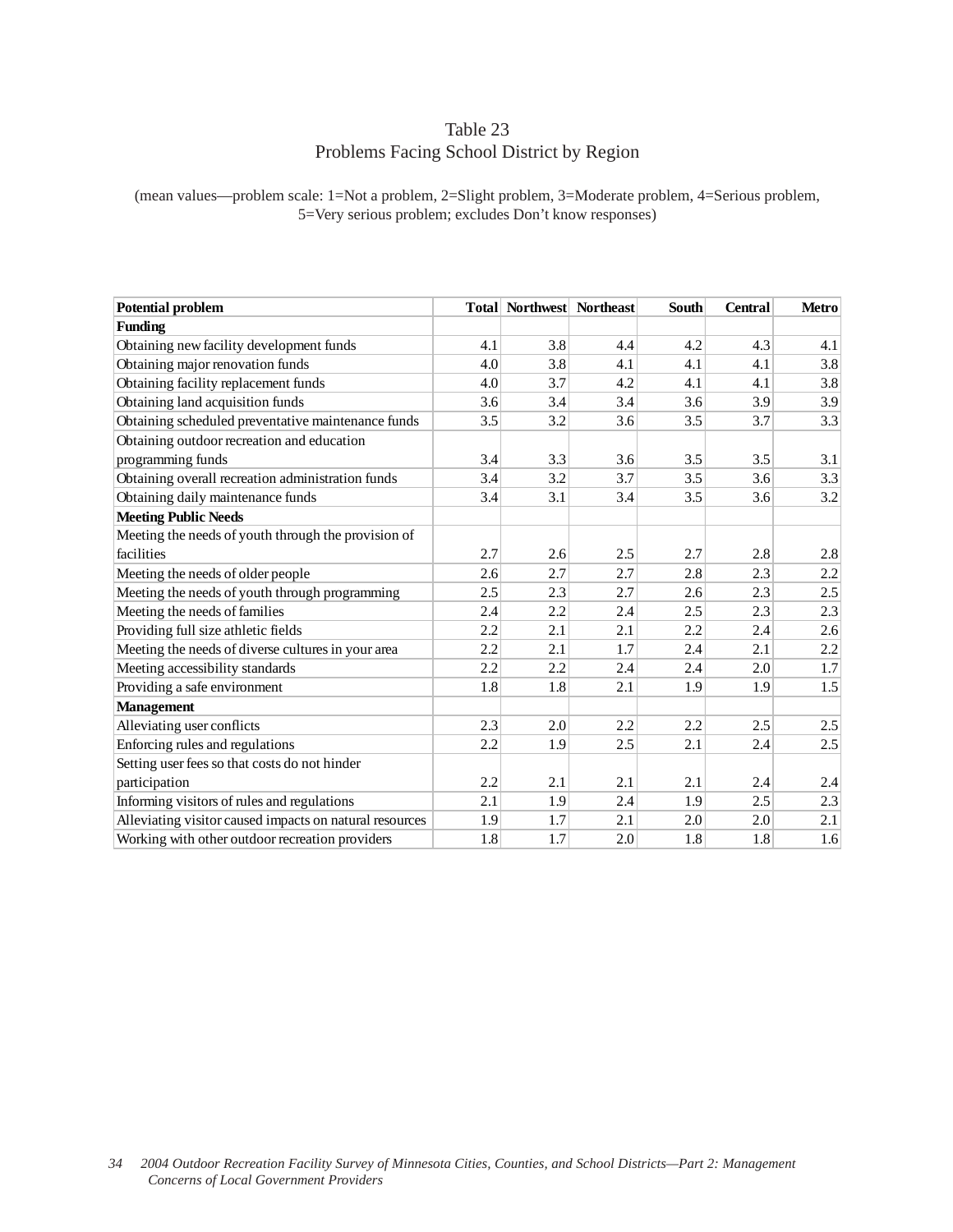Table 23
Problems Facing School District by Region

(mean values—problem scale: 1=Not a problem, 2=Slight problem, 3=Moderate problem, 4=Serious problem, 5=Very serious problem; excludes Don't know responses)

| Potential problem | Total | Northwest | Northeast | South | Central | Metro |
|---|---|---|---|---|---|---|
| **Funding** | | | | | | |
| Obtaining new facility development funds | 4.1 | 3.8 | 4.4 | 4.2 | 4.3 | 4.1 |
| Obtaining major renovation funds | 4.0 | 3.8 | 4.1 | 4.1 | 4.1 | 3.8 |
| Obtaining facility replacement funds | 4.0 | 3.7 | 4.2 | 4.1 | 4.1 | 3.8 |
| Obtaining land acquisition funds | 3.6 | 3.4 | 3.4 | 3.6 | 3.9 | 3.9 |
| Obtaining scheduled preventative maintenance funds | 3.5 | 3.2 | 3.6 | 3.5 | 3.7 | 3.3 |
| Obtaining outdoor recreation and education programming funds | 3.4 | 3.3 | 3.6 | 3.5 | 3.5 | 3.1 |
| Obtaining overall recreation administration funds | 3.4 | 3.2 | 3.7 | 3.5 | 3.6 | 3.3 |
| Obtaining daily maintenance funds | 3.4 | 3.1 | 3.4 | 3.5 | 3.6 | 3.2 |
| **Meeting Public Needs** | | | | | | |
| Meeting the needs of youth through the provision of facilities | 2.7 | 2.6 | 2.5 | 2.7 | 2.8 | 2.8 |
| Meeting the needs of older people | 2.6 | 2.7 | 2.7 | 2.8 | 2.3 | 2.2 |
| Meeting the needs of youth through programming | 2.5 | 2.3 | 2.7 | 2.6 | 2.3 | 2.5 |
| Meeting the needs of families | 2.4 | 2.2 | 2.4 | 2.5 | 2.3 | 2.3 |
| Providing full size athletic fields | 2.2 | 2.1 | 2.1 | 2.2 | 2.4 | 2.6 |
| Meeting the needs of diverse cultures in your area | 2.2 | 2.1 | 1.7 | 2.4 | 2.1 | 2.2 |
| Meeting accessibility standards | 2.2 | 2.2 | 2.4 | 2.4 | 2.0 | 1.7 |
| Providing a safe environment | 1.8 | 1.8 | 2.1 | 1.9 | 1.9 | 1.5 |
| **Management** | | | | | | |
| Alleviating user conflicts | 2.3 | 2.0 | 2.2 | 2.2 | 2.5 | 2.5 |
| Enforcing rules and regulations | 2.2 | 1.9 | 2.5 | 2.1 | 2.4 | 2.5 |
| Setting user fees so that costs do not hinder participation | 2.2 | 2.1 | 2.1 | 2.1 | 2.4 | 2.4 |
| Informing visitors of rules and regulations | 2.1 | 1.9 | 2.4 | 1.9 | 2.5 | 2.3 |
| Alleviating visitor caused impacts on natural resources | 1.9 | 1.7 | 2.1 | 2.0 | 2.0 | 2.1 |
| Working with other outdoor recreation providers | 1.8 | 1.7 | 2.0 | 1.8 | 1.8 | 1.6 |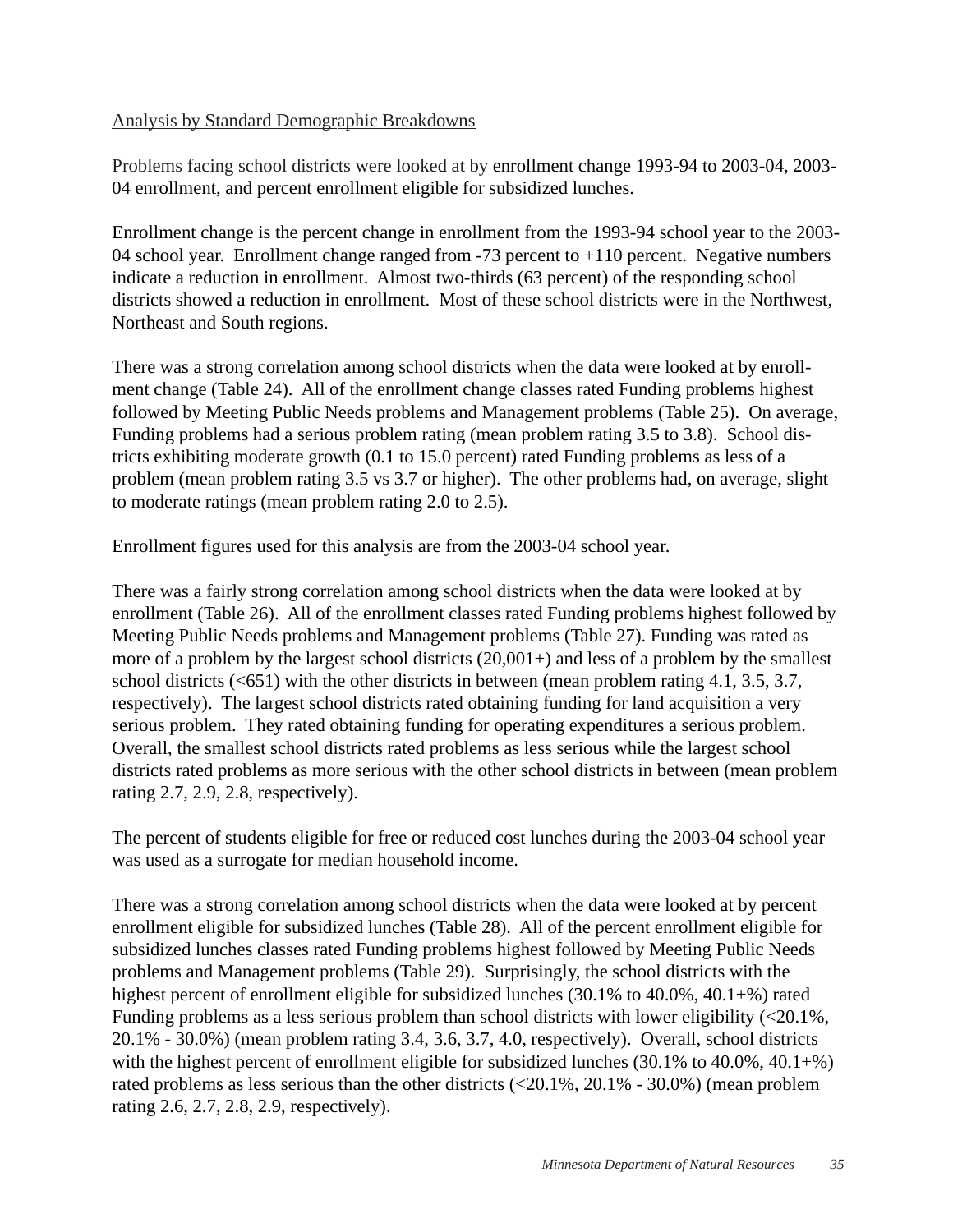Analysis by Standard Demographic Breakdowns

Problems facing school districts were looked at by enrollment change 1993-94 to 2003-04, 2003-04 enrollment, and percent enrollment eligible for subsidized lunches.

Enrollment change is the percent change in enrollment from the 1993-94 school year to the 2003-04 school year. Enrollment change ranged from -73 percent to +110 percent. Negative numbers indicate a reduction in enrollment. Almost two-thirds (63 percent) of the responding school districts showed a reduction in enrollment. Most of these school districts were in the Northwest, Northeast and South regions.

There was a strong correlation among school districts when the data were looked at by enrollment change (Table 24). All of the enrollment change classes rated Funding problems highest followed by Meeting Public Needs problems and Management problems (Table 25). On average, Funding problems had a serious problem rating (mean problem rating 3.5 to 3.8). School districts exhibiting moderate growth (0.1 to 15.0 percent) rated Funding problems as less of a problem (mean problem rating 3.5 vs 3.7 or higher). The other problems had, on average, slight to moderate ratings (mean problem rating 2.0 to 2.5).

Enrollment figures used for this analysis are from the 2003-04 school year.

There was a fairly strong correlation among school districts when the data were looked at by enrollment (Table 26). All of the enrollment classes rated Funding problems highest followed by Meeting Public Needs problems and Management problems (Table 27). Funding was rated as more of a problem by the largest school districts (20,001+) and less of a problem by the smallest school districts (<651) with the other districts in between (mean problem rating 4.1, 3.5, 3.7, respectively). The largest school districts rated obtaining funding for land acquisition a very serious problem. They rated obtaining funding for operating expenditures a serious problem. Overall, the smallest school districts rated problems as less serious while the largest school districts rated problems as more serious with the other school districts in between (mean problem rating 2.7, 2.9, 2.8, respectively).

The percent of students eligible for free or reduced cost lunches during the 2003-04 school year was used as a surrogate for median household income.

There was a strong correlation among school districts when the data were looked at by percent enrollment eligible for subsidized lunches (Table 28). All of the percent enrollment eligible for subsidized lunches classes rated Funding problems highest followed by Meeting Public Needs problems and Management problems (Table 29). Surprisingly, the school districts with the highest percent of enrollment eligible for subsidized lunches (30.1% to 40.0%, 40.1+%) rated Funding problems as a less serious problem than school districts with lower eligibility (<20.1%, 20.1% - 30.0%) (mean problem rating 3.4, 3.6, 3.7, 4.0, respectively). Overall, school districts with the highest percent of enrollment eligible for subsidized lunches (30.1% to 40.0%, 40.1+%) rated problems as less serious than the other districts (<20.1%, 20.1% - 30.0%) (mean problem rating 2.6, 2.7, 2.8, 2.9, respectively).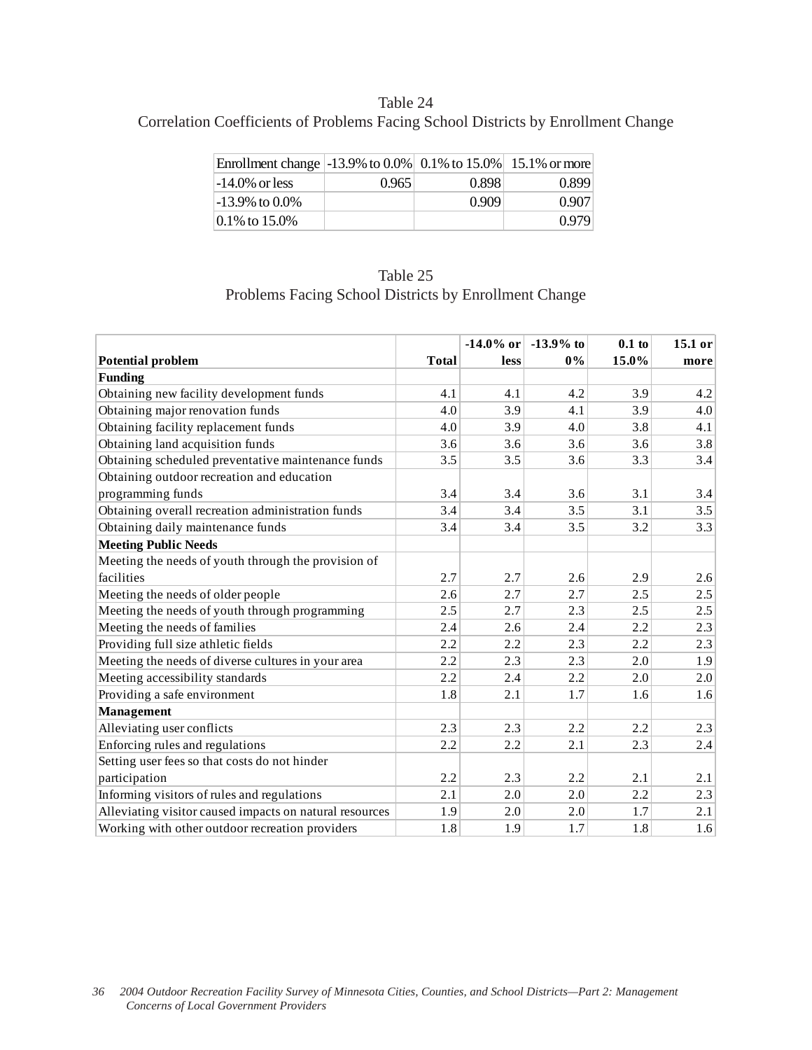Table 24
Correlation Coefficients of Problems Facing School Districts by Enrollment Change

| Enrollment change | -13.9% to 0.0% | 0.1% to 15.0% | 15.1% or more |
|---|---|---|---|
| -14.0% or less | 0.965 | 0.898 | 0.899 |
| -13.9% to 0.0% | | 0.909 | 0.907 |
| 0.1% to 15.0% | | | 0.979 |

Table 25
Problems Facing School Districts by Enrollment Change

| Potential problem | Total | -14.0% or less | -13.9% to 0% | 0.1 to 15.0% | 15.1 or more |
|---|---|---|---|---|---|
| **Funding** | | | | | |
| Obtaining new facility development funds | 4.1 | 4.1 | 4.2 | 3.9 | 4.2 |
| Obtaining major renovation funds | 4.0 | 3.9 | 4.1 | 3.9 | 4.0 |
| Obtaining facility replacement funds | 4.0 | 3.9 | 4.0 | 3.8 | 4.1 |
| Obtaining land acquisition funds | 3.6 | 3.6 | 3.6 | 3.6 | 3.8 |
| Obtaining scheduled preventative maintenance funds | 3.5 | 3.5 | 3.6 | 3.3 | 3.4 |
| Obtaining outdoor recreation and education programming funds | 3.4 | 3.4 | 3.6 | 3.1 | 3.4 |
| Obtaining overall recreation administration funds | 3.4 | 3.4 | 3.5 | 3.1 | 3.5 |
| Obtaining daily maintenance funds | 3.4 | 3.4 | 3.5 | 3.2 | 3.3 |
| **Meeting Public Needs** | | | | | |
| Meeting the needs of youth through the provision of facilities | 2.7 | 2.7 | 2.6 | 2.9 | 2.6 |
| Meeting the needs of older people | 2.6 | 2.7 | 2.7 | 2.5 | 2.5 |
| Meeting the needs of youth through programming | 2.5 | 2.7 | 2.3 | 2.5 | 2.5 |
| Meeting the needs of families | 2.4 | 2.6 | 2.4 | 2.2 | 2.3 |
| Providing full size athletic fields | 2.2 | 2.2 | 2.3 | 2.2 | 2.3 |
| Meeting the needs of diverse cultures in your area | 2.2 | 2.3 | 2.3 | 2.0 | 1.9 |
| Meeting accessibility standards | 2.2 | 2.4 | 2.2 | 2.0 | 2.0 |
| Providing a safe environment | 1.8 | 2.1 | 1.7 | 1.6 | 1.6 |
| **Management** | | | | | |
| Alleviating user conflicts | 2.3 | 2.3 | 2.2 | 2.2 | 2.3 |
| Enforcing rules and regulations | 2.2 | 2.2 | 2.1 | 2.3 | 2.4 |
| Setting user fees so that costs do not hinder participation | 2.2 | 2.3 | 2.2 | 2.1 | 2.1 |
| Informing visitors of rules and regulations | 2.1 | 2.0 | 2.0 | 2.2 | 2.3 |
| Alleviating visitor caused impacts on natural resources | 1.9 | 2.0 | 2.0 | 1.7 | 2.1 |
| Working with other outdoor recreation providers | 1.8 | 1.9 | 1.7 | 1.8 | 1.6 |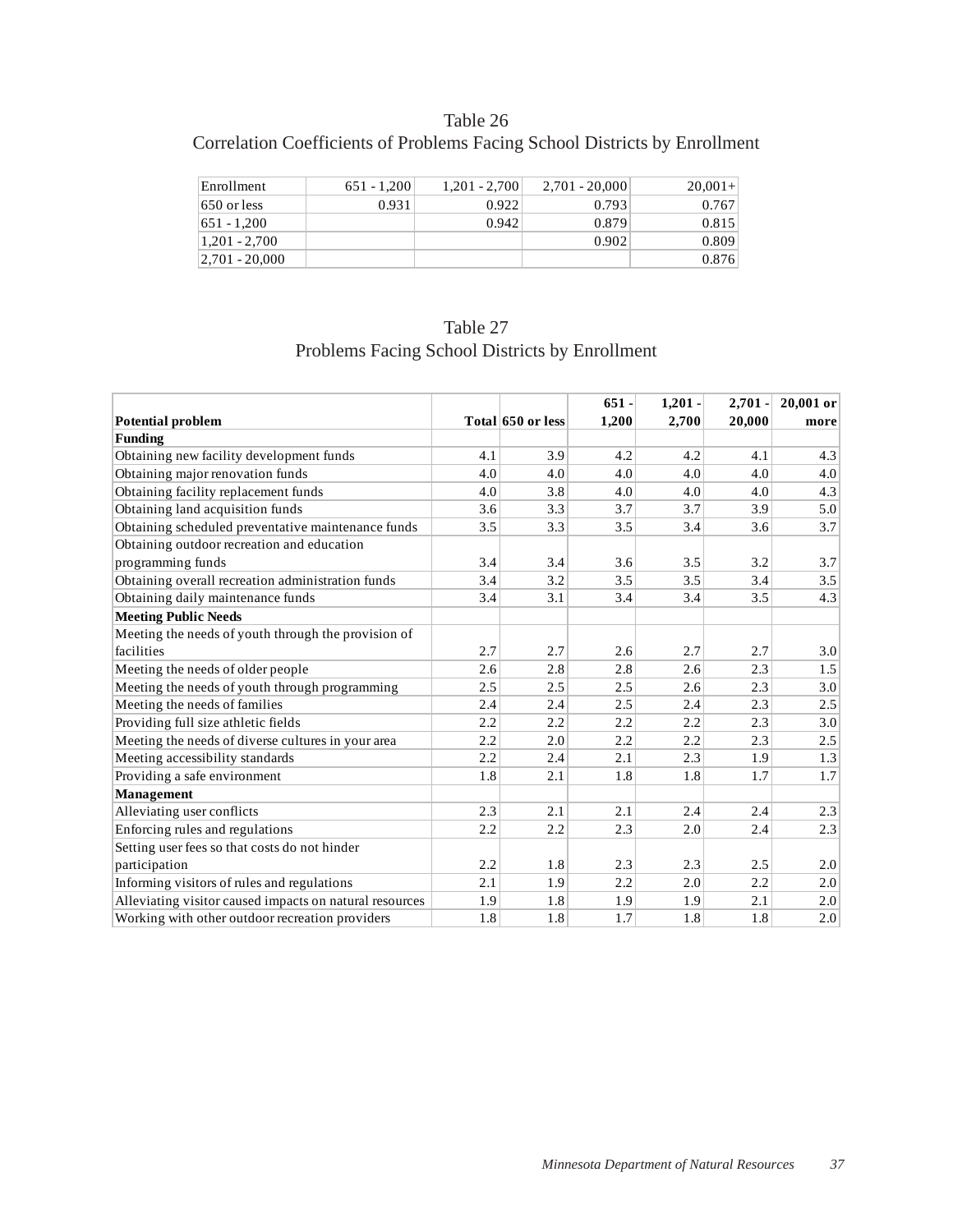## Table 26
## Correlation Coefficients of Problems Facing School Districts by Enrollment

| Enrollment | 651 - 1,200 | 1,201 - 2,700 | 2,701 - 20,000 | 20,001+ |
|---|---|---|---|---|
| 650 or less | 0.931 | 0.922 | 0.793 | 0.767 |
| 651 - 1,200 | | 0.942 | 0.879 | 0.815 |
| 1,201 - 2,700 | | | 0.902 | 0.809 |
| 2,701 - 20,000 | | | | 0.876 |

## Table 27
## Problems Facing School Districts by Enrollment

| Potential problem | Total | 650 or less | 651 - 1,200 | 1,201 - 2,700 | 2,701 - 20,000 | 20,001 or more |
|---|---|---|---|---|---|---|
| **Funding** | | | | | | |
| Obtaining new facility development funds | 4.1 | 3.9 | 4.2 | 4.2 | 4.1 | 4.3 |
| Obtaining major renovation funds | 4.0 | 4.0 | 4.0 | 4.0 | 4.0 | 4.0 |
| Obtaining facility replacement funds | 4.0 | 3.8 | 4.0 | 4.0 | 4.0 | 4.3 |
| Obtaining land acquisition funds | 3.6 | 3.3 | 3.7 | 3.7 | 3.9 | 5.0 |
| Obtaining scheduled preventative maintenance funds | 3.5 | 3.3 | 3.5 | 3.4 | 3.6 | 3.7 |
| Obtaining outdoor recreation and education programming funds | 3.4 | 3.4 | 3.6 | 3.5 | 3.2 | 3.7 |
| Obtaining overall recreation administration funds | 3.4 | 3.2 | 3.5 | 3.5 | 3.4 | 3.5 |
| Obtaining daily maintenance funds | 3.4 | 3.1 | 3.4 | 3.4 | 3.5 | 4.3 |
| **Meeting Public Needs** | | | | | | |
| Meeting the needs of youth through the provision of facilities | 2.7 | 2.7 | 2.6 | 2.7 | 2.7 | 3.0 |
| Meeting the needs of older people | 2.6 | 2.8 | 2.8 | 2.6 | 2.3 | 1.5 |
| Meeting the needs of youth through programming | 2.5 | 2.5 | 2.5 | 2.6 | 2.3 | 3.0 |
| Meeting the needs of families | 2.4 | 2.4 | 2.5 | 2.4 | 2.3 | 2.5 |
| Providing full size athletic fields | 2.2 | 2.2 | 2.2 | 2.2 | 2.3 | 3.0 |
| Meeting the needs of diverse cultures in your area | 2.2 | 2.0 | 2.2 | 2.2 | 2.3 | 2.5 |
| Meeting accessibility standards | 2.2 | 2.4 | 2.1 | 2.3 | 1.9 | 1.3 |
| Providing a safe environment | 1.8 | 2.1 | 1.8 | 1.8 | 1.7 | 1.7 |
| **Management** | | | | | | |
| Alleviating user conflicts | 2.3 | 2.1 | 2.1 | 2.4 | 2.4 | 2.3 |
| Enforcing rules and regulations | 2.2 | 2.2 | 2.3 | 2.0 | 2.4 | 2.3 |
| Setting user fees so that costs do not hinder participation | 2.2 | 1.8 | 2.3 | 2.3 | 2.5 | 2.0 |
| Informing visitors of rules and regulations | 2.1 | 1.9 | 2.2 | 2.0 | 2.2 | 2.0 |
| Alleviating visitor caused impacts on natural resources | 1.9 | 1.8 | 1.9 | 1.9 | 2.1 | 2.0 |
| Working with other outdoor recreation providers | 1.8 | 1.8 | 1.7 | 1.8 | 1.8 | 2.0 |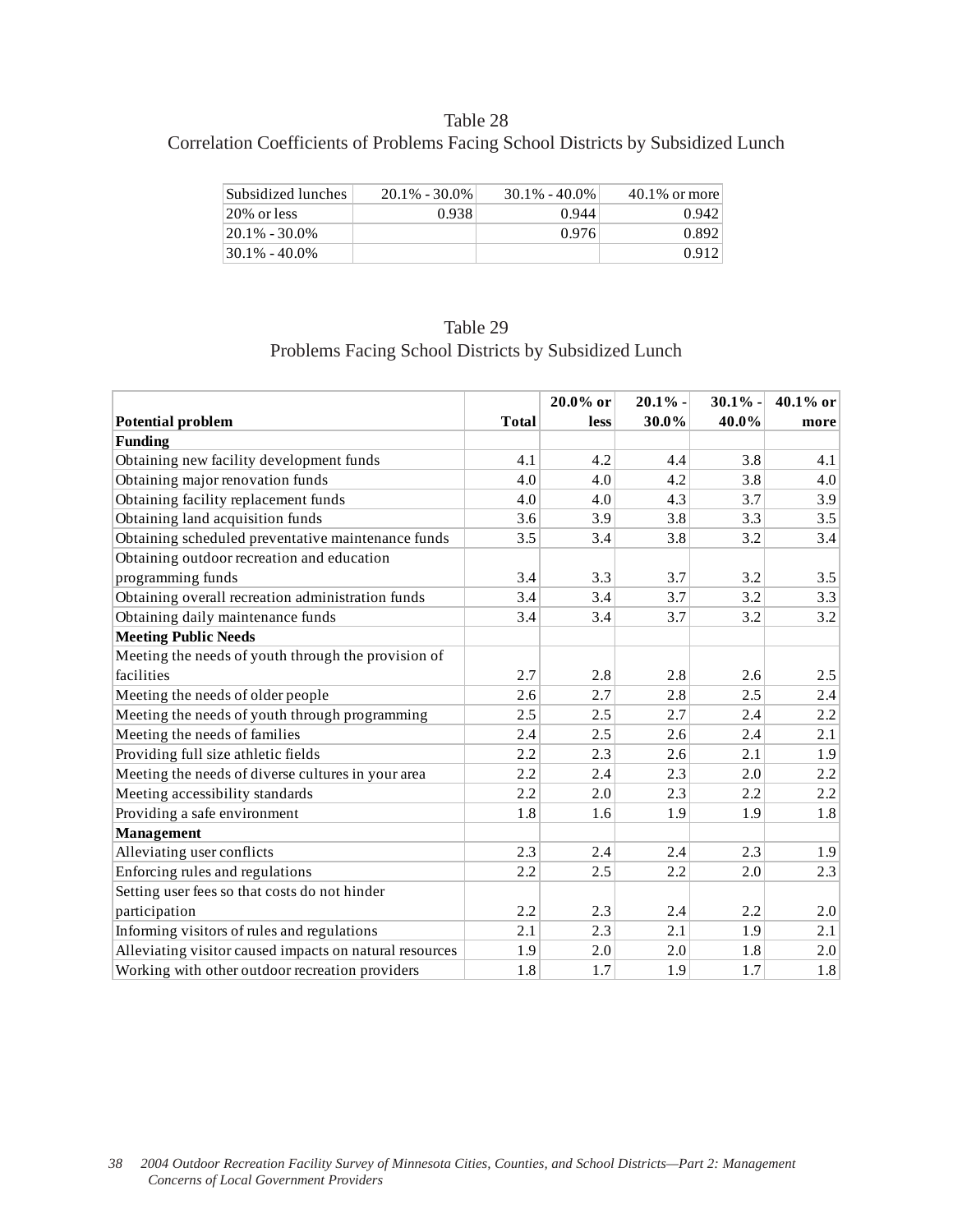Table 28

Correlation Coefficients of Problems Facing School Districts by Subsidized Lunch

| Subsidized lunches | 20.1% - 30.0% | 30.1% - 40.0% | 40.1% or more |
|---|---|---|---|
| 20% or less | 0.938 | 0.944 | 0.942 |
| 20.1% - 30.0% | | 0.976 | 0.892 |
| 30.1% - 40.0% | | | 0.912 |

Table 29

Problems Facing School Districts by Subsidized Lunch

| Potential problem | Total | 20.0% or less | 20.1% - 30.0% | 30.1% - 40.0% | 40.1% or more |
|---|---|---|---|---|---|
| **Funding** | | | | | |
| Obtaining new facility development funds | 4.1 | 4.2 | 4.4 | 3.8 | 4.1 |
| Obtaining major renovation funds | 4.0 | 4.0 | 4.2 | 3.8 | 4.0 |
| Obtaining facility replacement funds | 4.0 | 4.0 | 4.3 | 3.7 | 3.9 |
| Obtaining land acquisition funds | 3.6 | 3.9 | 3.8 | 3.3 | 3.5 |
| Obtaining scheduled preventative maintenance funds | 3.5 | 3.4 | 3.8 | 3.2 | 3.4 |
| Obtaining outdoor recreation and education programming funds | 3.4 | 3.3 | 3.7 | 3.2 | 3.5 |
| Obtaining overall recreation administration funds | 3.4 | 3.4 | 3.7 | 3.2 | 3.3 |
| Obtaining daily maintenance funds | 3.4 | 3.4 | 3.7 | 3.2 | 3.2 |
| **Meeting Public Needs** | | | | | |
| Meeting the needs of youth through the provision of facilities | 2.7 | 2.8 | 2.8 | 2.6 | 2.5 |
| Meeting the needs of older people | 2.6 | 2.7 | 2.8 | 2.5 | 2.4 |
| Meeting the needs of youth through programming | 2.5 | 2.5 | 2.7 | 2.4 | 2.2 |
| Meeting the needs of families | 2.4 | 2.5 | 2.6 | 2.4 | 2.1 |
| Providing full size athletic fields | 2.2 | 2.3 | 2.6 | 2.1 | 1.9 |
| Meeting the needs of diverse cultures in your area | 2.2 | 2.4 | 2.3 | 2.0 | 2.2 |
| Meeting accessibility standards | 2.2 | 2.0 | 2.3 | 2.2 | 2.2 |
| Providing a safe environment | 1.8 | 1.6 | 1.9 | 1.9 | 1.8 |
| **Management** | | | | | |
| Alleviating user conflicts | 2.3 | 2.4 | 2.4 | 2.3 | 1.9 |
| Enforcing rules and regulations | 2.2 | 2.5 | 2.2 | 2.0 | 2.3 |
| Setting user fees so that costs do not hinder participation | 2.2 | 2.3 | 2.4 | 2.2 | 2.0 |
| Informing visitors of rules and regulations | 2.1 | 2.3 | 2.1 | 1.9 | 2.1 |
| Alleviating visitor caused impacts on natural resources | 1.9 | 2.0 | 2.0 | 1.8 | 2.0 |
| Working with other outdoor recreation providers | 1.8 | 1.7 | 1.9 | 1.7 | 1.8 |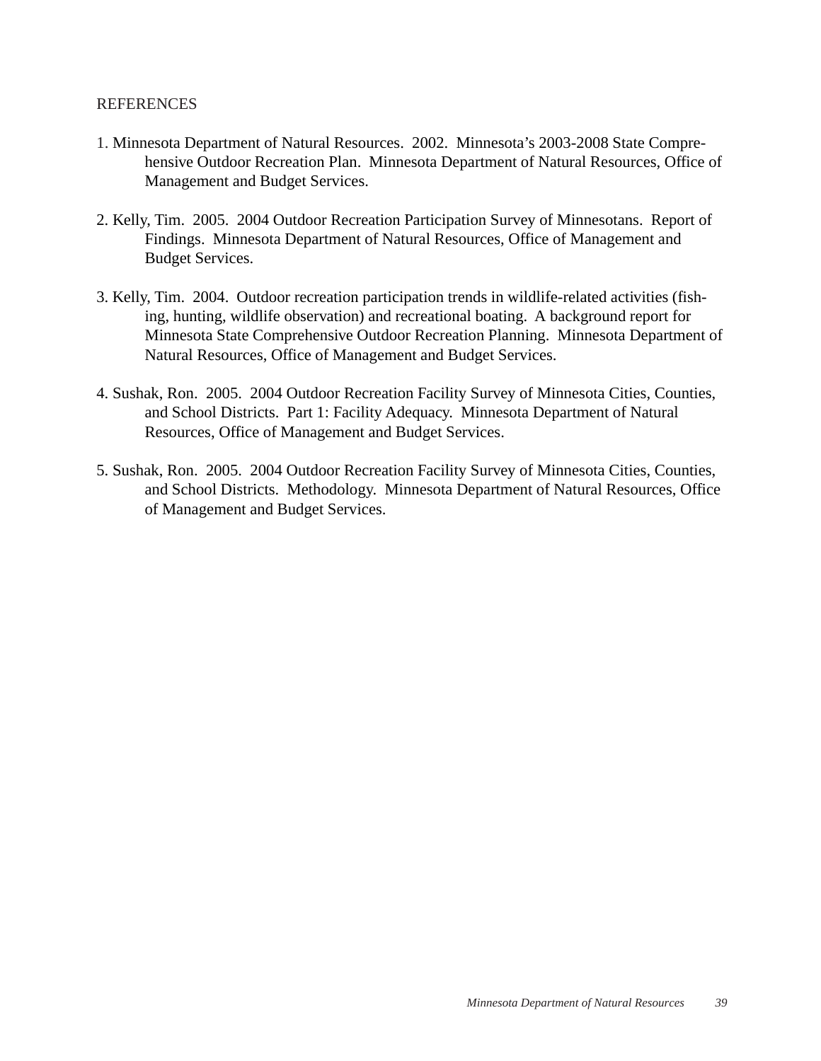## REFERENCES

1. Minnesota Department of Natural Resources. 2002. Minnesota's 2003-2008 State Comprehensive Outdoor Recreation Plan. Minnesota Department of Natural Resources, Office of Management and Budget Services.

2. Kelly, Tim. 2005. 2004 Outdoor Recreation Participation Survey of Minnesotans. Report of Findings. Minnesota Department of Natural Resources, Office of Management and Budget Services.

3. Kelly, Tim. 2004. Outdoor recreation participation trends in wildlife-related activities (fishing, hunting, wildlife observation) and recreational boating. A background report for Minnesota State Comprehensive Outdoor Recreation Planning. Minnesota Department of Natural Resources, Office of Management and Budget Services.

4. Sushak, Ron. 2005. 2004 Outdoor Recreation Facility Survey of Minnesota Cities, Counties, and School Districts. Part 1: Facility Adequacy. Minnesota Department of Natural Resources, Office of Management and Budget Services.

5. Sushak, Ron. 2005. 2004 Outdoor Recreation Facility Survey of Minnesota Cities, Counties, and School Districts. Methodology. Minnesota Department of Natural Resources, Office of Management and Budget Services.